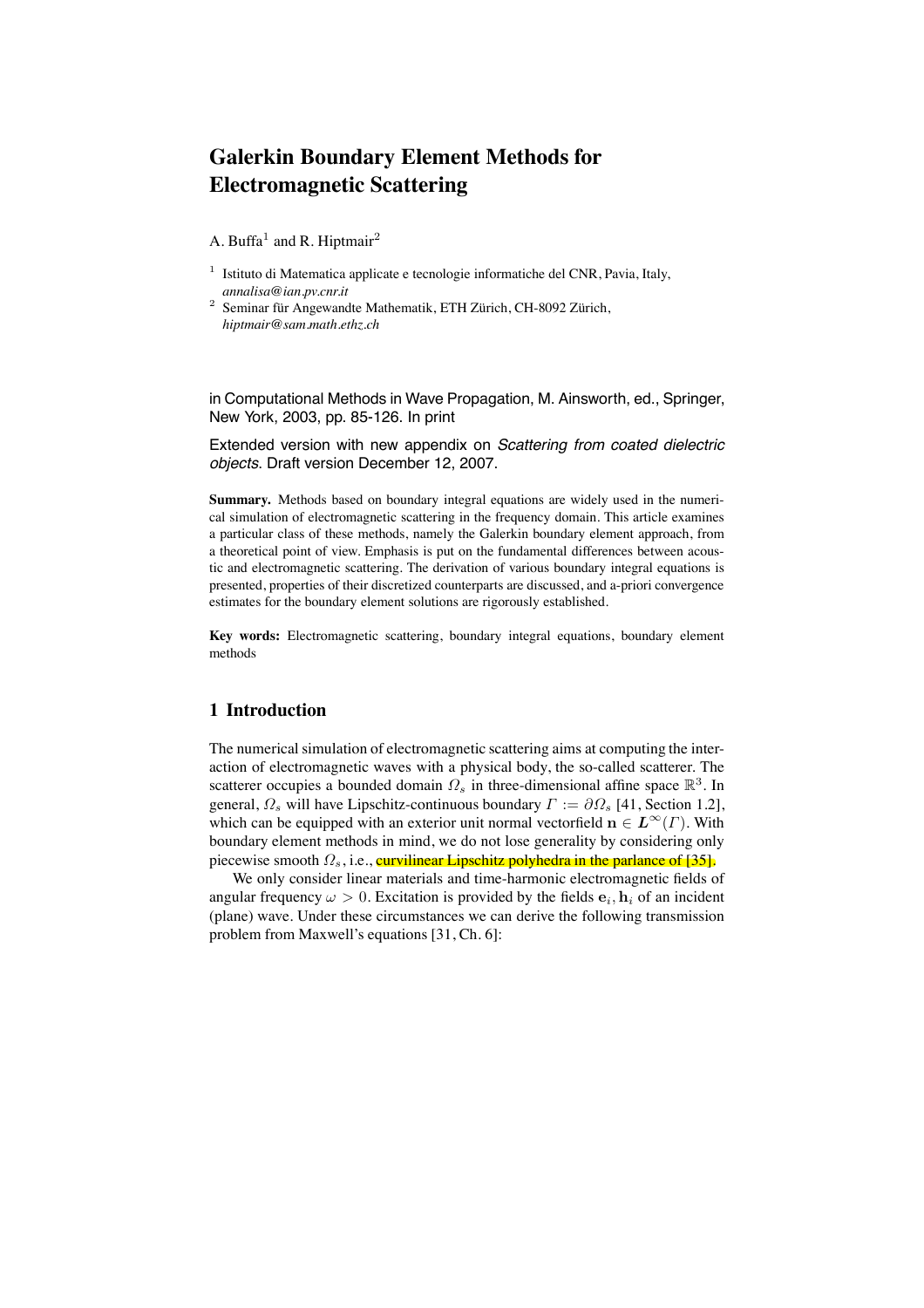# Galerkin Boundary Element Methods for Electromagnetic Scattering

A. Buffa[1] and R. Hiptmair[2]

[1] Istituto di Matematica applicate e tecnologie informatiche del CNR, Pavia, Italy, *annalisa@ian.pv.cnr.it*

[2] Seminar für Angewandte Mathematik, ETH Zürich, CH-8092 Zürich, *hiptmair@sam.math.ethz.ch*

in Computational Methods in Wave Propagation, M. Ainsworth, ed., Springer, New York, 2003, pp. 85-126. In print

Extended version with new appendix on *Scattering from coated dielectric objects*. Draft version December 12, 2007.

**Summary.** Methods based on boundary integral equations are widely used in the numerical simulation of electromagnetic scattering in the frequency domain. This article examines a particular class of these methods, namely the Galerkin boundary element approach, from a theoretical point of view. Emphasis is put on the fundamental differences between acoustic and electromagnetic scattering. The derivation of various boundary integral equations is presented, properties of their discretized counterparts are discussed, and a-priori convergence estimates for the boundary element solutions are rigorously established.

**Key words:** Electromagnetic scattering, boundary integral equations, boundary element methods

## 1 Introduction

The numerical simulation of electromagnetic scattering aims at computing the interaction of electromagnetic waves with a physical body, the so-called scatterer. The scatterer occupies a bounded domain $\Omega_s$ in three-dimensional affine space $\mathbb{R}^3$. In general, $\Omega_s$ will have Lipschitz-continuous boundary $\Gamma := \partial\Omega_s$ [41, Section 1.2], which can be equipped with an exterior unit normal vectorfield $\mathbf{n} \in \boldsymbol{L}^\infty(\Gamma)$. With boundary element methods in mind, we do not lose generality by considering only piecewise smooth $\Omega_s$, i.e., curvilinear Lipschitz polyhedra in the parlance of [35].

We only consider linear materials and time-harmonic electromagnetic fields of angular frequency $\omega > 0$. Excitation is provided by the fields $\mathbf{e}_i, \mathbf{h}_i$ of an incident (plane) wave. Under these circumstances we can derive the following transmission problem from Maxwell's equations [31, Ch. 6]: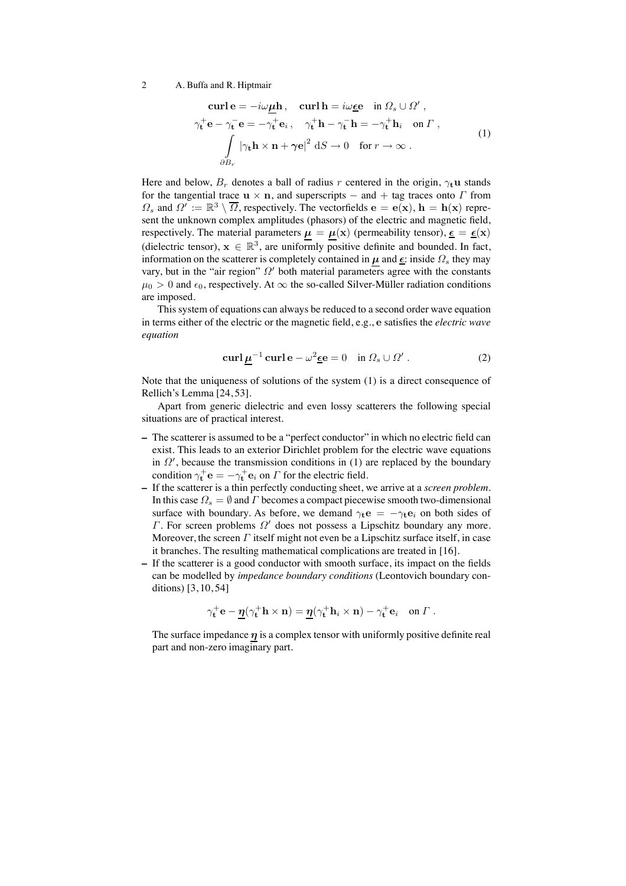$$
\begin{aligned}
&\mathbf{curl}\,\mathbf{e} = -i\omega\underline{\boldsymbol{\mu}}\mathbf{h}\,, \quad \mathbf{curl}\,\mathbf{h} = i\omega\underline{\boldsymbol{\epsilon}}\mathbf{e} \quad \text{in } \Omega_s \cup \Omega'\,,\\
&\gamma_{\mathbf{t}}^{+}\mathbf{e} - \gamma_{\mathbf{t}}^{-}\mathbf{e} = -\gamma_{\mathbf{t}}^{+}\mathbf{e}_i\,, \quad \gamma_{\mathbf{t}}^{+}\mathbf{h} - \gamma_{\mathbf{t}}^{-}\mathbf{h} = -\gamma_{\mathbf{t}}^{+}\mathbf{h}_i \quad \text{on } \Gamma\,,\\
&\int_{\partial B_r} \left|\gamma_{\mathbf{t}}\mathbf{h} \times \mathbf{n} + \boldsymbol{\gamma}\mathbf{e}\right|^2 \, \mathrm{d}S \to 0 \quad \text{for } r \to \infty\,.
\end{aligned}
\tag{1}
$$

Here and below, $B_r$ denotes a ball of radius $r$ centered in the origin, $\gamma_{\mathbf{t}}\mathbf{u}$ stands for the tangential trace $\mathbf{u} \times \mathbf{n}$, and superscripts $-$ and $+$ tag traces onto $\Gamma$ from $\Omega_s$ and $\Omega' := \mathbb{R}^3 \setminus \overline{\Omega}$, respectively. The vectorfields $\mathbf{e} = \mathbf{e}(\mathbf{x})$, $\mathbf{h} = \mathbf{h}(\mathbf{x})$ represent the unknown complex amplitudes (phasors) of the electric and magnetic field, respectively. The material parameters $\underline{\boldsymbol{\mu}} = \underline{\boldsymbol{\mu}}(\mathbf{x})$ (permeability tensor), $\underline{\boldsymbol{\epsilon}} = \underline{\boldsymbol{\epsilon}}(\mathbf{x})$ (dielectric tensor), $\mathbf{x} \in \mathbb{R}^3$, are uniformly positive definite and bounded. In fact, information on the scatterer is completely contained in $\underline{\boldsymbol{\mu}}$ and $\underline{\boldsymbol{\epsilon}}$: inside $\Omega_s$ they may vary, but in the "air region" $\Omega'$ both material parameters agree with the constants $\mu_0 > 0$ and $\epsilon_0$, respectively. At $\infty$ the so-called Silver-Müller radiation conditions are imposed.

This system of equations can always be reduced to a second order wave equation in terms either of the electric or the magnetic field, e.g., $\mathbf{e}$ satisfies the *electric wave equation*

$$
\mathbf{curl}\,\underline{\boldsymbol{\mu}}^{-1}\,\mathbf{curl}\,\mathbf{e} - \omega^2\underline{\boldsymbol{\epsilon}}\mathbf{e} = 0 \quad \text{in } \Omega_s \cup \Omega'\,. \tag{2}
$$

Note that the uniqueness of solutions of the system (1) is a direct consequence of Rellich's Lemma [24, 53].

Apart from generic dielectric and even lossy scatterers the following special situations are of practical interest.

- The scatterer is assumed to be a "perfect conductor" in which no electric field can exist. This leads to an exterior Dirichlet problem for the electric wave equations in $\Omega'$, because the transmission conditions in (1) are replaced by the boundary condition $\gamma_{\mathbf{t}}^{+}\mathbf{e} = -\gamma_{\mathbf{t}}^{+}\mathbf{e}_i$ on $\Gamma$ for the electric field.
- If the scatterer is a thin perfectly conducting sheet, we arrive at a *screen problem*. In this case $\Omega_s = \emptyset$ and $\Gamma$ becomes a compact piecewise smooth two-dimensional surface with boundary. As before, we demand $\gamma_{\mathbf{t}}\mathbf{e} = -\gamma_{\mathbf{t}}\mathbf{e}_i$ on both sides of $\Gamma$. For screen problems $\Omega'$ does not possess a Lipschitz boundary any more. Moreover, the screen $\Gamma$ itself might not even be a Lipschitz surface itself, in case it branches. The resulting mathematical complications are treated in [16].
- If the scatterer is a good conductor with smooth surface, its impact on the fields can be modelled by *impedance boundary conditions* (Leontovich boundary conditions) [3, 10, 54]

  $$
  \gamma_{\mathbf{t}}^{+}\mathbf{e} - \underline{\boldsymbol{\eta}}(\gamma_{\mathbf{t}}^{+}\mathbf{h} \times \mathbf{n}) = \underline{\boldsymbol{\eta}}(\gamma_{\mathbf{t}}^{+}\mathbf{h}_i \times \mathbf{n}) - \gamma_{\mathbf{t}}^{+}\mathbf{e}_i \quad \text{on } \Gamma\,.
  $$

  The surface impedance $\underline{\boldsymbol{\eta}}$ is a complex tensor with uniformly positive definite real part and non-zero imaginary part.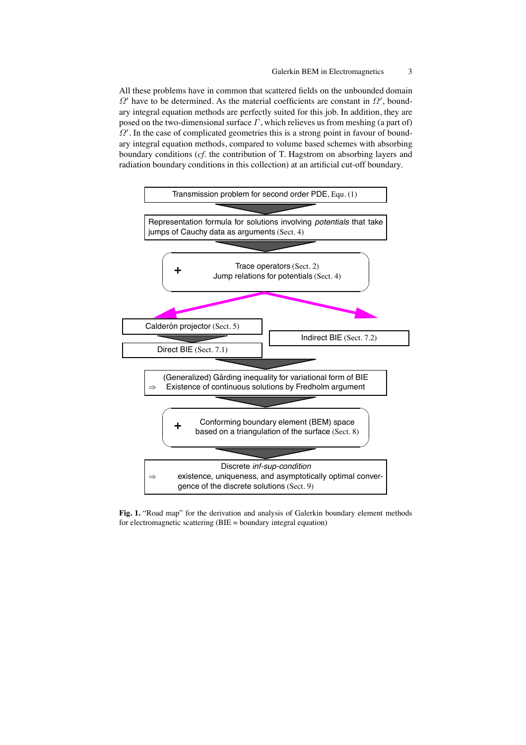All these problems have in common that scattered fields on the unbounded domain $\Omega'$ have to be determined. As the material coefficients are constant in $\Omega'$, boundary integral equation methods are perfectly suited for this job. In addition, they are posed on the two-dimensional surface $\Gamma$, which relieves us from meshing (a part of) $\Omega'$. In the case of complicated geometries this is a strong point in favour of boundary integral equation methods, compared to volume based schemes with absorbing boundary conditions (*cf.* the contribution of T. Hagstrom on absorbing layers and radiation boundary conditions in this collection) at an artificial cut-off boundary.

Transmission problem for second order PDE, Equ. (1)

Representation formula for solutions involving *potentials* that take jumps of Cauchy data as arguments (Sect. 4)

+ Trace operators (Sect. 2)
Jump relations for potentials (Sect. 4)

Calderón projector (Sect. 5)

Direct BIE (Sect. 7.1)

Indirect BIE (Sect. 7.2)

(Generalized) Gårding inequality for variational form of BIE
⇒ Existence of continuous solutions by Fredholm argument

+ Conforming boundary element (BEM) space based on a triangulation of the surface (Sect. 8)

Discrete *inf-sup-condition*
⇒ existence, uniqueness, and asymptotically optimal convergence of the discrete solutions (Sect. 9)

**Fig. 1.** "Road map" for the derivation and analysis of Galerkin boundary element methods for electromagnetic scattering (BIE = boundary integral equation)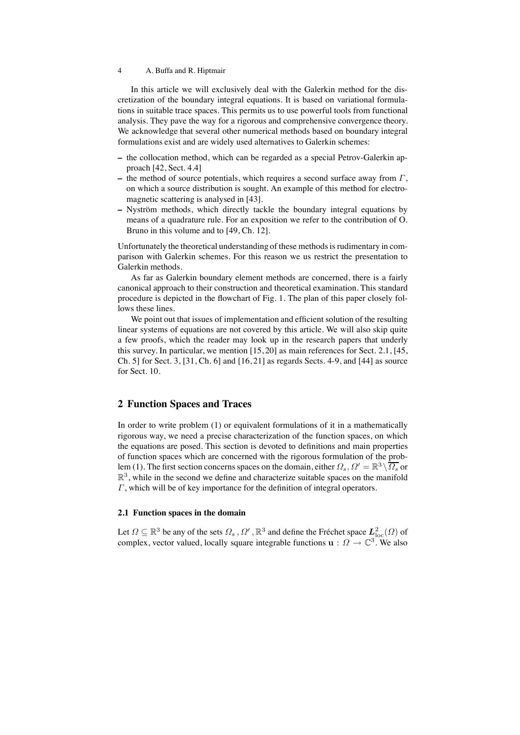In this article we will exclusively deal with the Galerkin method for the discretization of the boundary integral equations. It is based on variational formulations in suitable trace spaces. This permits us to use powerful tools from functional analysis. They pave the way for a rigorous and comprehensive convergence theory. We acknowledge that several other numerical methods based on boundary integral formulations exist and are widely used alternatives to Galerkin schemes:

- the collocation method, which can be regarded as a special Petrov-Galerkin approach [42, Sect. 4.4]
- the method of source potentials, which requires a second surface away from $\Gamma$, on which a source distribution is sought. An example of this method for electromagnetic scattering is analysed in [43].
- Nyström methods, which directly tackle the boundary integral equations by means of a quadrature rule. For an exposition we refer to the contribution of O. Bruno in this volume and to [49, Ch. 12].

Unfortunately the theoretical understanding of these methods is rudimentary in comparison with Galerkin schemes. For this reason we us restrict the presentation to Galerkin methods.

As far as Galerkin boundary element methods are concerned, there is a fairly canonical approach to their construction and theoretical examination. This standard procedure is depicted in the flowchart of Fig. 1. The plan of this paper closely follows these lines.

We point out that issues of implementation and efficient solution of the resulting linear systems of equations are not covered by this article. We will also skip quite a few proofs, which the reader may look up in the research papers that underly this survey. In particular, we mention [15, 20] as main references for Sect. 2.1, [45, Ch. 5] for Sect. 3, [31, Ch. 6] and [16, 21] as regards Sects. 4-9, and [44] as source for Sect. 10.

## 2 Function Spaces and Traces

In order to write problem (1) or equivalent formulations of it in a mathematically rigorous way, we need a precise characterization of the function spaces, on which the equations are posed. This section is devoted to definitions and main properties of function spaces which are concerned with the rigorous formulation of the problem (1). The first section concerns spaces on the domain, either $\Omega_s$, $\Omega' = \mathbb{R}^3 \setminus \overline{\Omega_s}$ or $\mathbb{R}^3$, while in the second we define and characterize suitable spaces on the manifold $\Gamma$, which will be of key importance for the definition of integral operators.

### 2.1 Function spaces in the domain

Let $\Omega \subseteq \mathbb{R}^3$ be any of the sets $\Omega_s$, $\Omega'$, $\mathbb{R}^3$ and define the Fréchet space $\boldsymbol{L}^2_{\mathrm{loc}}(\Omega)$ of complex, vector valued, locally square integrable functions $\mathbf{u} : \Omega \to \mathbb{C}^3$. We also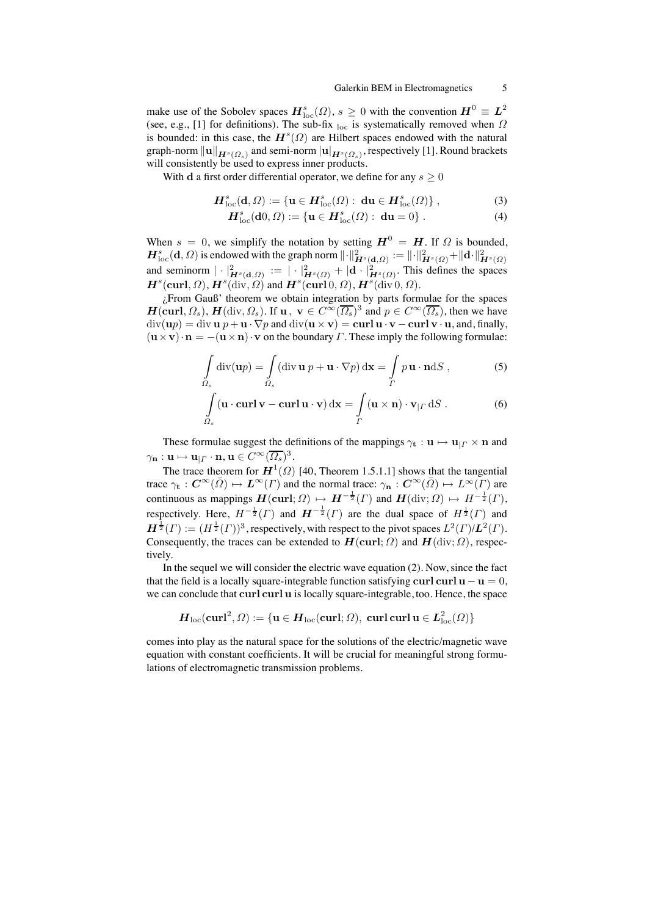make use of the Sobolev spaces $\boldsymbol{H}^s_{\text{loc}}(\Omega)$, $s \geq 0$ with the convention $\boldsymbol{H}^0 \equiv \boldsymbol{L}^2$ (see, e.g., [1] for definitions). The sub-fix $_{\text{loc}}$ is systematically removed when $\Omega$ is bounded: in this case, the $\boldsymbol{H}^s(\Omega)$ are Hilbert spaces endowed with the natural graph-norm $\|\mathbf{u}\|_{\boldsymbol{H}^s(\Omega_s)}$ and semi-norm $|\mathbf{u}|_{\boldsymbol{H}^s(\Omega_s)}$, respectively [1]. Round brackets will consistently be used to express inner products.

With $\mathbf{d}$ a first order differential operator, we define for any $s \geq 0$

$$\boldsymbol{H}^s_{\text{loc}}(\mathbf{d}, \Omega) := \{\mathbf{u} \in \boldsymbol{H}^s_{\text{loc}}(\Omega) : \ \mathbf{d}\mathbf{u} \in \boldsymbol{H}^s_{\text{loc}}(\Omega)\} \,, \tag{3}$$

$$\boldsymbol{H}^s_{\text{loc}}(\mathbf{d}0, \Omega) := \{\mathbf{u} \in \boldsymbol{H}^s_{\text{loc}}(\Omega) : \ \mathbf{d}\mathbf{u} = 0\} \,. \tag{4}$$

When $s = 0$, we simplify the notation by setting $\boldsymbol{H}^0 = \boldsymbol{H}$. If $\Omega$ is bounded, $\boldsymbol{H}^s_{\text{loc}}(\mathbf{d}, \Omega)$ is endowed with the graph norm $\|\cdot\|^2_{\boldsymbol{H}^s(\mathbf{d},\Omega)} := \|\cdot\|^2_{\boldsymbol{H}^s(\Omega)} + \|\mathbf{d}\cdot\|^2_{\boldsymbol{H}^s(\Omega)}$ and seminorm $|\cdot|^2_{\boldsymbol{H}^s(\mathbf{d},\Omega)} := |\cdot|^2_{\boldsymbol{H}^s(\Omega)} + |\mathbf{d}\cdot|^2_{\boldsymbol{H}^s(\Omega)}$. This defines the spaces $\boldsymbol{H}^s(\mathbf{curl}, \Omega)$, $\boldsymbol{H}^s(\text{div}, \Omega)$ and $\boldsymbol{H}^s(\mathbf{curl}\,0, \Omega)$, $\boldsymbol{H}^s(\text{div}\,0, \Omega)$.

¿From Gauß' theorem we obtain integration by parts formulae for the spaces $\boldsymbol{H}(\mathbf{curl}, \Omega_s)$, $\boldsymbol{H}(\text{div}, \Omega_s)$. If $\mathbf{u}$, $\mathbf{v} \in C^\infty(\overline{\Omega_s})^3$ and $p \in C^\infty(\overline{\Omega_s})$, then we have $\text{div}(\mathbf{u}p) = \text{div}\,\mathbf{u}\,p + \mathbf{u}\cdot\nabla p$ and $\text{div}(\mathbf{u}\times\mathbf{v}) = \mathbf{curl}\,\mathbf{u}\cdot\mathbf{v} - \mathbf{curl}\,\mathbf{v}\cdot\mathbf{u}$, and, finally, $(\mathbf{u}\times\mathbf{v})\cdot\mathbf{n} = -(\mathbf{u}\times\mathbf{n})\cdot\mathbf{v}$ on the boundary $\Gamma$. These imply the following formulae:

$$\int\limits_{\Omega_s} \text{div}(\mathbf{u}p) = \int\limits_{\Omega_s} (\text{div}\,\mathbf{u}\,p + \mathbf{u}\cdot\nabla p)\,\mathrm{d}\mathbf{x} = \int\limits_{\Gamma} p\,\mathbf{u}\cdot\mathbf{n}\mathrm{d}S \,, \tag{5}$$

$$\int\limits_{\Omega_s} (\mathbf{u}\cdot\mathbf{curl}\,\mathbf{v} - \mathbf{curl}\,\mathbf{u}\cdot\mathbf{v})\,\mathrm{d}\mathbf{x} = \int\limits_{\Gamma} (\mathbf{u}\times\mathbf{n})\cdot\mathbf{v}_{|\Gamma}\,\mathrm{d}S \,. \tag{6}$$

These formulae suggest the definitions of the mappings $\gamma_{\mathbf{t}} : \mathbf{u} \mapsto \mathbf{u}_{|\Gamma}\times\mathbf{n}$ and $\gamma_{\mathbf{n}} : \mathbf{u} \mapsto \mathbf{u}_{|\Gamma}\cdot\mathbf{n}$, $\mathbf{u} \in C^\infty(\overline{\Omega_s})^3$.

The trace theorem for $\boldsymbol{H}^1(\Omega)$ [40, Theorem 1.5.1.1] shows that the tangential trace $\gamma_{\mathbf{t}} : \boldsymbol{C}^\infty(\bar{\Omega}) \mapsto \boldsymbol{L}^\infty(\Gamma)$ and the normal trace: $\gamma_{\mathbf{n}} : \boldsymbol{C}^\infty(\bar{\Omega}) \mapsto L^\infty(\Gamma)$ are continuous as mappings $\boldsymbol{H}(\mathbf{curl};\Omega) \mapsto \boldsymbol{H}^{-\frac{1}{2}}(\Gamma)$ and $\boldsymbol{H}(\text{div};\Omega) \mapsto H^{-\frac{1}{2}}(\Gamma)$, respectively. Here, $H^{-\frac{1}{2}}(\Gamma)$ and $\boldsymbol{H}^{-\frac{1}{2}}(\Gamma)$ are the dual space of $H^{\frac{1}{2}}(\Gamma)$ and $\boldsymbol{H}^{\frac{1}{2}}(\Gamma) := (H^{\frac{1}{2}}(\Gamma))^3$, respectively, with respect to the pivot spaces $L^2(\Gamma)/\boldsymbol{L}^2(\Gamma)$. Consequently, the traces can be extended to $\boldsymbol{H}(\mathbf{curl};\Omega)$ and $\boldsymbol{H}(\text{div};\Omega)$, respectively.

In the sequel we will consider the electric wave equation (2). Now, since the fact that the field is a locally square-integrable function satisfying $\mathbf{curl}\,\mathbf{curl}\,\mathbf{u} - \mathbf{u} = 0$, we can conclude that $\mathbf{curl}\,\mathbf{curl}\,\mathbf{u}$ is locally square-integrable, too. Hence, the space

$$\boldsymbol{H}_{\text{loc}}(\mathbf{curl}^2, \Omega) := \{\mathbf{u} \in \boldsymbol{H}_{\text{loc}}(\mathbf{curl};\Omega),\ \mathbf{curl}\,\mathbf{curl}\,\mathbf{u} \in \boldsymbol{L}^2_{\text{loc}}(\Omega)\}$$

comes into play as the natural space for the solutions of the electric/magnetic wave equation with constant coefficients. It will be crucial for meaningful strong formulations of electromagnetic transmission problems.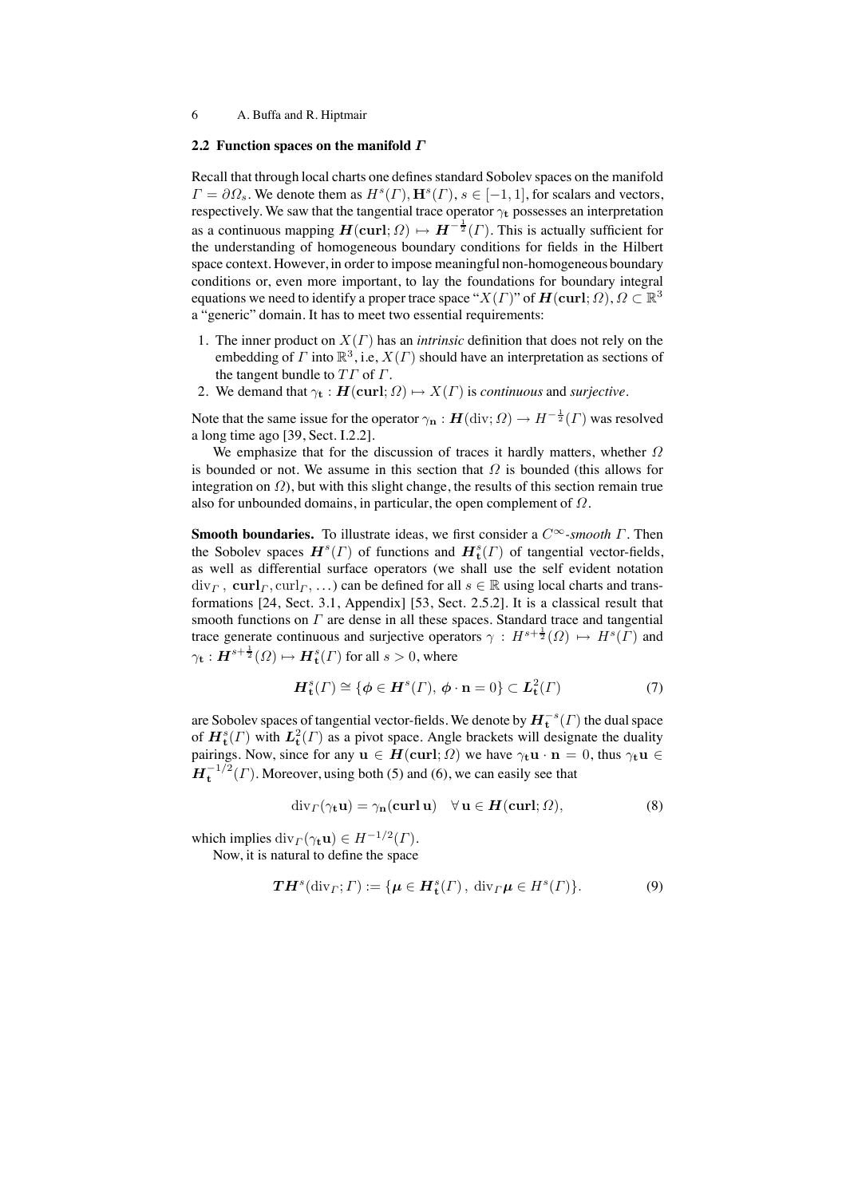### 2.2 Function spaces on the manifold $\Gamma$

Recall that through local charts one defines standard Sobolev spaces on the manifold $\Gamma = \partial\Omega_s$. We denote them as $H^s(\Gamma), \mathbf{H}^s(\Gamma)$, $s \in [-1,1]$, for scalars and vectors, respectively. We saw that the tangential trace operator $\gamma_{\mathbf{t}}$ possesses an interpretation as a continuous mapping $\boldsymbol{H}(\mathbf{curl};\Omega) \mapsto \boldsymbol{H}^{-\frac{1}{2}}(\Gamma)$. This is actually sufficient for the understanding of homogeneous boundary conditions for fields in the Hilbert space context. However, in order to impose meaningful non-homogeneous boundary conditions or, even more important, to lay the foundations for boundary integral equations we need to identify a proper trace space "$X(\Gamma)$" of $\boldsymbol{H}(\mathbf{curl};\Omega)$, $\Omega \subset \mathbb{R}^3$ a "generic" domain. It has to meet two essential requirements:

1. The inner product on $X(\Gamma)$ has an *intrinsic* definition that does not rely on the embedding of $\Gamma$ into $\mathbb{R}^3$, i.e, $X(\Gamma)$ should have an interpretation as sections of the tangent bundle to $T\Gamma$ of $\Gamma$.
2. We demand that $\gamma_{\mathbf{t}} : \boldsymbol{H}(\mathbf{curl};\Omega) \mapsto X(\Gamma)$ is *continuous* and *surjective*.

Note that the same issue for the operator $\gamma_{\mathbf{n}} : \boldsymbol{H}(\mathrm{div};\Omega) \to H^{-\frac{1}{2}}(\Gamma)$ was resolved a long time ago [39, Sect. I.2.2].

We emphasize that for the discussion of traces it hardly matters, whether $\Omega$ is bounded or not. We assume in this section that $\Omega$ is bounded (this allows for integration on $\Omega$), but with this slight change, the results of this section remain true also for unbounded domains, in particular, the open complement of $\Omega$.

**Smooth boundaries.** To illustrate ideas, we first consider a $C^\infty$-*smooth* $\Gamma$. Then the Sobolev spaces $\boldsymbol{H}^s(\Gamma)$ of functions and $\boldsymbol{H}^s_{\mathbf{t}}(\Gamma)$ of tangential vector-fields, as well as differential surface operators (we shall use the self evident notation $\mathrm{div}_\Gamma$, $\mathbf{curl}_\Gamma, \mathrm{curl}_\Gamma, \ldots$) can be defined for all $s \in \mathbb{R}$ using local charts and transformations [24, Sect. 3.1, Appendix] [53, Sect. 2.5.2]. It is a classical result that smooth functions on $\Gamma$ are dense in all these spaces. Standard trace and tangential trace generate continuous and surjective operators $\gamma : H^{s+\frac{1}{2}}(\Omega) \mapsto H^s(\Gamma)$ and $\gamma_{\mathbf{t}} : \boldsymbol{H}^{s+\frac{1}{2}}(\Omega) \mapsto \boldsymbol{H}^s_{\mathbf{t}}(\Gamma)$ for all $s > 0$, where

$$\boldsymbol{H}^s_{\mathbf{t}}(\Gamma) \cong \{\boldsymbol{\phi} \in \boldsymbol{H}^s(\Gamma),\, \boldsymbol{\phi}\cdot\mathbf{n} = 0\} \subset \boldsymbol{L}^2_{\mathbf{t}}(\Gamma) \tag{7}$$

are Sobolev spaces of tangential vector-fields. We denote by $\boldsymbol{H}^{-s}_{\mathbf{t}}(\Gamma)$ the dual space of $\boldsymbol{H}^s_{\mathbf{t}}(\Gamma)$ with $\boldsymbol{L}^2_{\mathbf{t}}(\Gamma)$ as a pivot space. Angle brackets will designate the duality pairings. Now, since for any $\mathbf{u} \in \boldsymbol{H}(\mathbf{curl};\Omega)$ we have $\gamma_{\mathbf{t}}\mathbf{u}\cdot\mathbf{n} = 0$, thus $\gamma_{\mathbf{t}}\mathbf{u} \in \boldsymbol{H}^{-1/2}_{\mathbf{t}}(\Gamma)$. Moreover, using both (5) and (6), we can easily see that

$$\mathrm{div}_\Gamma(\gamma_{\mathbf{t}}\mathbf{u}) = \gamma_{\mathbf{n}}(\mathbf{curl}\,\mathbf{u}) \quad \forall\, \mathbf{u} \in \boldsymbol{H}(\mathbf{curl};\Omega), \tag{8}$$

which implies $\mathrm{div}_\Gamma(\gamma_{\mathbf{t}}\mathbf{u}) \in H^{-1/2}(\Gamma)$.

Now, it is natural to define the space

$$\boldsymbol{TH}^s(\mathrm{div}_\Gamma;\Gamma) := \{\boldsymbol{\mu} \in \boldsymbol{H}^s_{\mathbf{t}}(\Gamma)\,,\ \mathrm{div}_\Gamma\boldsymbol{\mu} \in H^s(\Gamma)\}. \tag{9}$$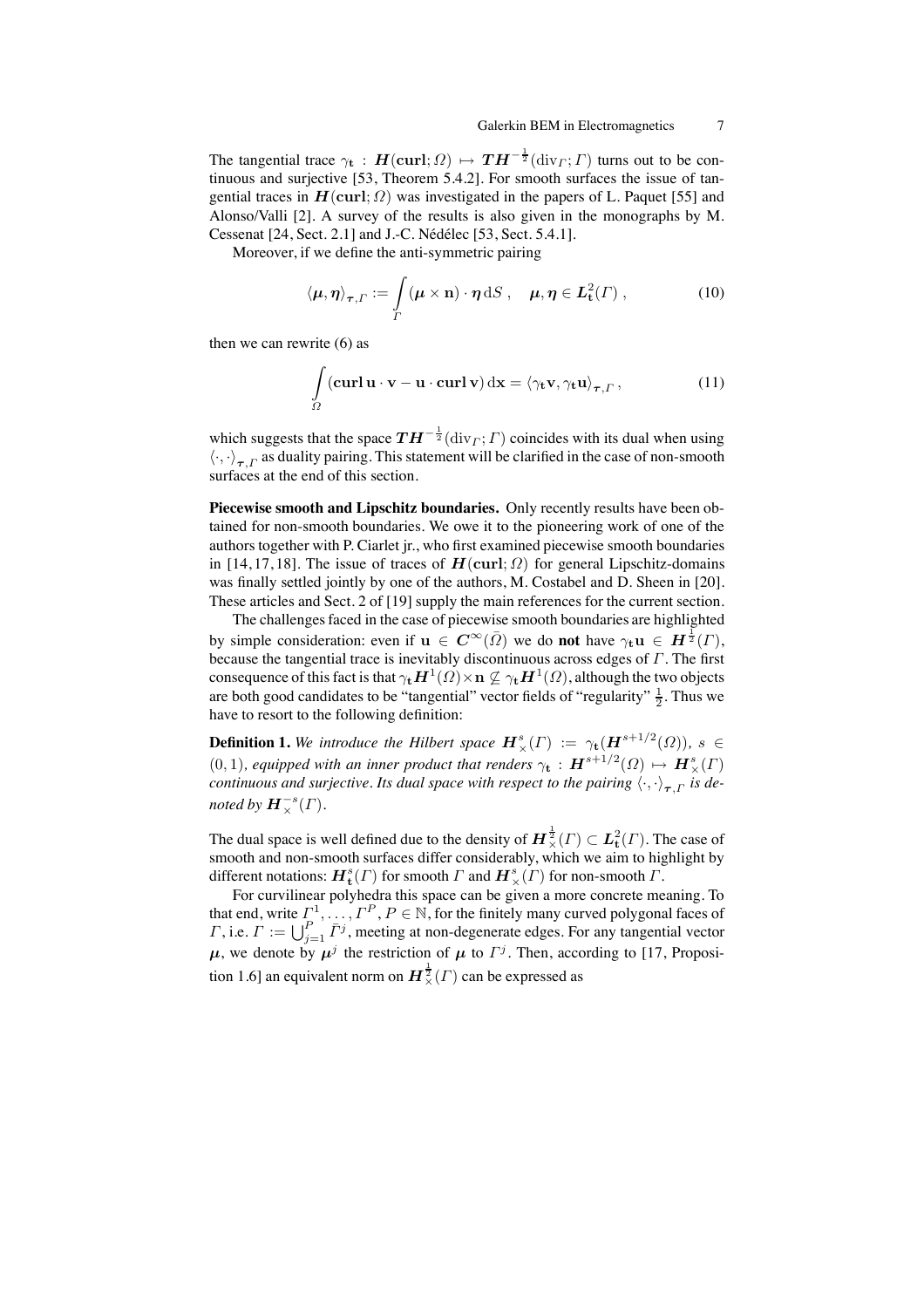The tangential trace $\gamma_{\mathbf{t}} : \boldsymbol{H}(\mathbf{curl};\Omega) \mapsto \boldsymbol{TH}^{-\frac{1}{2}}(\mathrm{div}_\Gamma;\Gamma)$ turns out to be continuous and surjective [53, Theorem 5.4.2]. For smooth surfaces the issue of tangential traces in $\boldsymbol{H}(\mathbf{curl};\Omega)$ was investigated in the papers of L. Paquet [55] and Alonso/Valli [2]. A survey of the results is also given in the monographs by M. Cessenat [24, Sect. 2.1] and J.-C. Nédélec [53, Sect. 5.4.1].

Moreover, if we define the anti-symmetric pairing

$$\langle \boldsymbol{\mu}, \boldsymbol{\eta} \rangle_{\boldsymbol{\tau},\Gamma} := \int_\Gamma (\boldsymbol{\mu} \times \mathbf{n}) \cdot \boldsymbol{\eta} \, \mathrm{d}S \,, \quad \boldsymbol{\mu}, \boldsymbol{\eta} \in \boldsymbol{L}^2_{\mathbf{t}}(\Gamma) \,, \tag{10}$$

then we can rewrite (6) as

$$\int_\Omega (\mathbf{curl}\, \mathbf{u} \cdot \mathbf{v} - \mathbf{u} \cdot \mathbf{curl}\, \mathbf{v}) \, \mathrm{d}\mathbf{x} = \langle \gamma_{\mathbf{t}} \mathbf{v}, \gamma_{\mathbf{t}} \mathbf{u} \rangle_{\boldsymbol{\tau},\Gamma} \,, \tag{11}$$

which suggests that the space $\boldsymbol{TH}^{-\frac{1}{2}}(\mathrm{div}_\Gamma;\Gamma)$ coincides with its dual when using $\langle \cdot,\cdot \rangle_{\boldsymbol{\tau},\Gamma}$ as duality pairing. This statement will be clarified in the case of non-smooth surfaces at the end of this section.

**Piecewise smooth and Lipschitz boundaries.** Only recently results have been obtained for non-smooth boundaries. We owe it to the pioneering work of one of the authors together with P. Ciarlet jr., who first examined piecewise smooth boundaries in [14, 17, 18]. The issue of traces of $\boldsymbol{H}(\mathbf{curl};\Omega)$ for general Lipschitz-domains was finally settled jointly by one of the authors, M. Costabel and D. Sheen in [20]. These articles and Sect. 2 of [19] supply the main references for the current section.

The challenges faced in the case of piecewise smooth boundaries are highlighted by simple consideration: even if $\mathbf{u} \in \boldsymbol{C}^\infty(\bar{\Omega})$ we do **not** have $\gamma_{\mathbf{t}}\mathbf{u} \in \boldsymbol{H}^{\frac{1}{2}}(\Gamma)$, because the tangential trace is inevitably discontinuous across edges of $\Gamma$. The first consequence of this fact is that $\gamma_{\mathbf{t}}\boldsymbol{H}^1(\Omega) \times \mathbf{n} \not\subseteq \gamma_{\mathbf{t}}\boldsymbol{H}^1(\Omega)$, although the two objects are both good candidates to be "tangential" vector fields of "regularity" $\frac{1}{2}$. Thus we have to resort to the following definition:

**Definition 1.** *We introduce the Hilbert space $\boldsymbol{H}^s_\times(\Gamma) := \gamma_{\mathbf{t}}(\boldsymbol{H}^{s+1/2}(\Omega))$, $s \in (0,1)$, equipped with an inner product that renders $\gamma_{\mathbf{t}} : \boldsymbol{H}^{s+1/2}(\Omega) \mapsto \boldsymbol{H}^s_\times(\Gamma)$ continuous and surjective. Its dual space with respect to the pairing $\langle \cdot,\cdot \rangle_{\boldsymbol{\tau},\Gamma}$ is denoted by $\boldsymbol{H}^{-s}_\times(\Gamma)$.*

The dual space is well defined due to the density of $\boldsymbol{H}^{\frac{1}{2}}_\times(\Gamma) \subset \boldsymbol{L}^2_{\mathbf{t}}(\Gamma)$. The case of smooth and non-smooth surfaces differ considerably, which we aim to highlight by different notations: $\boldsymbol{H}^s_{\mathbf{t}}(\Gamma)$ for smooth $\Gamma$ and $\boldsymbol{H}^s_\times(\Gamma)$ for non-smooth $\Gamma$.

For curvilinear polyhedra this space can be given a more concrete meaning. To that end, write $\Gamma^1, \ldots, \Gamma^P$, $P \in \mathbb{N}$, for the finitely many curved polygonal faces of $\Gamma$, i.e. $\Gamma := \bigcup_{j=1}^P \bar{\Gamma}^j$, meeting at non-degenerate edges. For any tangential vector $\boldsymbol{\mu}$, we denote by $\boldsymbol{\mu}^j$ the restriction of $\boldsymbol{\mu}$ to $\Gamma^j$. Then, according to [17, Proposition 1.6] an equivalent norm on $\boldsymbol{H}^{\frac{1}{2}}_\times(\Gamma)$ can be expressed as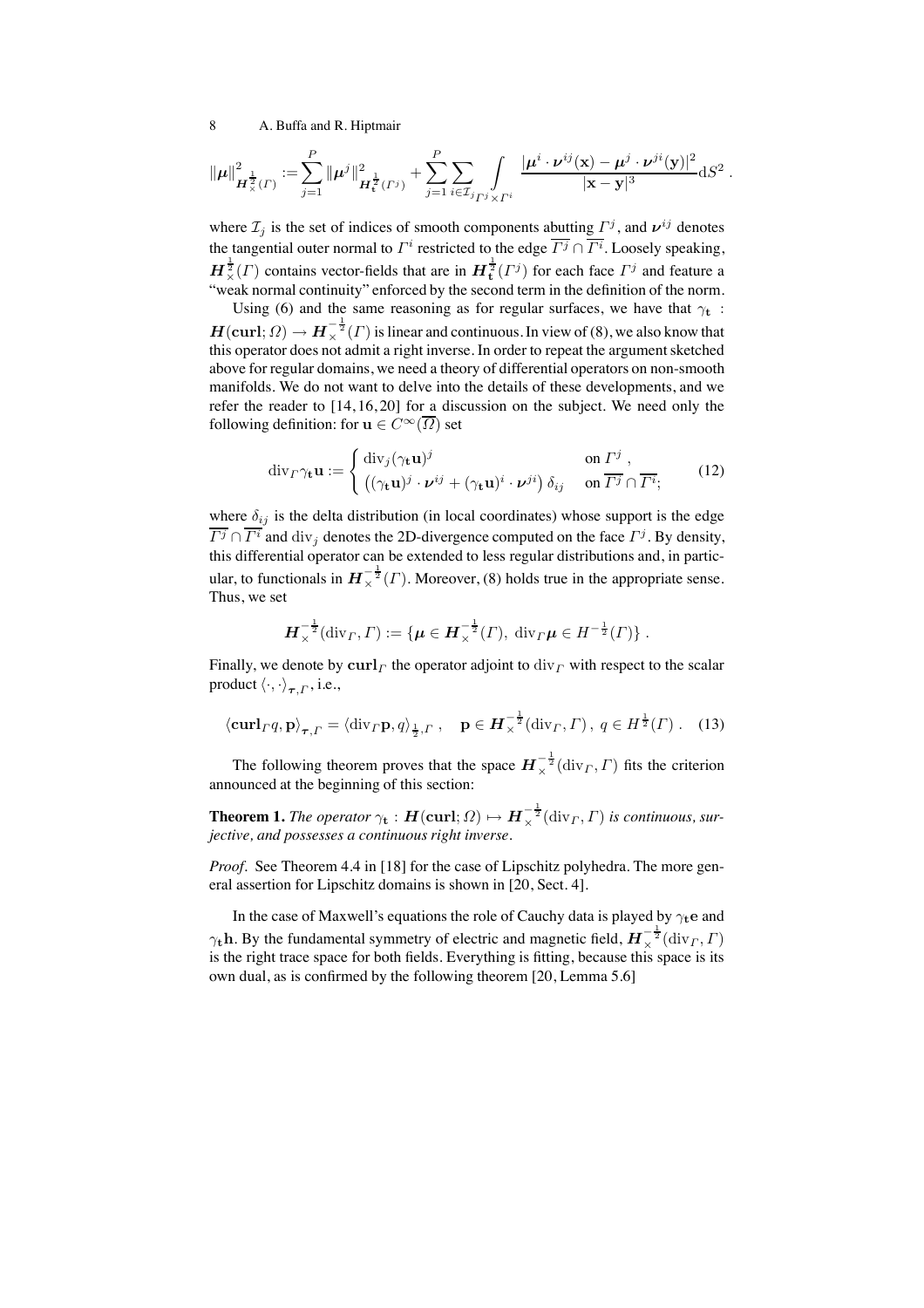$$\|\boldsymbol{\mu}\|^2_{\boldsymbol{H}^{\frac{1}{2}}_{\times}(\Gamma)} := \sum_{j=1}^{P} \|\boldsymbol{\mu}^j\|^2_{\boldsymbol{H}^{\frac{1}{2}}_{\mathbf{t}}(\Gamma^j)} + \sum_{j=1}^{P} \sum_{i \in \mathcal{I}_j} \int_{\Gamma^j \times \Gamma^i} \frac{|\boldsymbol{\mu}^i \cdot \boldsymbol{\nu}^{ij}(\mathbf{x}) - \boldsymbol{\mu}^j \cdot \boldsymbol{\nu}^{ji}(\mathbf{y})|^2}{|\mathbf{x} - \mathbf{y}|^3} \mathrm{d}S^2 \, .$$

where $\mathcal{I}_j$ is the set of indices of smooth components abutting $\Gamma^j$, and $\boldsymbol{\nu}^{ij}$ denotes the tangential outer normal to $\Gamma^i$ restricted to the edge $\overline{\Gamma^j} \cap \overline{\Gamma^i}$. Loosely speaking, $\boldsymbol{H}^{\frac{1}{2}}_{\times}(\Gamma)$ contains vector-fields that are in $\boldsymbol{H}^{\frac{1}{2}}_{\mathbf{t}}(\Gamma^j)$ for each face $\Gamma^j$ and feature a "weak normal continuity" enforced by the second term in the definition of the norm.

Using (6) and the same reasoning as for regular surfaces, we have that $\gamma_{\mathbf{t}} : \boldsymbol{H}(\mathbf{curl}; \Omega) \to \boldsymbol{H}^{-\frac{1}{2}}_{\times}(\Gamma)$ is linear and continuous. In view of (8), we also know that this operator does not admit a right inverse. In order to repeat the argument sketched above for regular domains, we need a theory of differential operators on non-smooth manifolds. We do not want to delve into the details of these developments, and we refer the reader to [14, 16, 20] for a discussion on the subject. We need only the following definition: for $\mathbf{u} \in C^\infty(\overline{\Omega})$ set

$$\mathrm{div}_\Gamma \gamma_{\mathbf{t}} \mathbf{u} := \begin{cases} \mathrm{div}_j (\gamma_{\mathbf{t}} \mathbf{u})^j & \text{on } \Gamma^j \, , \\ \left( (\gamma_{\mathbf{t}} \mathbf{u})^j \cdot \boldsymbol{\nu}^{ij} + (\gamma_{\mathbf{t}} \mathbf{u})^i \cdot \boldsymbol{\nu}^{ji} \right) \delta_{ij} & \text{on } \overline{\Gamma^j} \cap \overline{\Gamma^i}; \end{cases} \tag{12}$$

where $\delta_{ij}$ is the delta distribution (in local coordinates) whose support is the edge $\overline{\Gamma^j} \cap \overline{\Gamma^i}$ and $\mathrm{div}_j$ denotes the 2D-divergence computed on the face $\Gamma^j$. By density, this differential operator can be extended to less regular distributions and, in particular, to functionals in $\boldsymbol{H}^{-\frac{1}{2}}_{\times}(\Gamma)$. Moreover, (8) holds true in the appropriate sense. Thus, we set

$$\boldsymbol{H}^{-\frac{1}{2}}_{\times}(\mathrm{div}_\Gamma, \Gamma) := \{ \boldsymbol{\mu} \in \boldsymbol{H}^{-\frac{1}{2}}_{\times}(\Gamma), \ \mathrm{div}_\Gamma \boldsymbol{\mu} \in H^{-\frac{1}{2}}(\Gamma) \} \, .$$

Finally, we denote by $\mathbf{curl}_\Gamma$ the operator adjoint to $\mathrm{div}_\Gamma$ with respect to the scalar product $\langle \cdot, \cdot \rangle_{\boldsymbol{\tau}, \Gamma}$, i.e.,

$$\langle \mathbf{curl}_\Gamma q, \mathbf{p} \rangle_{\boldsymbol{\tau}, \Gamma} = \langle \mathrm{div}_\Gamma \mathbf{p}, q \rangle_{\frac{1}{2}, \Gamma} \, , \quad \mathbf{p} \in \boldsymbol{H}^{-\frac{1}{2}}_{\times}(\mathrm{div}_\Gamma, \Gamma) \, , \ q \in H^{\frac{1}{2}}(\Gamma) \, . \tag{13}$$

The following theorem proves that the space $\boldsymbol{H}^{-\frac{1}{2}}_{\times}(\mathrm{div}_\Gamma, \Gamma)$ fits the criterion announced at the beginning of this section:

**Theorem 1.** *The operator $\gamma_{\mathbf{t}} : \boldsymbol{H}(\mathbf{curl}; \Omega) \mapsto \boldsymbol{H}^{-\frac{1}{2}}_{\times}(\mathrm{div}_\Gamma, \Gamma)$ is continuous, surjective, and possesses a continuous right inverse.*

*Proof.* See Theorem 4.4 in [18] for the case of Lipschitz polyhedra. The more general assertion for Lipschitz domains is shown in [20, Sect. 4].

In the case of Maxwell's equations the role of Cauchy data is played by $\gamma_{\mathbf{t}} \mathbf{e}$ and $\gamma_{\mathbf{t}} \mathbf{h}$. By the fundamental symmetry of electric and magnetic field, $\boldsymbol{H}^{-\frac{1}{2}}_{\times}(\mathrm{div}_\Gamma, \Gamma)$ is the right trace space for both fields. Everything is fitting, because this space is its own dual, as is confirmed by the following theorem [20, Lemma 5.6]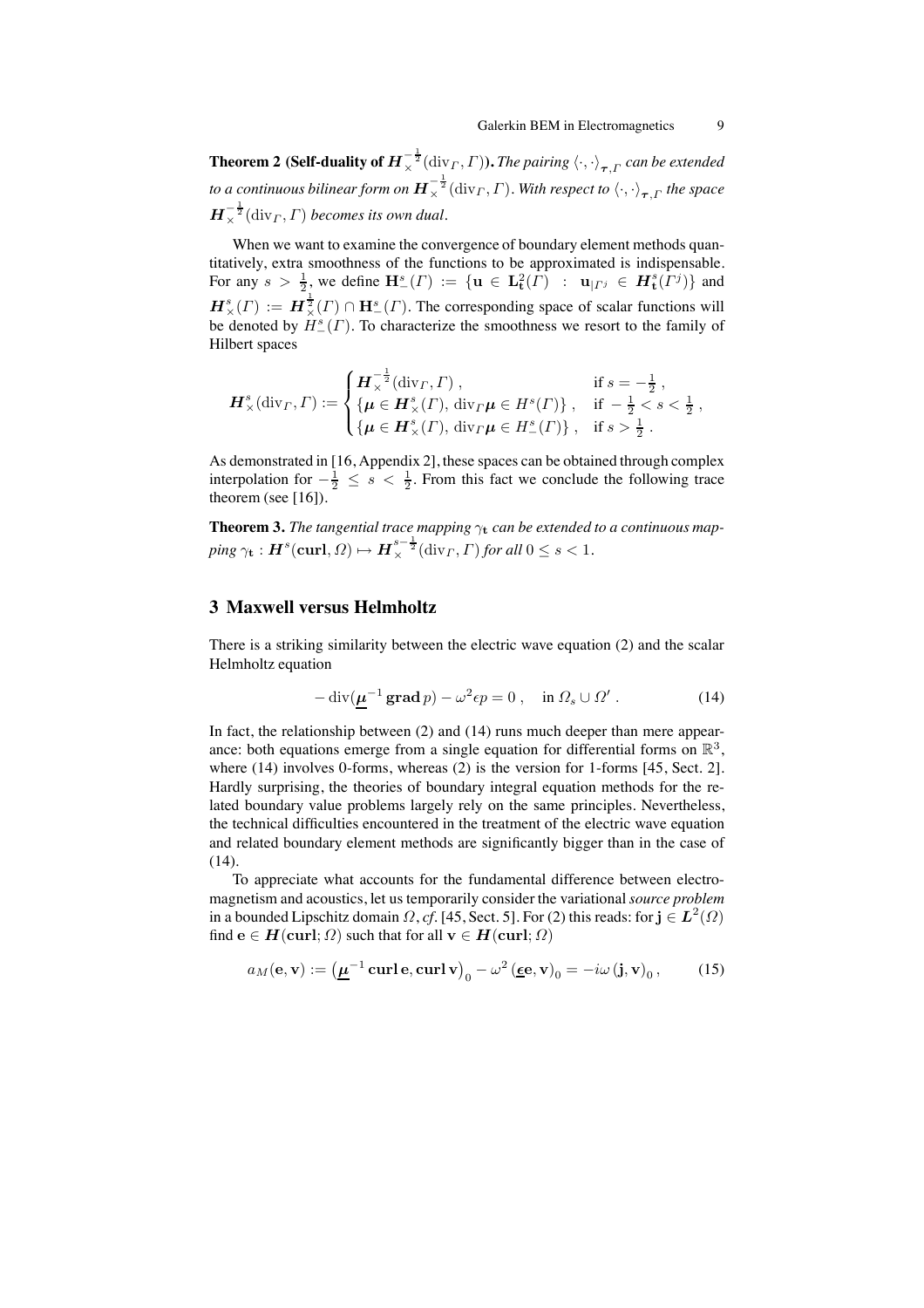**Theorem 2 (Self-duality of $\boldsymbol{H}_\times^{-\frac{1}{2}}(\mathrm{div}_\Gamma, \Gamma)$).** *The pairing $\langle \cdot, \cdot \rangle_{\boldsymbol{\tau},\Gamma}$ can be extended to a continuous bilinear form on $\boldsymbol{H}_\times^{-\frac{1}{2}}(\mathrm{div}_\Gamma, \Gamma)$. With respect to $\langle \cdot, \cdot \rangle_{\boldsymbol{\tau},\Gamma}$ the space $\boldsymbol{H}_\times^{-\frac{1}{2}}(\mathrm{div}_\Gamma, \Gamma)$ becomes its own dual.*

When we want to examine the convergence of boundary element methods quantitatively, extra smoothness of the functions to be approximated is indispensable. For any $s > \frac{1}{2}$, we define $\mathbf{H}_-^s(\Gamma) := \{\mathbf{u} \in \mathbf{L}_\mathbf{t}^2(\Gamma) \; : \; \mathbf{u}_{|\Gamma^j} \in \boldsymbol{H}_\mathbf{t}^s(\Gamma^j)\}$ and $\boldsymbol{H}_\times^s(\Gamma) := \boldsymbol{H}_\times^{\frac{1}{2}}(\Gamma) \cap \mathbf{H}_-^s(\Gamma)$. The corresponding space of scalar functions will be denoted by $H_-^s(\Gamma)$. To characterize the smoothness we resort to the family of Hilbert spaces

$$\boldsymbol{H}_\times^s(\mathrm{div}_\Gamma, \Gamma) := \begin{cases} \boldsymbol{H}_\times^{-\frac{1}{2}}(\mathrm{div}_\Gamma, \Gamma) \,, & \text{if } s = -\frac{1}{2} \,, \\ \{\boldsymbol{\mu} \in \boldsymbol{H}_\times^s(\Gamma), \, \mathrm{div}_\Gamma \boldsymbol{\mu} \in H^s(\Gamma)\} \,, & \text{if } -\frac{1}{2} < s < \frac{1}{2} \,, \\ \{\boldsymbol{\mu} \in \boldsymbol{H}_\times^s(\Gamma), \, \mathrm{div}_\Gamma \boldsymbol{\mu} \in H_-^s(\Gamma)\} \,, & \text{if } s > \frac{1}{2} \,. \end{cases}$$

As demonstrated in [16, Appendix 2], these spaces can be obtained through complex interpolation for $-\frac{1}{2} \leq s < \frac{1}{2}$. From this fact we conclude the following trace theorem (see [16]).

**Theorem 3.** *The tangential trace mapping $\gamma_\mathbf{t}$ can be extended to a continuous mapping $\gamma_\mathbf{t} : \boldsymbol{H}^s(\mathbf{curl}, \Omega) \mapsto \boldsymbol{H}_\times^{s-\frac{1}{2}}(\mathrm{div}_\Gamma, \Gamma)$ for all $0 \leq s < 1$.*

## 3 Maxwell versus Helmholtz

There is a striking similarity between the electric wave equation (2) and the scalar Helmholtz equation

$$-\,\mathrm{div}(\underline{\boldsymbol{\mu}}^{-1}\,\mathbf{grad}\,p) - \omega^2 \epsilon p = 0 \,, \quad \text{in } \Omega_s \cup \Omega' \,. \tag{14}$$

In fact, the relationship between (2) and (14) runs much deeper than mere appearance: both equations emerge from a single equation for differential forms on $\mathbb{R}^3$, where (14) involves 0-forms, whereas (2) is the version for 1-forms [45, Sect. 2]. Hardly surprising, the theories of boundary integral equation methods for the related boundary value problems largely rely on the same principles. Nevertheless, the technical difficulties encountered in the treatment of the electric wave equation and related boundary element methods are significantly bigger than in the case of (14).

To appreciate what accounts for the fundamental difference between electromagnetism and acoustics, let us temporarily consider the variational *source problem* in a bounded Lipschitz domain $\Omega$, *cf.* [45, Sect. 5]. For (2) this reads: for $\mathbf{j} \in \boldsymbol{L}^2(\Omega)$ find $\mathbf{e} \in \boldsymbol{H}(\mathbf{curl}; \Omega)$ such that for all $\mathbf{v} \in \boldsymbol{H}(\mathbf{curl}; \Omega)$

$$a_M(\mathbf{e}, \mathbf{v}) := \left(\underline{\boldsymbol{\mu}}^{-1}\,\mathbf{curl}\,\mathbf{e}, \mathbf{curl}\,\mathbf{v}\right)_0 - \omega^2 \left(\underline{\boldsymbol{\epsilon}}\mathbf{e}, \mathbf{v}\right)_0 = -i\omega \left(\mathbf{j}, \mathbf{v}\right)_0 \,, \tag{15}$$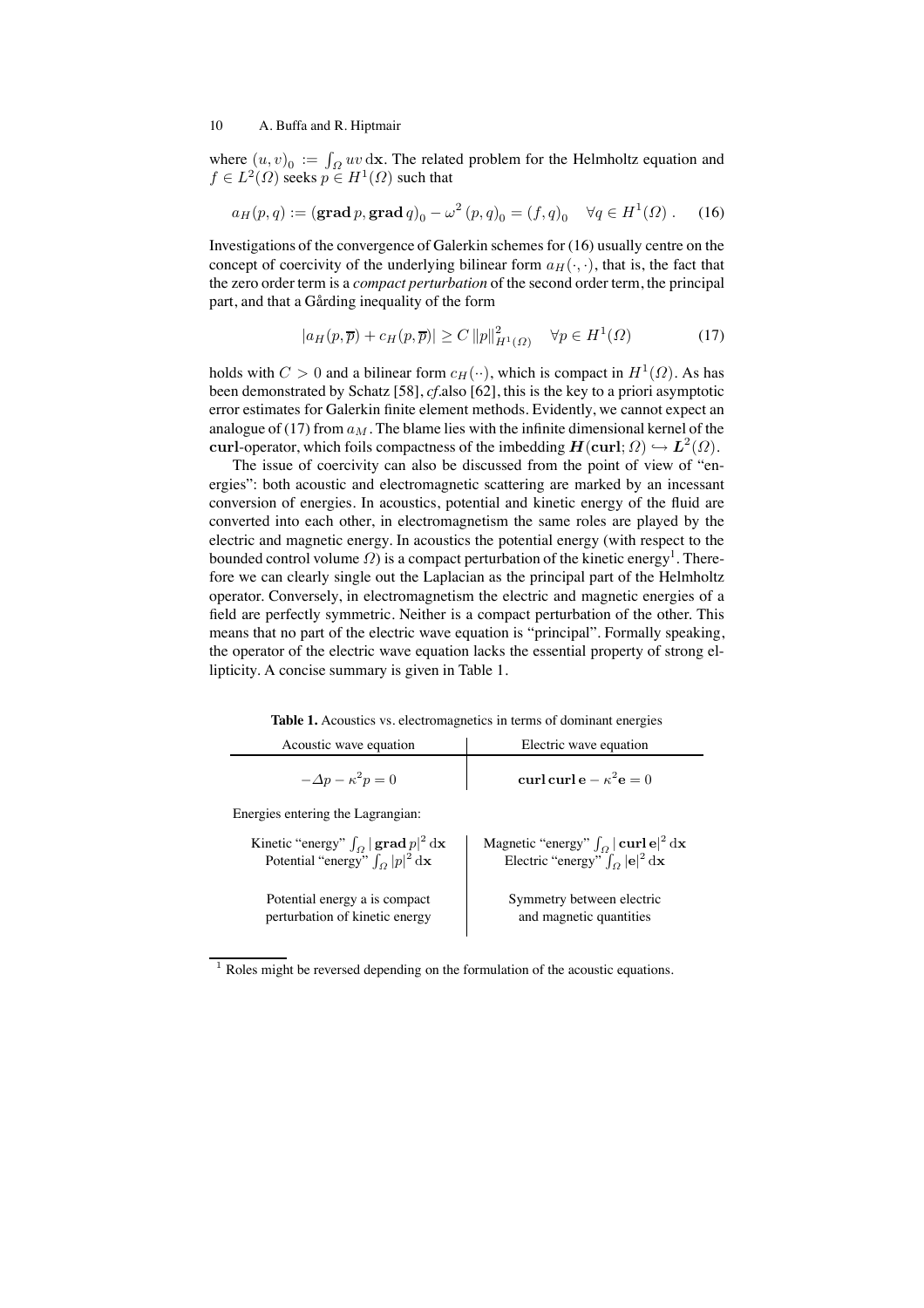where $(u, v)_0 := \int_\Omega uv \, d\mathbf{x}$. The related problem for the Helmholtz equation and $f \in L^2(\Omega)$ seeks $p \in H^1(\Omega)$ such that

$$a_H(p, q) := (\mathbf{grad}\, p, \mathbf{grad}\, q)_0 - \omega^2 (p, q)_0 = (f, q)_0 \quad \forall q \in H^1(\Omega) \,. \tag{16}$$

Investigations of the convergence of Galerkin schemes for (16) usually centre on the concept of coercivity of the underlying bilinear form $a_H(\cdot, \cdot)$, that is, the fact that the zero order term is a *compact perturbation* of the second order term, the principal part, and that a Gårding inequality of the form

$$|a_H(p, \overline{p}) + c_H(p, \overline{p})| \geq C \, \|p\|^2_{H^1(\Omega)} \quad \forall p \in H^1(\Omega) \tag{17}$$

holds with $C > 0$ and a bilinear form $c_H(\cdot\cdot)$, which is compact in $H^1(\Omega)$. As has been demonstrated by Schatz [58], *cf.*also [62], this is the key to a priori asymptotic error estimates for Galerkin finite element methods. Evidently, we cannot expect an analogue of (17) from $a_M$. The blame lies with the infinite dimensional kernel of the $\mathbf{curl}$-operator, which foils compactness of the imbedding $\boldsymbol{H}(\mathbf{curl}; \Omega) \hookrightarrow \boldsymbol{L}^2(\Omega)$.

The issue of coercivity can also be discussed from the point of view of "energies": both acoustic and electromagnetic scattering are marked by an incessant conversion of energies. In acoustics, potential and kinetic energy of the fluid are converted into each other, in electromagnetism the same roles are played by the electric and magnetic energy. In acoustics the potential energy (with respect to the bounded control volume $\Omega$) is a compact perturbation of the kinetic energy[1]. Therefore we can clearly single out the Laplacian as the principal part of the Helmholtz operator. Conversely, in electromagnetism the electric and magnetic energies of a field are perfectly symmetric. Neither is a compact perturbation of the other. This means that no part of the electric wave equation is "principal". Formally speaking, the operator of the electric wave equation lacks the essential property of strong ellipticity. A concise summary is given in Table 1.

**Table 1.** Acoustics vs. electromagnetics in terms of dominant energies

| Acoustic wave equation | Electric wave equation |
|---|---|
| $-\Delta p - \kappa^2 p = 0$ | $\mathbf{curl}\,\mathbf{curl}\,\mathbf{e} - \kappa^2 \mathbf{e} = 0$ |
| Energies entering the Lagrangian: | |
| Kinetic "energy" $\int_\Omega \|\mathbf{grad}\, p\|^2 \, d\mathbf{x}$<br>Potential "energy" $\int_\Omega \|p\|^2 \, d\mathbf{x}$ | Magnetic "energy" $\int_\Omega \|\mathbf{curl}\,\mathbf{e}\|^2 \, d\mathbf{x}$<br>Electric "energy" $\int_\Omega \|\mathbf{e}\|^2 \, d\mathbf{x}$ |
| Potential energy a is compact perturbation of kinetic energy | Symmetry between electric and magnetic quantities |

[1] Roles might be reversed depending on the formulation of the acoustic equations.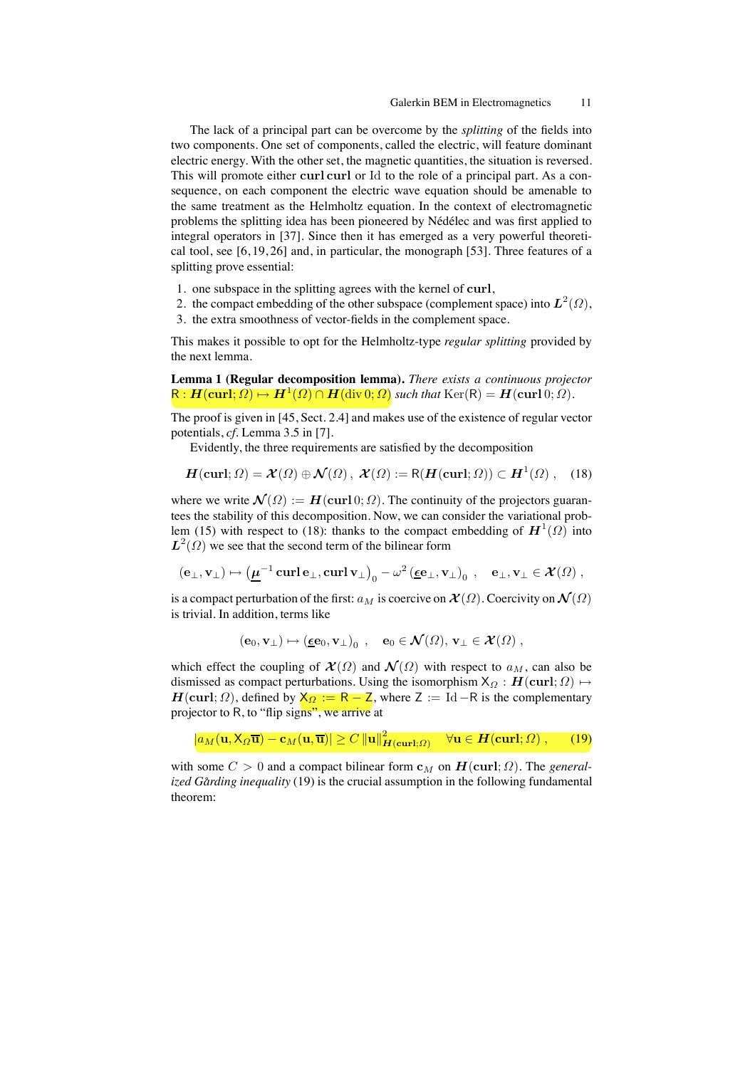The lack of a principal part can be overcome by the *splitting* of the fields into two components. One set of components, called the electric, will feature dominant electric energy. With the other set, the magnetic quantities, the situation is reversed. This will promote either $\mathbf{curl}\,\mathbf{curl}$ or $\mathrm{Id}$ to the role of a principal part. As a consequence, on each component the electric wave equation should be amenable to the same treatment as the Helmholtz equation. In the context of electromagnetic problems the splitting idea has been pioneered by Nédélec and was first applied to integral operators in [37]. Since then it has emerged as a very powerful theoretical tool, see [6,19,26] and, in particular, the monograph [53]. Three features of a splitting prove essential:

1. one subspace in the splitting agrees with the kernel of $\mathbf{curl}$,
2. the compact embedding of the other subspace (complement space) into $\boldsymbol{L}^2(\Omega)$,
3. the extra smoothness of vector-fields in the complement space.

This makes it possible to opt for the Helmholtz-type *regular splitting* provided by the next lemma.

**Lemma 1 (Regular decomposition lemma).** *There exists a continuous projector* $\mathsf{R} : \boldsymbol{H}(\mathbf{curl};\Omega) \mapsto \boldsymbol{H}^1(\Omega) \cap \boldsymbol{H}(\mathrm{div}\,0;\Omega)$ *such that* $\mathrm{Ker}(\mathsf{R}) = \boldsymbol{H}(\mathbf{curl}\,0;\Omega)$.

The proof is given in [45, Sect. 2.4] and makes use of the existence of regular vector potentials, *cf.* Lemma 3.5 in [7].

Evidently, the three requirements are satisfied by the decomposition

$$\boldsymbol{H}(\mathbf{curl};\Omega) = \boldsymbol{\mathcal{X}}(\Omega) \oplus \boldsymbol{\mathcal{N}}(\Omega)\,,\ \boldsymbol{\mathcal{X}}(\Omega) := \mathsf{R}(\boldsymbol{H}(\mathbf{curl};\Omega)) \subset \boldsymbol{H}^1(\Omega)\,, \quad (18)$$

where we write $\boldsymbol{\mathcal{N}}(\Omega) := \boldsymbol{H}(\mathbf{curl}\,0;\Omega)$. The continuity of the projectors guarantees the stability of this decomposition. Now, we can consider the variational problem (15) with respect to (18): thanks to the compact embedding of $\boldsymbol{H}^1(\Omega)$ into $\boldsymbol{L}^2(\Omega)$ we see that the second term of the bilinear form

$$(\mathbf{e}_\perp, \mathbf{v}_\perp) \mapsto \left(\underline{\boldsymbol{\mu}}^{-1}\,\mathbf{curl}\,\mathbf{e}_\perp, \mathbf{curl}\,\mathbf{v}_\perp\right)_0 - \omega^2\left(\underline{\boldsymbol{\epsilon}}\mathbf{e}_\perp, \mathbf{v}_\perp\right)_0\,, \quad \mathbf{e}_\perp, \mathbf{v}_\perp \in \boldsymbol{\mathcal{X}}(\Omega)\,,$$

is a compact perturbation of the first: $a_M$ is coercive on $\boldsymbol{\mathcal{X}}(\Omega)$. Coercivity on $\boldsymbol{\mathcal{N}}(\Omega)$ is trivial. In addition, terms like

$$(\mathbf{e}_0, \mathbf{v}_\perp) \mapsto \left(\underline{\boldsymbol{\epsilon}}\mathbf{e}_0, \mathbf{v}_\perp\right)_0\,, \quad \mathbf{e}_0 \in \boldsymbol{\mathcal{N}}(\Omega),\ \mathbf{v}_\perp \in \boldsymbol{\mathcal{X}}(\Omega)\,,$$

which effect the coupling of $\boldsymbol{\mathcal{X}}(\Omega)$ and $\boldsymbol{\mathcal{N}}(\Omega)$ with respect to $a_M$, can also be dismissed as compact perturbations. Using the isomorphism $\mathsf{X}_\Omega : \boldsymbol{H}(\mathbf{curl};\Omega) \mapsto \boldsymbol{H}(\mathbf{curl};\Omega)$, defined by $\mathsf{X}_\Omega := \mathsf{R} - \mathsf{Z}$, where $\mathsf{Z} := \mathrm{Id} - \mathsf{R}$ is the complementary projector to $\mathsf{R}$, to "flip signs", we arrive at

$$\left|a_M(\mathbf{u}, \mathsf{X}_\Omega\overline{\mathbf{u}}) - \mathbf{c}_M(\mathbf{u}, \overline{\mathbf{u}})\right| \geq C\left\|\mathbf{u}\right\|^2_{\boldsymbol{H}(\mathbf{curl};\Omega)} \quad \forall \mathbf{u} \in \boldsymbol{H}(\mathbf{curl};\Omega)\,, \quad (19)$$

with some $C > 0$ and a compact bilinear form $\mathbf{c}_M$ on $\boldsymbol{H}(\mathbf{curl};\Omega)$. The *generalized Gårding inequality* (19) is the crucial assumption in the following fundamental theorem: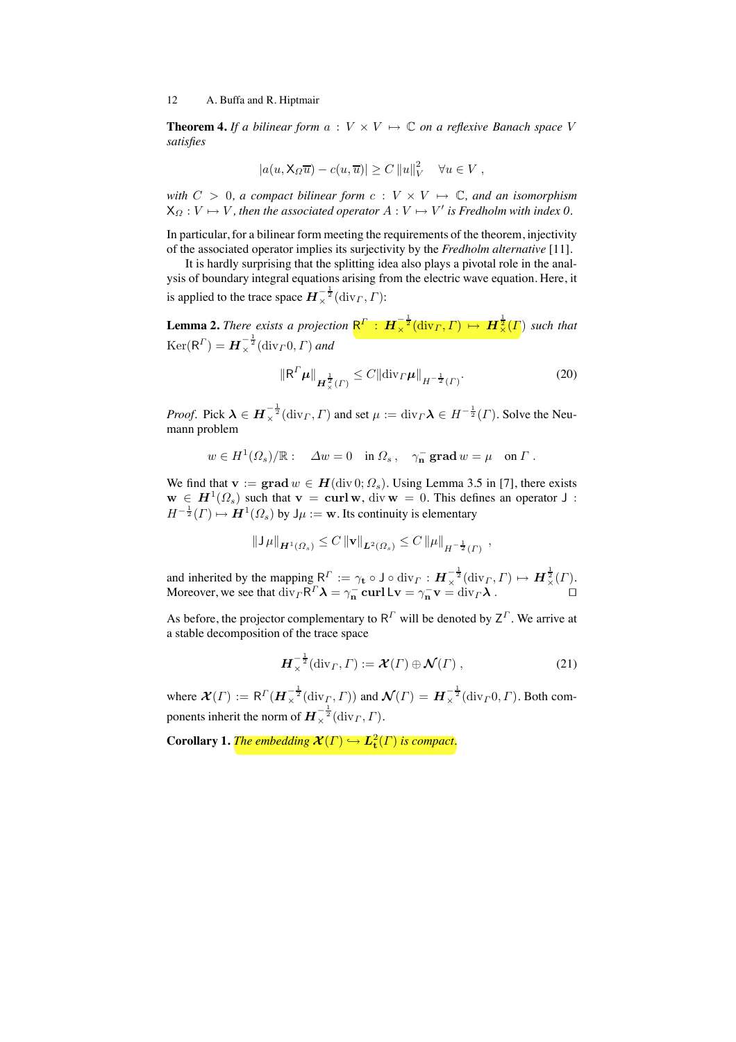**Theorem 4.** *If a bilinear form $a : V \times V \mapsto \mathbb{C}$ on a reflexive Banach space $V$ satisfies*

$$|a(u, \mathsf{X}_\Omega \overline{u}) - c(u, \overline{u})| \geq C \, \|u\|_V^2 \quad \forall u \in V \; ,$$

*with $C > 0$, a compact bilinear form $c : V \times V \mapsto \mathbb{C}$, and an isomorphism $\mathsf{X}_\Omega : V \mapsto V$, then the associated operator $A : V \mapsto V'$ is Fredholm with index 0.*

In particular, for a bilinear form meeting the requirements of the theorem, injectivity of the associated operator implies its surjectivity by the *Fredholm alternative* [11].

It is hardly surprising that the splitting idea also plays a pivotal role in the analysis of boundary integral equations arising from the electric wave equation. Here, it is applied to the trace space $\boldsymbol{H}_\times^{-\frac{1}{2}}(\mathrm{div}_\Gamma, \Gamma)$:

**Lemma 2.** *There exists a projection $\mathsf{R}^\Gamma : \boldsymbol{H}_\times^{-\frac{1}{2}}(\mathrm{div}_\Gamma, \Gamma) \mapsto \boldsymbol{H}_\times^{\frac{1}{2}}(\Gamma)$ such that $\mathrm{Ker}(\mathsf{R}^\Gamma) = \boldsymbol{H}_\times^{-\frac{1}{2}}(\mathrm{div}_\Gamma 0, \Gamma)$ and*

$$\|\mathsf{R}^\Gamma \boldsymbol{\mu}\|_{\boldsymbol{H}_\times^{\frac{1}{2}}(\Gamma)} \leq C \|\mathrm{div}_\Gamma \boldsymbol{\mu}\|_{H^{-\frac{1}{2}}(\Gamma)} . \tag{20}$$

*Proof.* Pick $\boldsymbol{\lambda} \in \boldsymbol{H}_\times^{-\frac{1}{2}}(\mathrm{div}_\Gamma, \Gamma)$ and set $\mu := \mathrm{div}_\Gamma \boldsymbol{\lambda} \in H^{-\frac{1}{2}}(\Gamma)$. Solve the Neumann problem

$$w \in H^1(\Omega_s)/\mathbb{R} : \quad \Delta w = 0 \quad \text{in } \Omega_s \, , \quad \gamma_{\mathbf{n}}^- \, \mathbf{grad} \, w = \mu \quad \text{on } \Gamma \, .$$

We find that $\mathbf{v} := \mathbf{grad} \, w \in \boldsymbol{H}(\mathrm{div} \, 0; \Omega_s)$. Using Lemma 3.5 in [7], there exists $\mathbf{w} \in \boldsymbol{H}^1(\Omega_s)$ such that $\mathbf{v} = \mathbf{curl} \, \mathbf{w}$, $\mathrm{div} \, \mathbf{w} = 0$. This defines an operator $\mathsf{J} : H^{-\frac{1}{2}}(\Gamma) \mapsto \boldsymbol{H}^1(\Omega_s)$ by $\mathsf{J}\mu := \mathbf{w}$. Its continuity is elementary

$$\|\mathsf{J} \, \mu\|_{\boldsymbol{H}^1(\Omega_s)} \leq C \, \|\mathbf{v}\|_{\boldsymbol{L}^2(\Omega_s)} \leq C \, \|\mu\|_{H^{-\frac{1}{2}}(\Gamma)} \; ,$$

and inherited by the mapping $\mathsf{R}^\Gamma := \gamma_{\mathbf{t}} \circ \mathsf{J} \circ \mathrm{div}_\Gamma : \boldsymbol{H}_\times^{-\frac{1}{2}}(\mathrm{div}_\Gamma, \Gamma) \mapsto \boldsymbol{H}_\times^{\frac{1}{2}}(\Gamma)$. Moreover, we see that $\mathrm{div}_\Gamma \mathsf{R}^\Gamma \boldsymbol{\lambda} = \gamma_{\mathbf{n}}^- \, \mathbf{curl} \, \mathsf{L}\mathbf{v} = \gamma_{\mathbf{n}}^- \mathbf{v} = \mathrm{div}_\Gamma \boldsymbol{\lambda}$ . $\square$

As before, the projector complementary to $\mathsf{R}^\Gamma$ will be denoted by $\mathsf{Z}^\Gamma$. We arrive at a stable decomposition of the trace space

$$\boldsymbol{H}_\times^{-\frac{1}{2}}(\mathrm{div}_\Gamma, \Gamma) := \boldsymbol{\mathcal{X}}(\Gamma) \oplus \boldsymbol{\mathcal{N}}(\Gamma) \; , \tag{21}$$

where $\boldsymbol{\mathcal{X}}(\Gamma) := \mathsf{R}^\Gamma(\boldsymbol{H}_\times^{-\frac{1}{2}}(\mathrm{div}_\Gamma, \Gamma))$ and $\boldsymbol{\mathcal{N}}(\Gamma) = \boldsymbol{H}_\times^{-\frac{1}{2}}(\mathrm{div}_\Gamma 0, \Gamma)$. Both components inherit the norm of $\boldsymbol{H}_\times^{-\frac{1}{2}}(\mathrm{div}_\Gamma, \Gamma)$.

**Corollary 1.** *The embedding $\boldsymbol{\mathcal{X}}(\Gamma) \hookrightarrow \boldsymbol{L}_{\mathbf{t}}^2(\Gamma)$ is compact.*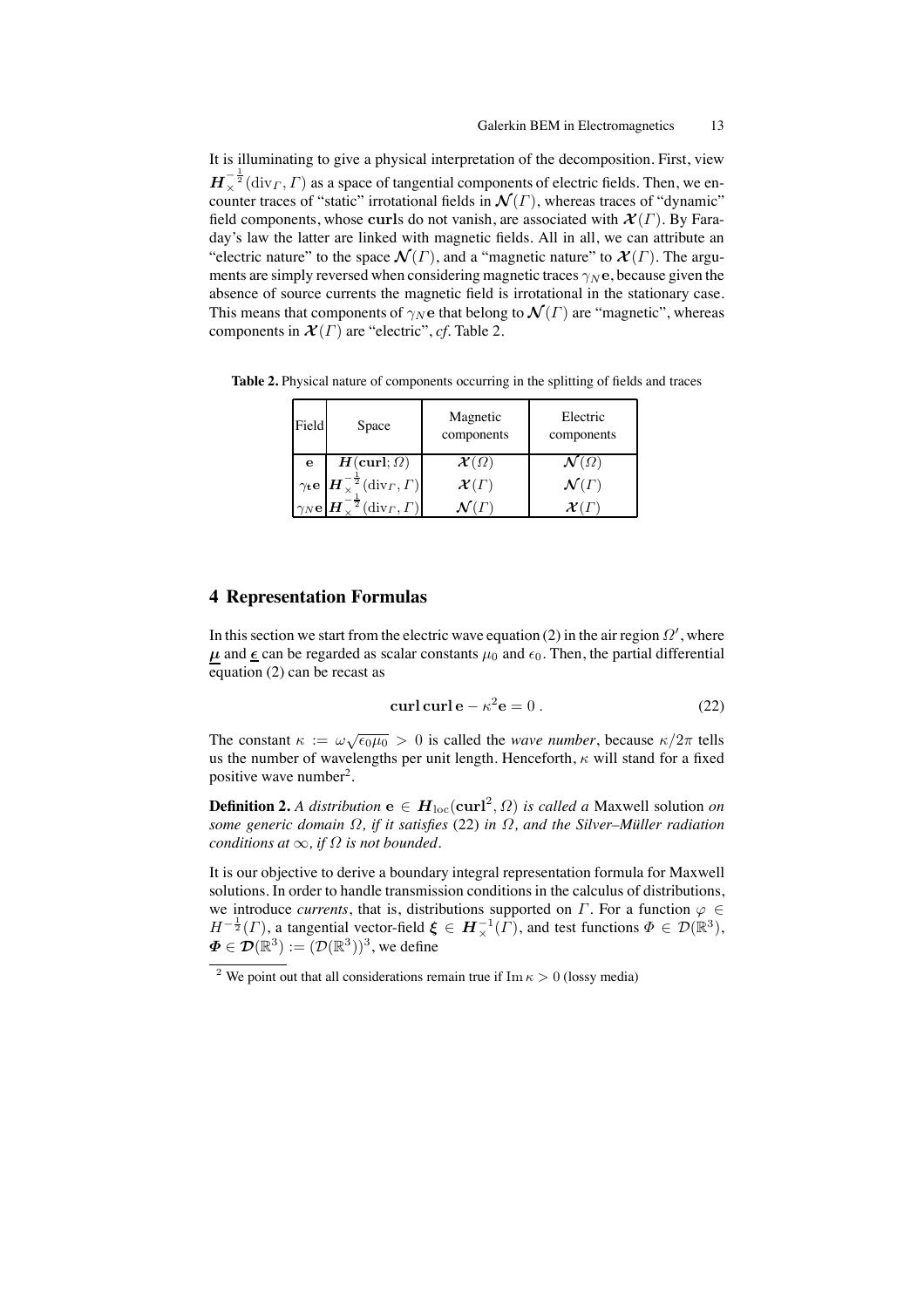It is illuminating to give a physical interpretation of the decomposition. First, view $\boldsymbol{H}_\times^{-\frac{1}{2}}(\mathrm{div}_\Gamma, \Gamma)$ as a space of tangential components of electric fields. Then, we encounter traces of "static" irrotational fields in $\boldsymbol{\mathcal{N}}(\Gamma)$, whereas traces of "dynamic" field components, whose **curl**s do not vanish, are associated with $\boldsymbol{\mathcal{X}}(\Gamma)$. By Faraday's law the latter are linked with magnetic fields. All in all, we can attribute an "electric nature" to the space $\boldsymbol{\mathcal{N}}(\Gamma)$, and a "magnetic nature" to $\boldsymbol{\mathcal{X}}(\Gamma)$. The arguments are simply reversed when considering magnetic traces $\gamma_N \mathbf{e}$, because given the absence of source currents the magnetic field is irrotational in the stationary case. This means that components of $\gamma_N \mathbf{e}$ that belong to $\boldsymbol{\mathcal{N}}(\Gamma)$ are "magnetic", whereas components in $\boldsymbol{\mathcal{X}}(\Gamma)$ are "electric", *cf*. Table 2.

**Table 2.** Physical nature of components occurring in the splitting of fields and traces

| Field | Space | Magnetic components | Electric components |
|---|---|---|---|
| $\mathbf{e}$ | $\boldsymbol{H}(\mathbf{curl}; \Omega)$ | $\boldsymbol{\mathcal{X}}(\Omega)$ | $\boldsymbol{\mathcal{N}}(\Omega)$ |
| $\gamma_{\mathbf{t}} \mathbf{e}$ | $\boldsymbol{H}_\times^{-\frac{1}{2}}(\mathrm{div}_\Gamma, \Gamma)$ | $\boldsymbol{\mathcal{X}}(\Gamma)$ | $\boldsymbol{\mathcal{N}}(\Gamma)$ |
| $\gamma_N \mathbf{e}$ | $\boldsymbol{H}_\times^{-\frac{1}{2}}(\mathrm{div}_\Gamma, \Gamma)$ | $\boldsymbol{\mathcal{N}}(\Gamma)$ | $\boldsymbol{\mathcal{X}}(\Gamma)$ |

## 4 Representation Formulas

In this section we start from the electric wave equation (2) in the air region $\Omega'$, where $\underline{\boldsymbol{\mu}}$ and $\underline{\boldsymbol{\epsilon}}$ can be regarded as scalar constants $\mu_0$ and $\epsilon_0$. Then, the partial differential equation (2) can be recast as

$$\mathbf{curl}\,\mathbf{curl}\,\mathbf{e} - \kappa^2 \mathbf{e} = 0 \,. \tag{22}$$

The constant $\kappa := \omega\sqrt{\epsilon_0 \mu_0} > 0$ is called the *wave number*, because $\kappa/2\pi$ tells us the number of wavelengths per unit length. Henceforth, $\kappa$ will stand for a fixed positive wave number[2].

**Definition 2.** *A distribution* $\mathbf{e} \in \boldsymbol{H}_{\mathrm{loc}}(\mathbf{curl}^2, \Omega)$ *is called a* Maxwell solution *on some generic domain* $\Omega$*, if it satisfies* (22) *in* $\Omega$*, and the Silver–Müller radiation conditions at* $\infty$*, if* $\Omega$ *is not bounded.*

It is our objective to derive a boundary integral representation formula for Maxwell solutions. In order to handle transmission conditions in the calculus of distributions, we introduce *currents*, that is, distributions supported on $\Gamma$. For a function $\varphi \in H^{-\frac{1}{2}}(\Gamma)$, a tangential vector-field $\boldsymbol{\xi} \in \boldsymbol{H}_\times^{-1}(\Gamma)$, and test functions $\Phi \in \mathcal{D}(\mathbb{R}^3)$, $\boldsymbol{\Phi} \in \boldsymbol{\mathcal{D}}(\mathbb{R}^3) := (\mathcal{D}(\mathbb{R}^3))^3$, we define

[2] We point out that all considerations remain true if $\mathrm{Im}\,\kappa > 0$ (lossy media)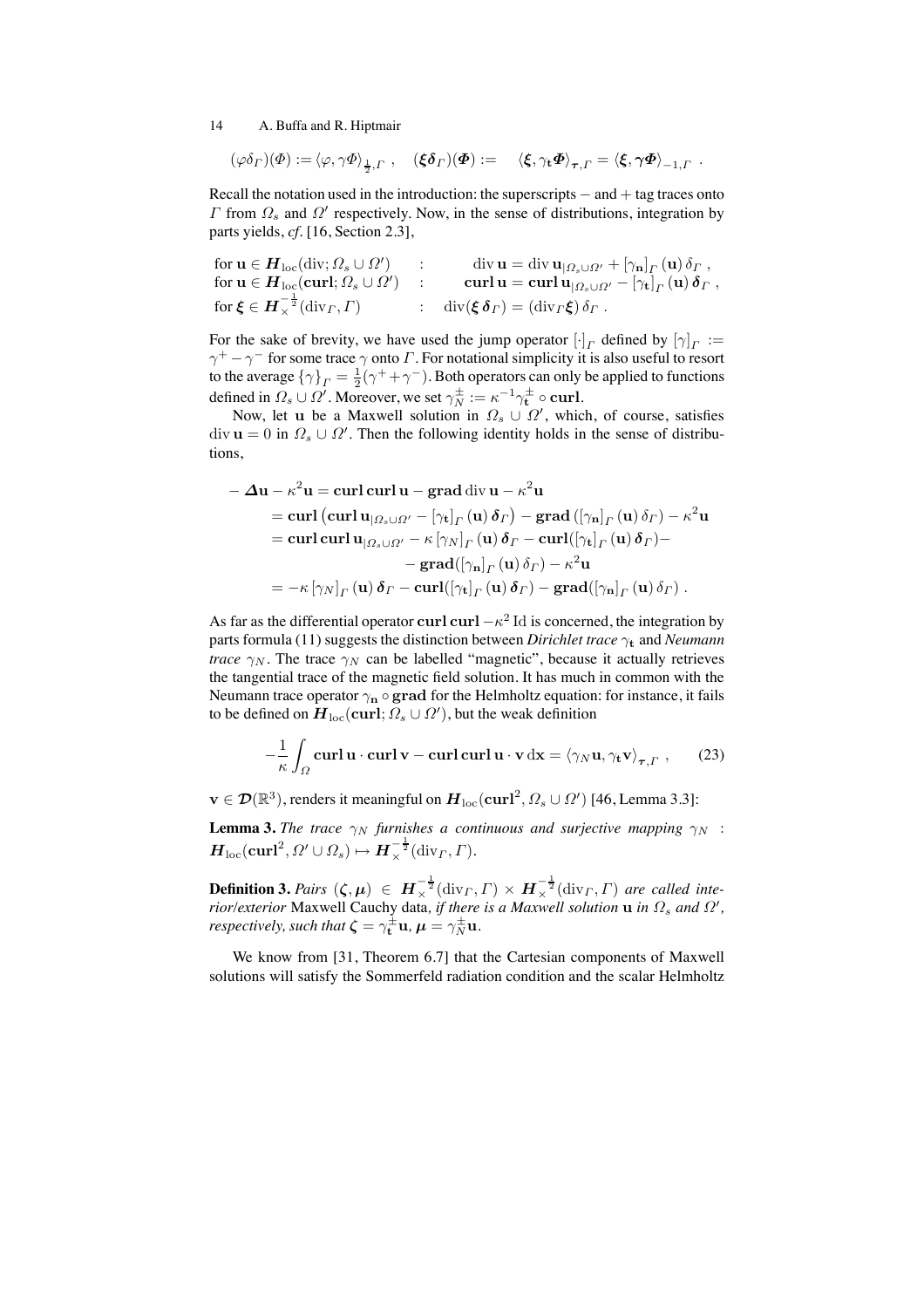$$(\varphi\delta_\Gamma)(\Phi) := \langle \varphi, \gamma\Phi\rangle_{\frac{1}{2},\Gamma} \;, \quad (\boldsymbol{\xi}\boldsymbol{\delta}_\Gamma)(\boldsymbol{\Phi}) := \quad \langle \boldsymbol{\xi}, \gamma_{\mathbf{t}}\boldsymbol{\Phi}\rangle_{\boldsymbol{\tau},\Gamma} = \langle \boldsymbol{\xi}, \boldsymbol{\gamma}\boldsymbol{\Phi}\rangle_{-1,\Gamma} \;.$$

Recall the notation used in the introduction: the superscripts $-$ and $+$ tag traces onto $\Gamma$ from $\Omega_s$ and $\Omega'$ respectively. Now, in the sense of distributions, integration by parts yields, *cf.* [16, Section 2.3],

$$\begin{array}{lll}
\text{for } \mathbf{u} \in \boldsymbol{H}_{\mathrm{loc}}(\mathrm{div}; \Omega_s \cup \Omega') & : & \mathrm{div}\,\mathbf{u} = \mathrm{div}\,\mathbf{u}_{|\Omega_s\cup\Omega'} + [\gamma_{\mathbf{n}}]_\Gamma(\mathbf{u})\,\delta_\Gamma \;, \\
\text{for } \mathbf{u} \in \boldsymbol{H}_{\mathrm{loc}}(\mathbf{curl}; \Omega_s \cup \Omega') & : & \mathbf{curl}\,\mathbf{u} = \mathbf{curl}\,\mathbf{u}_{|\Omega_s\cup\Omega'} - [\gamma_{\mathbf{t}}]_\Gamma(\mathbf{u})\,\boldsymbol{\delta}_\Gamma \;, \\
\text{for } \boldsymbol{\xi} \in \boldsymbol{H}_\times^{-\frac{1}{2}}(\mathrm{div}_\Gamma, \Gamma) & : & \mathrm{div}(\boldsymbol{\xi}\,\boldsymbol{\delta}_\Gamma) = (\mathrm{div}_\Gamma\boldsymbol{\xi})\,\delta_\Gamma \;.
\end{array}$$

For the sake of brevity, we have used the jump operator $[\cdot]_\Gamma$ defined by $[\gamma]_\Gamma := \gamma^+ - \gamma^-$ for some trace $\gamma$ onto $\Gamma$. For notational simplicity it is also useful to resort to the average $\{\gamma\}_\Gamma = \frac{1}{2}(\gamma^+ + \gamma^-)$. Both operators can only be applied to functions defined in $\Omega_s \cup \Omega'$. Moreover, we set $\gamma_N^\pm := \kappa^{-1}\gamma_{\mathbf{t}}^\pm \circ \mathbf{curl}$.

Now, let $\mathbf{u}$ be a Maxwell solution in $\Omega_s \cup \Omega'$, which, of course, satisfies $\mathrm{div}\,\mathbf{u} = 0$ in $\Omega_s \cup \Omega'$. Then the following identity holds in the sense of distributions,

$$\begin{aligned}
-\boldsymbol{\Delta}\mathbf{u} - \kappa^2\mathbf{u} &= \mathbf{curl}\,\mathbf{curl}\,\mathbf{u} - \mathbf{grad}\,\mathrm{div}\,\mathbf{u} - \kappa^2\mathbf{u} \\
&= \mathbf{curl}\left(\mathbf{curl}\,\mathbf{u}_{|\Omega_s\cup\Omega'} - [\gamma_{\mathbf{t}}]_\Gamma(\mathbf{u})\,\boldsymbol{\delta}_\Gamma\right) - \mathbf{grad}\left([\gamma_{\mathbf{n}}]_\Gamma(\mathbf{u})\,\delta_\Gamma\right) - \kappa^2\mathbf{u} \\
&= \mathbf{curl}\,\mathbf{curl}\,\mathbf{u}_{|\Omega_s\cup\Omega'} - \kappa\,[\gamma_N]_\Gamma(\mathbf{u})\,\boldsymbol{\delta}_\Gamma - \mathbf{curl}([\gamma_{\mathbf{t}}]_\Gamma(\mathbf{u})\,\boldsymbol{\delta}_\Gamma) - \\
&\qquad - \mathbf{grad}([\gamma_{\mathbf{n}}]_\Gamma(\mathbf{u})\,\delta_\Gamma) - \kappa^2\mathbf{u} \\
&= -\kappa\,[\gamma_N]_\Gamma(\mathbf{u})\,\boldsymbol{\delta}_\Gamma - \mathbf{curl}([\gamma_{\mathbf{t}}]_\Gamma(\mathbf{u})\,\boldsymbol{\delta}_\Gamma) - \mathbf{grad}([\gamma_{\mathbf{n}}]_\Gamma(\mathbf{u})\,\delta_\Gamma) \;.
\end{aligned}$$

As far as the differential operator $\mathbf{curl}\,\mathbf{curl} - \kappa^2\,\mathrm{Id}$ is concerned, the integration by parts formula (11) suggests the distinction between *Dirichlet trace* $\gamma_{\mathbf{t}}$ and *Neumann trace* $\gamma_N$. The trace $\gamma_N$ can be labelled "magnetic", because it actually retrieves the tangential trace of the magnetic field solution. It has much in common with the Neumann trace operator $\gamma_{\mathbf{n}} \circ \mathbf{grad}$ for the Helmholtz equation: for instance, it fails to be defined on $\boldsymbol{H}_{\mathrm{loc}}(\mathbf{curl}; \Omega_s \cup \Omega')$, but the weak definition

$$-\frac{1}{\kappa}\int_\Omega \mathbf{curl}\,\mathbf{u}\cdot\mathbf{curl}\,\mathbf{v} - \mathbf{curl}\,\mathbf{curl}\,\mathbf{u}\cdot\mathbf{v}\,\mathrm{d}\mathbf{x} = \langle \gamma_N\mathbf{u}, \gamma_{\mathbf{t}}\mathbf{v}\rangle_{\boldsymbol{\tau},\Gamma} \;, \qquad (23)$$

$\mathbf{v} \in \boldsymbol{\mathcal{D}}(\mathbb{R}^3)$, renders it meaningful on $\boldsymbol{H}_{\mathrm{loc}}(\mathbf{curl}^2, \Omega_s \cup \Omega')$ [46, Lemma 3.3]:

**Lemma 3.** *The trace $\gamma_N$ furnishes a continuous and surjective mapping $\gamma_N$ : $\boldsymbol{H}_{\mathrm{loc}}(\mathbf{curl}^2, \Omega' \cup \Omega_s) \mapsto \boldsymbol{H}_\times^{-\frac{1}{2}}(\mathrm{div}_\Gamma, \Gamma)$.*

**Definition 3.** *Pairs $(\boldsymbol{\zeta}, \boldsymbol{\mu}) \in \boldsymbol{H}_\times^{-\frac{1}{2}}(\mathrm{div}_\Gamma, \Gamma) \times \boldsymbol{H}_\times^{-\frac{1}{2}}(\mathrm{div}_\Gamma, \Gamma)$ are called interior/exterior* Maxwell Cauchy data, *if there is a Maxwell solution $\mathbf{u}$ in $\Omega_s$ and $\Omega'$, respectively, such that $\boldsymbol{\zeta} = \gamma_{\mathbf{t}}^\pm\mathbf{u}$, $\boldsymbol{\mu} = \gamma_N^\pm\mathbf{u}$.*

We know from [31, Theorem 6.7] that the Cartesian components of Maxwell solutions will satisfy the Sommerfeld radiation condition and the scalar Helmholtz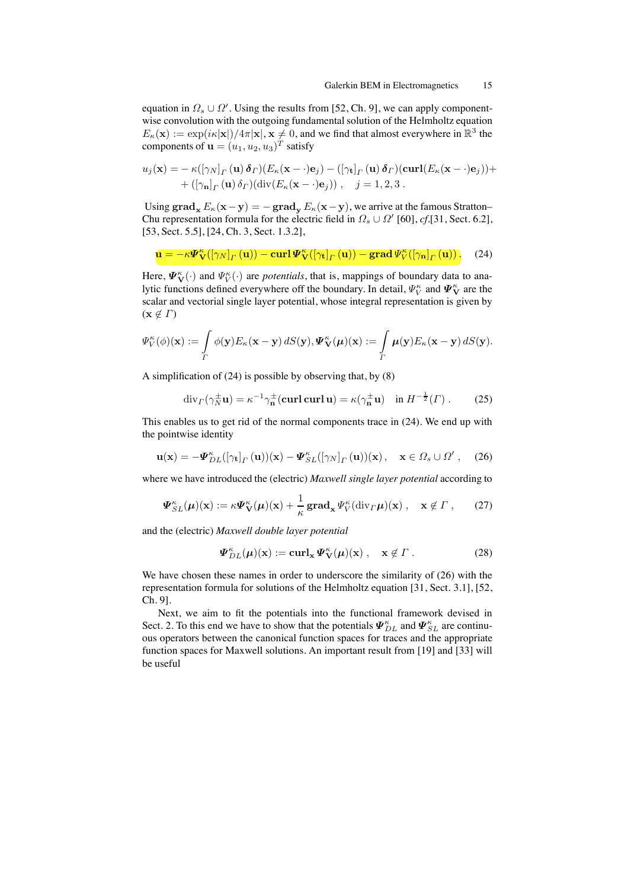equation in $\Omega_s \cup \Omega'$. Using the results from [52, Ch. 9], we can apply componentwise convolution with the outgoing fundamental solution of the Helmholtz equation $E_\kappa(\mathbf{x}) := \exp(i\kappa|\mathbf{x}|)/4\pi|\mathbf{x}|$, $\mathbf{x} \neq 0$, and we find that almost everywhere in $\mathbb{R}^3$ the components of $\mathbf{u} = (u_1, u_2, u_3)^T$ satisfy

$$
\begin{aligned}
u_j(\mathbf{x}) = &- \kappa([\gamma_N]_\Gamma(\mathbf{u})\,\boldsymbol{\delta}_\Gamma)(E_\kappa(\mathbf{x}-\cdot)\mathbf{e}_j) - ([\gamma_\mathbf{t}]_\Gamma(\mathbf{u})\,\boldsymbol{\delta}_\Gamma)(\mathbf{curl}(E_\kappa(\mathbf{x}-\cdot)\mathbf{e}_j)) + \\
&+ ([\gamma_\mathbf{n}]_\Gamma(\mathbf{u})\,\delta_\Gamma)(\mathrm{div}(E_\kappa(\mathbf{x}-\cdot)\mathbf{e}_j))\;, \quad j = 1,2,3\;.
\end{aligned}
$$

Using $\mathbf{grad}_\mathbf{x} E_\kappa(\mathbf{x}-\mathbf{y}) = -\,\mathbf{grad}_\mathbf{y} E_\kappa(\mathbf{x}-\mathbf{y})$, we arrive at the famous Stratton–Chu representation formula for the electric field in $\Omega_s \cup \Omega'$ [60], *cf.*[31, Sect. 6.2], [53, Sect. 5.5], [24, Ch. 3, Sect. 1.3.2],

$$
\mathbf{u} = -\kappa\boldsymbol{\Psi}^\kappa_\mathbf{V}([\gamma_N]_\Gamma(\mathbf{u})) - \mathbf{curl}\,\boldsymbol{\Psi}^\kappa_\mathbf{V}([\gamma_\mathbf{t}]_\Gamma(\mathbf{u})) - \mathbf{grad}\,\Psi^\kappa_V([\gamma_\mathbf{n}]_\Gamma(\mathbf{u}))\,. \tag{24}
$$

Here, $\boldsymbol{\Psi}^\kappa_\mathbf{V}(\cdot)$ and $\Psi^\kappa_V(\cdot)$ are *potentials*, that is, mappings of boundary data to analytic functions defined everywhere off the boundary. In detail, $\Psi^\kappa_V$ and $\boldsymbol{\Psi}^\kappa_\mathbf{V}$ are the scalar and vectorial single layer potential, whose integral representation is given by ($\mathbf{x} \notin \Gamma$)

$$
\Psi^\kappa_V(\phi)(\mathbf{x}) := \int_\Gamma \phi(\mathbf{y}) E_\kappa(\mathbf{x}-\mathbf{y})\,dS(\mathbf{y}), \boldsymbol{\Psi}^\kappa_\mathbf{V}(\boldsymbol{\mu})(\mathbf{x}) := \int_\Gamma \boldsymbol{\mu}(\mathbf{y}) E_\kappa(\mathbf{x}-\mathbf{y})\,dS(\mathbf{y}).
$$

A simplification of (24) is possible by observing that, by (8)

$$
\mathrm{div}_\Gamma(\gamma^\pm_N \mathbf{u}) = \kappa^{-1}\gamma^\pm_\mathbf{n}(\mathbf{curl}\,\mathbf{curl}\,\mathbf{u}) = \kappa(\gamma^\pm_\mathbf{n}\mathbf{u}) \quad \text{in } H^{-\frac{1}{2}}(\Gamma)\;. \tag{25}
$$

This enables us to get rid of the normal components trace in (24). We end up with the pointwise identity

$$
\mathbf{u}(\mathbf{x}) = -\boldsymbol{\Psi}^\kappa_{DL}([\gamma_\mathbf{t}]_\Gamma(\mathbf{u}))(\mathbf{x}) - \boldsymbol{\Psi}^\kappa_{SL}([\gamma_N]_\Gamma(\mathbf{u}))(\mathbf{x})\,, \quad \mathbf{x} \in \Omega_s \cup \Omega'\,, \tag{26}
$$

where we have introduced the (electric) *Maxwell single layer potential* according to

$$
\boldsymbol{\Psi}^\kappa_{SL}(\boldsymbol{\mu})(\mathbf{x}) := \kappa\boldsymbol{\Psi}^\kappa_\mathbf{V}(\boldsymbol{\mu})(\mathbf{x}) + \frac{1}{\kappa}\,\mathbf{grad}_\mathbf{x}\,\Psi^\kappa_V(\mathrm{div}_\Gamma\boldsymbol{\mu})(\mathbf{x})\;, \quad \mathbf{x} \notin \Gamma\;, \tag{27}
$$

and the (electric) *Maxwell double layer potential*

$$
\boldsymbol{\Psi}^\kappa_{DL}(\boldsymbol{\mu})(\mathbf{x}) := \mathbf{curl}_\mathbf{x}\,\boldsymbol{\Psi}^\kappa_\mathbf{V}(\boldsymbol{\mu})(\mathbf{x})\;, \quad \mathbf{x} \notin \Gamma\;. \tag{28}
$$

We have chosen these names in order to underscore the similarity of (26) with the representation formula for solutions of the Helmholtz equation [31, Sect. 3.1], [52, Ch. 9].

Next, we aim to fit the potentials into the functional framework devised in Sect. 2. To this end we have to show that the potentials $\boldsymbol{\Psi}^\kappa_{DL}$ and $\boldsymbol{\Psi}^\kappa_{SL}$ are continuous operators between the canonical function spaces for traces and the appropriate function spaces for Maxwell solutions. An important result from [19] and [33] will be useful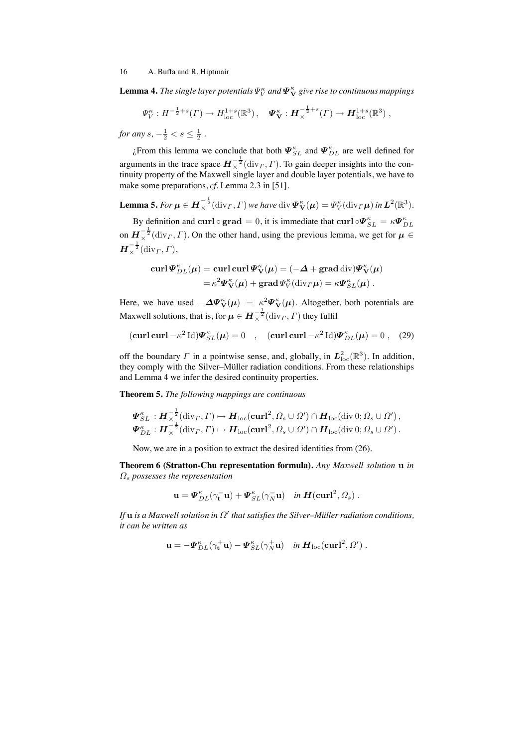**Lemma 4.** *The single layer potentials $\Psi_V^\kappa$ and $\boldsymbol{\Psi}_{\mathbf{V}}^\kappa$ give rise to continuous mappings*

$$\Psi_V^\kappa : H^{-\frac{1}{2}+s}(\Gamma) \mapsto H^{1+s}_{\mathrm{loc}}(\mathbb{R}^3)\,, \quad \boldsymbol{\Psi}_{\mathbf{V}}^\kappa : \boldsymbol{H}_\times^{-\frac{1}{2}+s}(\Gamma) \mapsto \boldsymbol{H}^{1+s}_{\mathrm{loc}}(\mathbb{R}^3)\,,$$

*for any $s$, $-\frac{1}{2} < s \leq \frac{1}{2}$ .*

¿From this lemma we conclude that both $\boldsymbol{\Psi}_{SL}^\kappa$ and $\boldsymbol{\Psi}_{DL}^\kappa$ are well defined for arguments in the trace space $\boldsymbol{H}_\times^{-\frac{1}{2}}(\mathrm{div}_\Gamma, \Gamma)$. To gain deeper insights into the continuity property of the Maxwell single layer and double layer potentials, we have to make some preparations, *cf.* Lemma 2.3 in [51].

**Lemma 5.** *For $\boldsymbol{\mu} \in \boldsymbol{H}_\times^{-\frac{1}{2}}(\mathrm{div}_\Gamma, \Gamma)$ we have $\mathrm{div}\, \boldsymbol{\Psi}_{\mathbf{V}}^\kappa(\boldsymbol{\mu}) = \Psi_V^\kappa(\mathrm{div}_\Gamma \boldsymbol{\mu})$ in $\boldsymbol{L}^2(\mathbb{R}^3)$.*

By definition and $\mathbf{curl} \circ \mathbf{grad} = 0$, it is immediate that $\mathbf{curl} \circ \boldsymbol{\Psi}_{SL}^\kappa = \kappa \boldsymbol{\Psi}_{DL}^\kappa$ on $\boldsymbol{H}_\times^{-\frac{1}{2}}(\mathrm{div}_\Gamma, \Gamma)$. On the other hand, using the previous lemma, we get for $\boldsymbol{\mu} \in \boldsymbol{H}_\times^{-\frac{1}{2}}(\mathrm{div}_\Gamma, \Gamma)$,

$$\begin{aligned}
\mathbf{curl}\, \boldsymbol{\Psi}_{DL}^\kappa(\boldsymbol{\mu}) &= \mathbf{curl}\,\mathbf{curl}\, \boldsymbol{\Psi}_{\mathbf{V}}^\kappa(\boldsymbol{\mu}) = (-\boldsymbol{\Delta} + \mathbf{grad}\,\mathrm{div}) \boldsymbol{\Psi}_{\mathbf{V}}^\kappa(\boldsymbol{\mu}) \\
&= \kappa^2 \boldsymbol{\Psi}_{\mathbf{V}}^\kappa(\boldsymbol{\mu}) + \mathbf{grad}\, \Psi_V^\kappa(\mathrm{div}_\Gamma \boldsymbol{\mu}) = \kappa \boldsymbol{\Psi}_{SL}^\kappa(\boldsymbol{\mu})\,.
\end{aligned}$$

Here, we have used $-\boldsymbol{\Delta}\boldsymbol{\Psi}_{\mathbf{V}}^\kappa(\boldsymbol{\mu}) = \kappa^2 \boldsymbol{\Psi}_{\mathbf{V}}^\kappa(\boldsymbol{\mu})$. Altogether, both potentials are Maxwell solutions, that is, for $\boldsymbol{\mu} \in \boldsymbol{H}_\times^{-\frac{1}{2}}(\mathrm{div}_\Gamma, \Gamma)$ they fulfil

$$(\mathbf{curl}\,\mathbf{curl} - \kappa^2\,\mathrm{Id}) \boldsymbol{\Psi}_{SL}^\kappa(\boldsymbol{\mu}) = 0 \quad , \quad (\mathbf{curl}\,\mathbf{curl} - \kappa^2\,\mathrm{Id}) \boldsymbol{\Psi}_{DL}^\kappa(\boldsymbol{\mu}) = 0\,, \tag{29}$$

off the boundary $\Gamma$ in a pointwise sense, and, globally, in $\boldsymbol{L}^2_{\mathrm{loc}}(\mathbb{R}^3)$. In addition, they comply with the Silver–Müller radiation conditions. From these relationships and Lemma 4 we infer the desired continuity properties.

**Theorem 5.** *The following mappings are continuous*

$$\begin{aligned}
&\boldsymbol{\Psi}_{SL}^\kappa : \boldsymbol{H}_\times^{-\frac{1}{2}}(\mathrm{div}_\Gamma, \Gamma) \mapsto \boldsymbol{H}_{\mathrm{loc}}(\mathbf{curl}^2, \Omega_s \cup \Omega') \cap \boldsymbol{H}_{\mathrm{loc}}(\mathrm{div}\, 0; \Omega_s \cup \Omega')\,, \\
&\boldsymbol{\Psi}_{DL}^\kappa : \boldsymbol{H}_\times^{-\frac{1}{2}}(\mathrm{div}_\Gamma, \Gamma) \mapsto \boldsymbol{H}_{\mathrm{loc}}(\mathbf{curl}^2, \Omega_s \cup \Omega') \cap \boldsymbol{H}_{\mathrm{loc}}(\mathrm{div}\, 0; \Omega_s \cup \Omega')\,.
\end{aligned}$$

Now, we are in a position to extract the desired identities from (26).

**Theorem 6 (Stratton-Chu representation formula).** *Any Maxwell solution $\mathbf{u}$ in $\Omega_s$ possesses the representation*

$$\mathbf{u} = \boldsymbol{\Psi}_{DL}^\kappa(\gamma_{\mathbf{t}}^- \mathbf{u}) + \boldsymbol{\Psi}_{SL}^\kappa(\gamma_N^- \mathbf{u}) \quad \textit{in } \boldsymbol{H}(\mathbf{curl}^2, \Omega_s)\,.$$

*If $\mathbf{u}$ is a Maxwell solution in $\Omega'$ that satisfies the Silver–Müller radiation conditions, it can be written as*

$$\mathbf{u} = -\boldsymbol{\Psi}_{DL}^\kappa(\gamma_{\mathbf{t}}^+ \mathbf{u}) - \boldsymbol{\Psi}_{SL}^\kappa(\gamma_N^+ \mathbf{u}) \quad \textit{in } \boldsymbol{H}_{\mathrm{loc}}(\mathbf{curl}^2, \Omega')\,.$$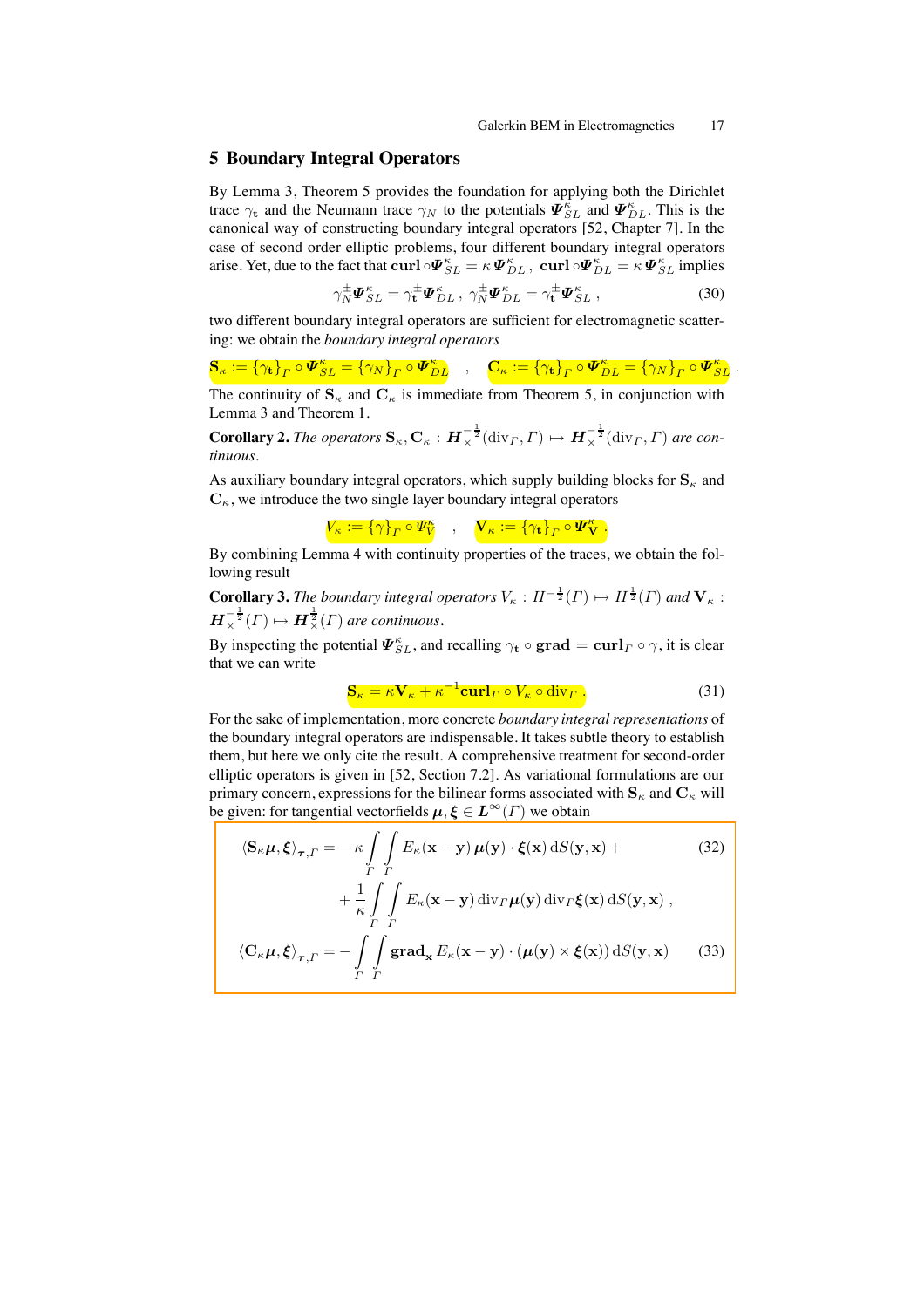## 5 Boundary Integral Operators

By Lemma 3, Theorem 5 provides the foundation for applying both the Dirichlet trace $\gamma_{\mathbf{t}}$ and the Neumann trace $\gamma_N$ to the potentials $\boldsymbol{\Psi}_{SL}^{\kappa}$ and $\boldsymbol{\Psi}_{DL}^{\kappa}$. This is the canonical way of constructing boundary integral operators [52, Chapter 7]. In the case of second order elliptic problems, four different boundary integral operators arise. Yet, due to the fact that $\mathbf{curl} \circ \boldsymbol{\Psi}_{SL}^{\kappa} = \kappa \boldsymbol{\Psi}_{DL}^{\kappa}$, $\mathbf{curl} \circ \boldsymbol{\Psi}_{DL}^{\kappa} = \kappa \boldsymbol{\Psi}_{SL}^{\kappa}$ implies

$$\gamma_N^{\pm} \boldsymbol{\Psi}_{SL}^{\kappa} = \gamma_{\mathbf{t}}^{\pm} \boldsymbol{\Psi}_{DL}^{\kappa} \, , \; \gamma_N^{\pm} \boldsymbol{\Psi}_{DL}^{\kappa} = \gamma_{\mathbf{t}}^{\pm} \boldsymbol{\Psi}_{SL}^{\kappa} \, , \tag{30}$$

two different boundary integral operators are sufficient for electromagnetic scattering: we obtain the *boundary integral operators*

$$\mathbf{S}_{\kappa} := \{\gamma_{\mathbf{t}}\}_{\Gamma} \circ \boldsymbol{\Psi}_{SL}^{\kappa} = \{\gamma_N\}_{\Gamma} \circ \boldsymbol{\Psi}_{DL}^{\kappa} \quad , \quad \mathbf{C}_{\kappa} := \{\gamma_{\mathbf{t}}\}_{\Gamma} \circ \boldsymbol{\Psi}_{DL}^{\kappa} = \{\gamma_N\}_{\Gamma} \circ \boldsymbol{\Psi}_{SL}^{\kappa} \, .$$

The continuity of $\mathbf{S}_{\kappa}$ and $\mathbf{C}_{\kappa}$ is immediate from Theorem 5, in conjunction with Lemma 3 and Theorem 1.

**Corollary 2.** *The operators* $\mathbf{S}_{\kappa}, \mathbf{C}_{\kappa} : \boldsymbol{H}_{\times}^{-\frac{1}{2}}(\mathrm{div}_{\Gamma}, \Gamma) \mapsto \boldsymbol{H}_{\times}^{-\frac{1}{2}}(\mathrm{div}_{\Gamma}, \Gamma)$ *are continuous.*

As auxiliary boundary integral operators, which supply building blocks for $\mathbf{S}_{\kappa}$ and $\mathbf{C}_{\kappa}$, we introduce the two single layer boundary integral operators

$$V_{\kappa} := \{\gamma\}_{\Gamma} \circ \Psi_V^{\kappa} \quad , \quad \mathbf{V}_{\kappa} := \{\gamma_{\mathbf{t}}\}_{\Gamma} \circ \boldsymbol{\Psi}_{\mathbf{V}}^{\kappa} \, .$$

By combining Lemma 4 with continuity properties of the traces, we obtain the following result

**Corollary 3.** *The boundary integral operators* $V_{\kappa} : H^{-\frac{1}{2}}(\Gamma) \mapsto H^{\frac{1}{2}}(\Gamma)$ *and* $\mathbf{V}_{\kappa} : \boldsymbol{H}_{\times}^{-\frac{1}{2}}(\Gamma) \mapsto \boldsymbol{H}_{\times}^{\frac{1}{2}}(\Gamma)$ *are continuous.*

By inspecting the potential $\boldsymbol{\Psi}_{SL}^{\kappa}$, and recalling $\gamma_{\mathbf{t}} \circ \mathbf{grad} = \mathbf{curl}_{\Gamma} \circ \gamma$, it is clear that we can write

$$\mathbf{S}_{\kappa} = \kappa \mathbf{V}_{\kappa} + \kappa^{-1} \mathbf{curl}_{\Gamma} \circ V_{\kappa} \circ \mathrm{div}_{\Gamma} \, . \tag{31}$$

For the sake of implementation, more concrete *boundary integral representations* of the boundary integral operators are indispensable. It takes subtle theory to establish them, but here we only cite the result. A comprehensive treatment for second-order elliptic operators is given in [52, Section 7.2]. As variational formulations are our primary concern, expressions for the bilinear forms associated with $\mathbf{S}_{\kappa}$ and $\mathbf{C}_{\kappa}$ will be given: for tangential vectorfields $\boldsymbol{\mu}, \boldsymbol{\xi} \in \boldsymbol{L}^{\infty}(\Gamma)$ we obtain

$$\begin{aligned} \langle \mathbf{S}_{\kappa} \boldsymbol{\mu}, \boldsymbol{\xi} \rangle_{\boldsymbol{\tau}, \Gamma} = & -\kappa \int_{\Gamma} \int_{\Gamma} E_{\kappa}(\mathbf{x} - \mathbf{y}) \, \boldsymbol{\mu}(\mathbf{y}) \cdot \boldsymbol{\xi}(\mathbf{x}) \, \mathrm{d}S(\mathbf{y}, \mathbf{x}) + \\ & + \frac{1}{\kappa} \int_{\Gamma} \int_{\Gamma} E_{\kappa}(\mathbf{x} - \mathbf{y}) \, \mathrm{div}_{\Gamma} \boldsymbol{\mu}(\mathbf{y}) \, \mathrm{div}_{\Gamma} \boldsymbol{\xi}(\mathbf{x}) \, \mathrm{d}S(\mathbf{y}, \mathbf{x}) \, , \end{aligned} \tag{32}$$

$$\langle \mathbf{C}_{\kappa} \boldsymbol{\mu}, \boldsymbol{\xi} \rangle_{\boldsymbol{\tau}, \Gamma} = - \int_{\Gamma} \int_{\Gamma} \mathbf{grad}_{\mathbf{x}} \, E_{\kappa}(\mathbf{x} - \mathbf{y}) \cdot (\boldsymbol{\mu}(\mathbf{y}) \times \boldsymbol{\xi}(\mathbf{x})) \, \mathrm{d}S(\mathbf{y}, \mathbf{x}) \tag{33}$$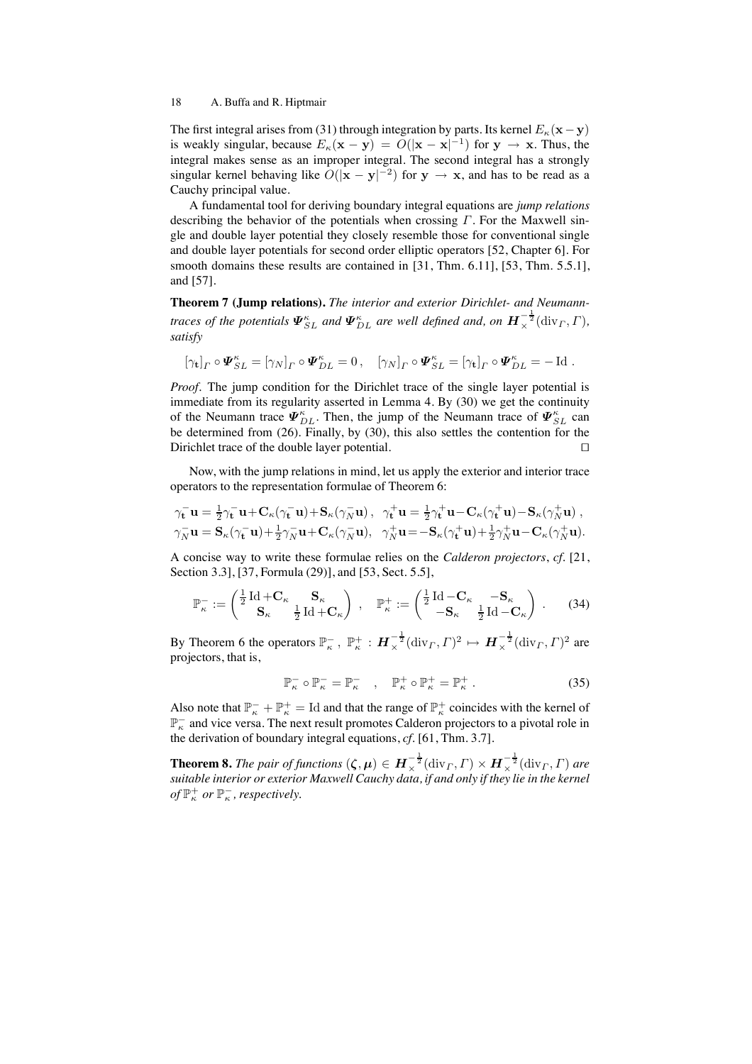The first integral arises from (31) through integration by parts. Its kernel $E_\kappa(\mathbf{x}-\mathbf{y})$ is weakly singular, because $E_\kappa(\mathbf{x}-\mathbf{y}) = O(|\mathbf{x}-\mathbf{x}|^{-1})$ for $\mathbf{y} \to \mathbf{x}$. Thus, the integral makes sense as an improper integral. The second integral has a strongly singular kernel behaving like $O(|\mathbf{x}-\mathbf{y}|^{-2})$ for $\mathbf{y} \to \mathbf{x}$, and has to be read as a Cauchy principal value.

A fundamental tool for deriving boundary integral equations are *jump relations* describing the behavior of the potentials when crossing $\Gamma$. For the Maxwell single and double layer potential they closely resemble those for conventional single and double layer potentials for second order elliptic operators [52, Chapter 6]. For smooth domains these results are contained in [31, Thm. 6.11], [53, Thm. 5.5.1], and [57].

**Theorem 7 (Jump relations).** *The interior and exterior Dirichlet- and Neumann-traces of the potentials $\boldsymbol{\Psi}_{SL}^{\kappa}$ and $\boldsymbol{\Psi}_{DL}^{\kappa}$ are well defined and, on $\boldsymbol{H}_{\times}^{-\frac{1}{2}}(\mathrm{div}_\Gamma, \Gamma)$, satisfy*

$$[\gamma_{\mathbf{t}}]_\Gamma \circ \boldsymbol{\Psi}_{SL}^{\kappa} = [\gamma_N]_\Gamma \circ \boldsymbol{\Psi}_{DL}^{\kappa} = 0\,, \quad [\gamma_N]_\Gamma \circ \boldsymbol{\Psi}_{SL}^{\kappa} = [\gamma_{\mathbf{t}}]_\Gamma \circ \boldsymbol{\Psi}_{DL}^{\kappa} = -\,\mathrm{Id}\;.$$

*Proof.* The jump condition for the Dirichlet trace of the single layer potential is immediate from its regularity asserted in Lemma 4. By (30) we get the continuity of the Neumann trace $\boldsymbol{\Psi}_{DL}^{\kappa}$. Then, the jump of the Neumann trace of $\boldsymbol{\Psi}_{SL}^{\kappa}$ can be determined from (26). Finally, by (30), this also settles the contention for the Dirichlet trace of the double layer potential. □

Now, with the jump relations in mind, let us apply the exterior and interior trace operators to the representation formulae of Theorem 6:

$$\gamma_{\mathbf{t}}^{-}\mathbf{u} = \tfrac{1}{2}\gamma_{\mathbf{t}}^{-}\mathbf{u} + \mathbf{C}_\kappa(\gamma_{\mathbf{t}}^{-}\mathbf{u}) + \mathbf{S}_\kappa(\gamma_N^{-}\mathbf{u})\,, \quad \gamma_{\mathbf{t}}^{+}\mathbf{u} = \tfrac{1}{2}\gamma_{\mathbf{t}}^{+}\mathbf{u} - \mathbf{C}_\kappa(\gamma_{\mathbf{t}}^{+}\mathbf{u}) - \mathbf{S}_\kappa(\gamma_N^{+}\mathbf{u})\,,$$
$$\gamma_N^{-}\mathbf{u} = \mathbf{S}_\kappa(\gamma_{\mathbf{t}}^{-}\mathbf{u}) + \tfrac{1}{2}\gamma_N^{-}\mathbf{u} + \mathbf{C}_\kappa(\gamma_N^{-}\mathbf{u}), \quad \gamma_N^{+}\mathbf{u} = -\mathbf{S}_\kappa(\gamma_{\mathbf{t}}^{+}\mathbf{u}) + \tfrac{1}{2}\gamma_N^{+}\mathbf{u} - \mathbf{C}_\kappa(\gamma_N^{+}\mathbf{u}).$$

A concise way to write these formulae relies on the *Calderon projectors*, *cf*. [21, Section 3.3], [37, Formula (29)], and [53, Sect. 5.5],

$$\mathbb{P}_\kappa^{-} := \begin{pmatrix} \frac{1}{2}\,\mathrm{Id} + \mathbf{C}_\kappa & \mathbf{S}_\kappa \\ \mathbf{S}_\kappa & \frac{1}{2}\,\mathrm{Id} + \mathbf{C}_\kappa \end{pmatrix}\,, \quad \mathbb{P}_\kappa^{+} := \begin{pmatrix} \frac{1}{2}\,\mathrm{Id} - \mathbf{C}_\kappa & -\mathbf{S}_\kappa \\ -\mathbf{S}_\kappa & \frac{1}{2}\,\mathrm{Id} - \mathbf{C}_\kappa \end{pmatrix}\,. \tag{34}$$

By Theorem 6 the operators $\mathbb{P}_\kappa^{-}$, $\mathbb{P}_\kappa^{+} : \boldsymbol{H}_{\times}^{-\frac{1}{2}}(\mathrm{div}_\Gamma, \Gamma)^2 \mapsto \boldsymbol{H}_{\times}^{-\frac{1}{2}}(\mathrm{div}_\Gamma, \Gamma)^2$ are projectors, that is,

$$\mathbb{P}_\kappa^{-} \circ \mathbb{P}_\kappa^{-} = \mathbb{P}_\kappa^{-} \quad , \quad \mathbb{P}_\kappa^{+} \circ \mathbb{P}_\kappa^{+} = \mathbb{P}_\kappa^{+}\,. \tag{35}$$

Also note that $\mathbb{P}_\kappa^{-} + \mathbb{P}_\kappa^{+} = \mathrm{Id}$ and that the range of $\mathbb{P}_\kappa^{+}$ coincides with the kernel of $\mathbb{P}_\kappa^{-}$ and vice versa. The next result promotes Calderon projectors to a pivotal role in the derivation of boundary integral equations, *cf*. [61, Thm. 3.7].

**Theorem 8.** *The pair of functions $(\boldsymbol{\zeta}, \boldsymbol{\mu}) \in \boldsymbol{H}_{\times}^{-\frac{1}{2}}(\mathrm{div}_\Gamma, \Gamma) \times \boldsymbol{H}_{\times}^{-\frac{1}{2}}(\mathrm{div}_\Gamma, \Gamma)$ are suitable interior or exterior Maxwell Cauchy data, if and only if they lie in the kernel of $\mathbb{P}_\kappa^{+}$ or $\mathbb{P}_\kappa^{-}$, respectively.*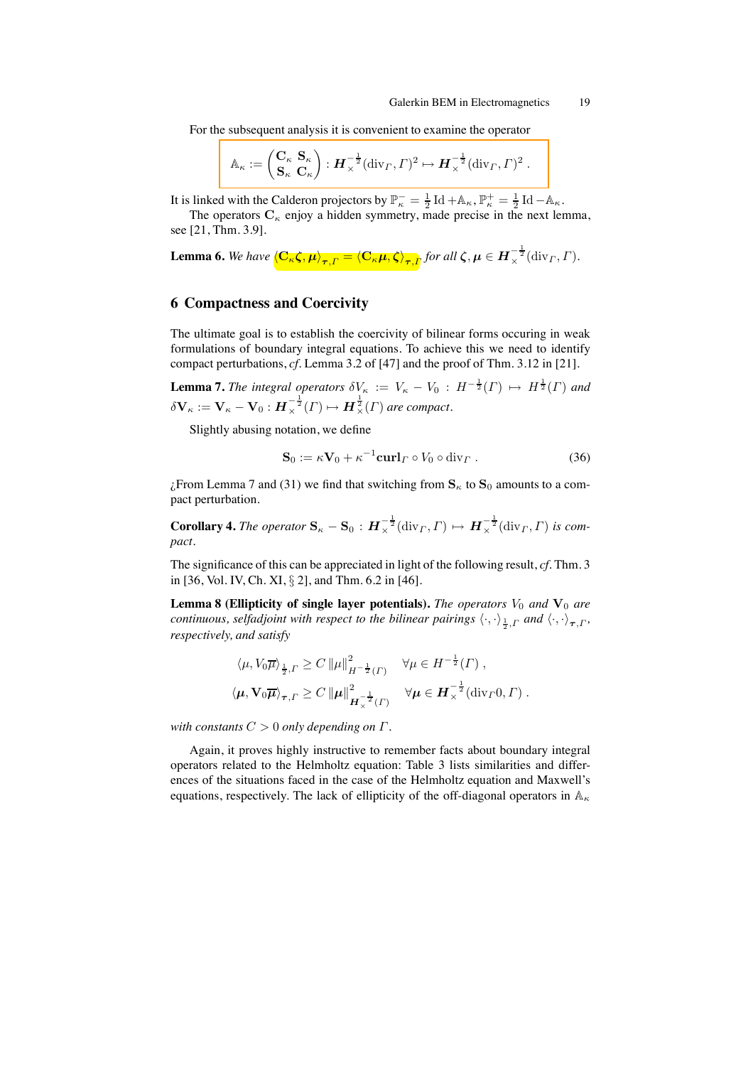For the subsequent analysis it is convenient to examine the operator

$$\mathbb{A}_\kappa := \begin{pmatrix} \mathbf{C}_\kappa & \mathbf{S}_\kappa \\ \mathbf{S}_\kappa & \mathbf{C}_\kappa \end{pmatrix} : \boldsymbol{H}_\times^{-\frac{1}{2}}(\mathrm{div}_\Gamma, \Gamma)^2 \mapsto \boldsymbol{H}_\times^{-\frac{1}{2}}(\mathrm{div}_\Gamma, \Gamma)^2 \ .$$

It is linked with the Calderon projectors by $\mathbb{P}_\kappa^- = \frac{1}{2}\,\mathrm{Id} + \mathbb{A}_\kappa$, $\mathbb{P}_\kappa^+ = \frac{1}{2}\,\mathrm{Id} - \mathbb{A}_\kappa$.

The operators $\mathbf{C}_\kappa$ enjoy a hidden symmetry, made precise in the next lemma, see [21, Thm. 3.9].

**Lemma 6.** *We have* $\langle \mathbf{C}_\kappa \boldsymbol{\zeta}, \boldsymbol{\mu} \rangle_{\boldsymbol{\tau},\Gamma} = \langle \mathbf{C}_\kappa \boldsymbol{\mu}, \boldsymbol{\zeta} \rangle_{\boldsymbol{\tau},\Gamma}$ *for all* $\boldsymbol{\zeta}, \boldsymbol{\mu} \in \boldsymbol{H}_\times^{-\frac{1}{2}}(\mathrm{div}_\Gamma, \Gamma)$.

## 6 Compactness and Coercivity

The ultimate goal is to establish the coercivity of bilinear forms occuring in weak formulations of boundary integral equations. To achieve this we need to identify compact perturbations, *cf.* Lemma 3.2 of [47] and the proof of Thm. 3.12 in [21].

**Lemma 7.** *The integral operators* $\delta V_\kappa := V_\kappa - V_0 : H^{-\frac{1}{2}}(\Gamma) \mapsto H^{\frac{1}{2}}(\Gamma)$ *and* $\delta \mathbf{V}_\kappa := \mathbf{V}_\kappa - \mathbf{V}_0 : \boldsymbol{H}_\times^{-\frac{1}{2}}(\Gamma) \mapsto \boldsymbol{H}_\times^{\frac{1}{2}}(\Gamma)$ *are compact.*

Slightly abusing notation, we define

$$\mathbf{S}_0 := \kappa \mathbf{V}_0 + \kappa^{-1} \mathbf{curl}_\Gamma \circ V_0 \circ \mathrm{div}_\Gamma \ . \tag{36}$$

¿From Lemma 7 and (31) we find that switching from $\mathbf{S}_\kappa$ to $\mathbf{S}_0$ amounts to a compact perturbation.

**Corollary 4.** *The operator* $\mathbf{S}_\kappa - \mathbf{S}_0 : \boldsymbol{H}_\times^{-\frac{1}{2}}(\mathrm{div}_\Gamma, \Gamma) \mapsto \boldsymbol{H}_\times^{-\frac{1}{2}}(\mathrm{div}_\Gamma, \Gamma)$ *is compact.*

The significance of this can be appreciated in light of the following result, *cf.* Thm. 3 in [36, Vol. IV, Ch. XI, § 2], and Thm. 6.2 in [46].

**Lemma 8 (Ellipticity of single layer potentials).** *The operators* $V_0$ *and* $\mathbf{V}_0$ *are continuous, selfadjoint with respect to the bilinear pairings* $\langle \cdot, \cdot \rangle_{\frac{1}{2},\Gamma}$ *and* $\langle \cdot, \cdot \rangle_{\boldsymbol{\tau},\Gamma}$, *respectively, and satisfy*

$$\langle \mu, V_0 \overline{\mu} \rangle_{\frac{1}{2},\Gamma} \geq C \left\| \mu \right\|^2_{H^{-\frac{1}{2}}(\Gamma)} \quad \forall \mu \in H^{-\frac{1}{2}}(\Gamma) \ ,$$

$$\langle \boldsymbol{\mu}, \mathbf{V}_0 \overline{\boldsymbol{\mu}} \rangle_{\boldsymbol{\tau},\Gamma} \geq C \left\| \boldsymbol{\mu} \right\|^2_{\boldsymbol{H}_\times^{-\frac{1}{2}}(\Gamma)} \quad \forall \boldsymbol{\mu} \in \boldsymbol{H}_\times^{-\frac{1}{2}}(\mathrm{div}_\Gamma 0, \Gamma) \ .$$

*with constants* $C > 0$ *only depending on* $\Gamma$.

Again, it proves highly instructive to remember facts about boundary integral operators related to the Helmholtz equation: Table 3 lists similarities and differences of the situations faced in the case of the Helmholtz equation and Maxwell's equations, respectively. The lack of ellipticity of the off-diagonal operators in $\mathbb{A}_\kappa$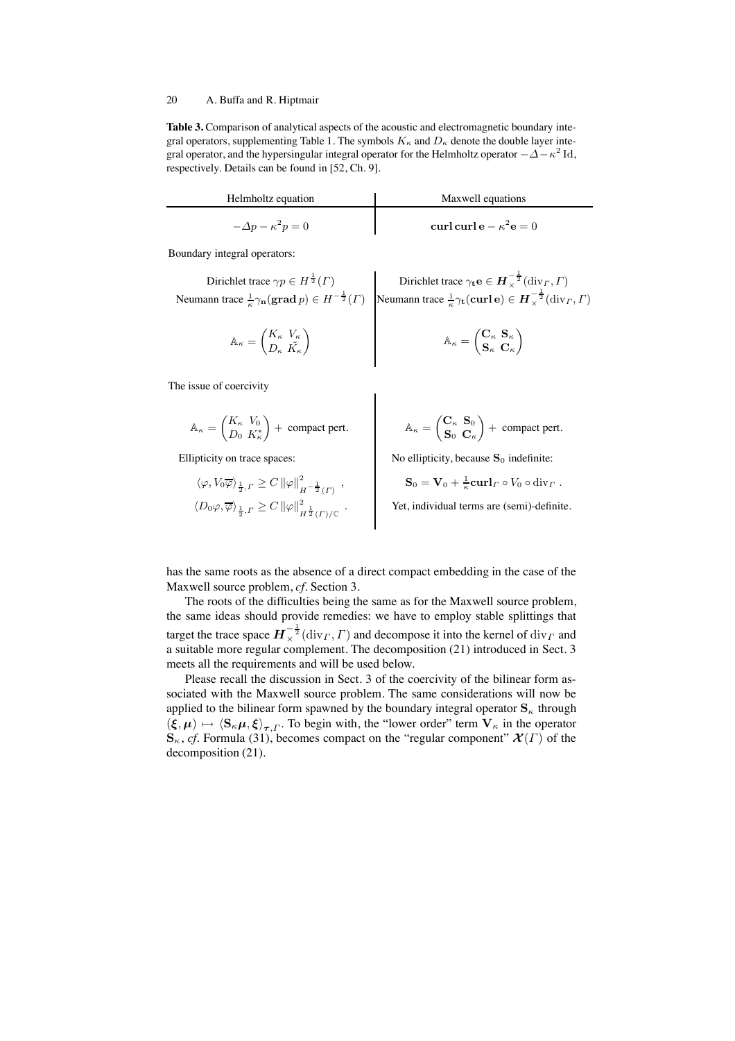**Table 3.** Comparison of analytical aspects of the acoustic and electromagnetic boundary integral operators, supplementing Table 1. The symbols $K_\kappa$ and $D_\kappa$ denote the double layer integral operator, and the hypersingular integral operator for the Helmholtz operator $-\Delta - \kappa^2 \,\mathrm{Id}$, respectively. Details can be found in [52, Ch. 9].

| Helmholtz equation | Maxwell equations |
|---|---|
| $-\Delta p - \kappa^2 p = 0$ | $\mathbf{curl}\,\mathbf{curl}\,\mathbf{e} - \kappa^2 \mathbf{e} = 0$ |
| *Boundary integral operators:* | |
| Dirichlet trace $\gamma p \in H^{\frac{1}{2}}(\Gamma)$ | Dirichlet trace $\gamma_{\mathbf{t}} \mathbf{e} \in \boldsymbol{H}_\times^{-\frac{1}{2}}(\mathrm{div}_\Gamma, \Gamma)$ |
| Neumann trace $\frac{1}{\kappa}\gamma_{\mathbf{n}}(\mathbf{grad}\, p) \in H^{-\frac{1}{2}}(\Gamma)$ | Neumann trace $\frac{1}{\kappa}\gamma_{\mathbf{t}}(\mathbf{curl}\,\mathbf{e}) \in \boldsymbol{H}_\times^{-\frac{1}{2}}(\mathrm{div}_\Gamma, \Gamma)$ |
| $\mathbb{A}_\kappa = \begin{pmatrix} K_\kappa & V_\kappa \\ D_\kappa & \tilde{K}_\kappa \end{pmatrix}$ | $\mathbb{A}_\kappa = \begin{pmatrix} \mathbf{C}_\kappa & \mathbf{S}_\kappa \\ \mathbf{S}_\kappa & \mathbf{C}_\kappa \end{pmatrix}$ |
| *The issue of coercivity* | |
| $\mathbb{A}_\kappa = \begin{pmatrix} K_\kappa & V_0 \\ D_0 & K_\kappa^* \end{pmatrix} +$ compact pert. | $\mathbb{A}_\kappa = \begin{pmatrix} \mathbf{C}_\kappa & \mathbf{S}_0 \\ \mathbf{S}_0 & \mathbf{C}_\kappa \end{pmatrix} +$ compact pert. |
| Ellipticity on trace spaces: | No ellipticity, because $\mathbf{S}_0$ indefinite: |
| $\langle \varphi, V_0 \overline{\varphi} \rangle_{\frac{1}{2},\Gamma} \geq C \left\Vert \varphi \right\Vert^2_{H^{-\frac{1}{2}}(\Gamma)}$ , | $\mathbf{S}_0 = \mathbf{V}_0 + \frac{1}{\kappa}\mathbf{curl}_\Gamma \circ V_0 \circ \mathrm{div}_\Gamma$ . |
| $\langle D_0 \varphi, \overline{\varphi} \rangle_{\frac{1}{2},\Gamma} \geq C \left\Vert \varphi \right\Vert^2_{H^{\frac{1}{2}}(\Gamma)/\mathbb{C}}$ . | Yet, individual terms are (semi)-definite. |

has the same roots as the absence of a direct compact embedding in the case of the Maxwell source problem, *cf.* Section 3.

The roots of the difficulties being the same as for the Maxwell source problem, the same ideas should provide remedies: we have to employ stable splittings that target the trace space $\boldsymbol{H}_\times^{-\frac{1}{2}}(\mathrm{div}_\Gamma, \Gamma)$ and decompose it into the kernel of $\mathrm{div}_\Gamma$ and a suitable more regular complement. The decomposition (21) introduced in Sect. 3 meets all the requirements and will be used below.

Please recall the discussion in Sect. 3 of the coercivity of the bilinear form associated with the Maxwell source problem. The same considerations will now be applied to the bilinear form spawned by the boundary integral operator $\mathbf{S}_\kappa$ through $(\boldsymbol{\xi}, \boldsymbol{\mu}) \mapsto \langle \mathbf{S}_\kappa \boldsymbol{\mu}, \boldsymbol{\xi} \rangle_{\boldsymbol{\tau},\Gamma}$. To begin with, the "lower order" term $\mathbf{V}_\kappa$ in the operator $\mathbf{S}_\kappa$, *cf.* Formula (31), becomes compact on the "regular component" $\boldsymbol{\mathcal{X}}(\Gamma)$ of the decomposition (21).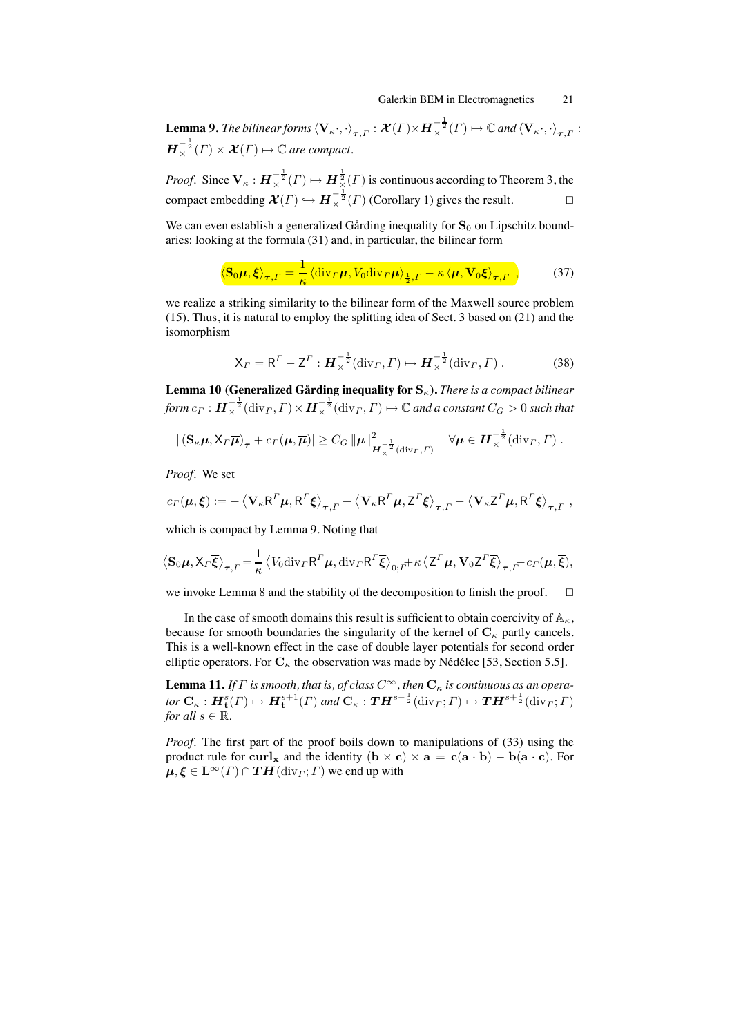**Lemma 9.** *The bilinear forms $\langle \mathbf{V}_\kappa \cdot, \cdot \rangle_{\boldsymbol{\tau},\Gamma} : \boldsymbol{\mathcal{X}}(\Gamma) \times \boldsymbol{H}_\times^{-\frac{1}{2}}(\Gamma) \mapsto \mathbb{C}$ and $\langle \mathbf{V}_\kappa \cdot, \cdot \rangle_{\boldsymbol{\tau},\Gamma} : \boldsymbol{H}_\times^{-\frac{1}{2}}(\Gamma) \times \boldsymbol{\mathcal{X}}(\Gamma) \mapsto \mathbb{C}$ are compact.*

*Proof.* Since $\mathbf{V}_\kappa : \boldsymbol{H}_\times^{-\frac{1}{2}}(\Gamma) \mapsto \boldsymbol{H}_\times^{\frac{1}{2}}(\Gamma)$ is continuous according to Theorem 3, the compact embedding $\boldsymbol{\mathcal{X}}(\Gamma) \hookrightarrow \boldsymbol{H}_\times^{-\frac{1}{2}}(\Gamma)$ (Corollary 1) gives the result. $\square$

We can even establish a generalized Gårding inequality for $\mathbf{S}_0$ on Lipschitz boundaries: looking at the formula (31) and, in particular, the bilinear form

$$\langle \mathbf{S}_0 \boldsymbol{\mu}, \boldsymbol{\xi} \rangle_{\boldsymbol{\tau},\Gamma} = \frac{1}{\kappa} \langle \mathrm{div}_\Gamma \boldsymbol{\mu}, V_0 \mathrm{div}_\Gamma \boldsymbol{\mu} \rangle_{\frac{1}{2},\Gamma} - \kappa \langle \boldsymbol{\mu}, \mathbf{V}_0 \boldsymbol{\xi} \rangle_{\boldsymbol{\tau},\Gamma} , \tag{37}$$

we realize a striking similarity to the bilinear form of the Maxwell source problem (15). Thus, it is natural to employ the splitting idea of Sect. 3 based on (21) and the isomorphism

$$\mathsf{X}_\Gamma = \mathsf{R}^\Gamma - \mathsf{Z}^\Gamma : \boldsymbol{H}_\times^{-\frac{1}{2}}(\mathrm{div}_\Gamma, \Gamma) \mapsto \boldsymbol{H}_\times^{-\frac{1}{2}}(\mathrm{div}_\Gamma, \Gamma) . \tag{38}$$

**Lemma 10 (Generalized Gårding inequality for $\mathbf{S}_\kappa$).** *There is a compact bilinear form $c_\Gamma : \boldsymbol{H}_\times^{-\frac{1}{2}}(\mathrm{div}_\Gamma, \Gamma) \times \boldsymbol{H}_\times^{-\frac{1}{2}}(\mathrm{div}_\Gamma, \Gamma) \mapsto \mathbb{C}$ and a constant $C_G > 0$ such that*

$$| (\mathbf{S}_\kappa \boldsymbol{\mu}, \mathsf{X}_\Gamma \overline{\boldsymbol{\mu}})_{\boldsymbol{\tau}} + c_\Gamma(\boldsymbol{\mu}, \overline{\boldsymbol{\mu}}) | \geq C_G \, \|\boldsymbol{\mu}\|^2_{\boldsymbol{H}_\times^{-\frac{1}{2}}(\mathrm{div}_\Gamma, \Gamma)} \quad \forall \boldsymbol{\mu} \in \boldsymbol{H}_\times^{-\frac{1}{2}}(\mathrm{div}_\Gamma, \Gamma) .$$

*Proof.* We set

$$c_\Gamma(\boldsymbol{\mu}, \boldsymbol{\xi}) := - \langle \mathbf{V}_\kappa \mathsf{R}^\Gamma \boldsymbol{\mu}, \mathsf{R}^\Gamma \boldsymbol{\xi} \rangle_{\boldsymbol{\tau},\Gamma} + \langle \mathbf{V}_\kappa \mathsf{R}^\Gamma \boldsymbol{\mu}, \mathsf{Z}^\Gamma \boldsymbol{\xi} \rangle_{\boldsymbol{\tau},\Gamma} - \langle \mathbf{V}_\kappa \mathsf{Z}^\Gamma \boldsymbol{\mu}, \mathsf{R}^\Gamma \boldsymbol{\xi} \rangle_{\boldsymbol{\tau},\Gamma} ,$$

which is compact by Lemma 9. Noting that

$$\langle \mathbf{S}_0 \boldsymbol{\mu}, \mathsf{X}_\Gamma \overline{\boldsymbol{\xi}} \rangle_{\boldsymbol{\tau},\Gamma} = \frac{1}{\kappa} \langle V_0 \mathrm{div}_\Gamma \mathsf{R}^\Gamma \boldsymbol{\mu}, \mathrm{div}_\Gamma \mathsf{R}^\Gamma \overline{\boldsymbol{\xi}} \rangle_{0;\Gamma} + \kappa \langle \mathsf{Z}^\Gamma \boldsymbol{\mu}, \mathbf{V}_0 \mathsf{Z}^\Gamma \overline{\boldsymbol{\xi}} \rangle_{\boldsymbol{\tau},\Gamma} - c_\Gamma(\boldsymbol{\mu}, \overline{\boldsymbol{\xi}}),$$

we invoke Lemma 8 and the stability of the decomposition to finish the proof. $\square$

In the case of smooth domains this result is sufficient to obtain coercivity of $\mathbb{A}_\kappa$, because for smooth boundaries the singularity of the kernel of $\mathbf{C}_\kappa$ partly cancels. This is a well-known effect in the case of double layer potentials for second order elliptic operators. For $\mathbf{C}_\kappa$ the observation was made by Nédélec [53, Section 5.5].

**Lemma 11.** *If $\Gamma$ is smooth, that is, of class $C^\infty$, then $\mathbf{C}_\kappa$ is continuous as an operator $\mathbf{C}_\kappa : \boldsymbol{H}_{\mathbf{t}}^s(\Gamma) \mapsto \boldsymbol{H}_{\mathbf{t}}^{s+1}(\Gamma)$ and $\mathbf{C}_\kappa : \boldsymbol{TH}^{s-\frac{1}{2}}(\mathrm{div}_\Gamma; \Gamma) \mapsto \boldsymbol{TH}^{s+\frac{1}{2}}(\mathrm{div}_\Gamma; \Gamma)$ for all $s \in \mathbb{R}$.*

*Proof.* The first part of the proof boils down to manipulations of (33) using the product rule for $\mathbf{curl}_{\mathbf{x}}$ and the identity $(\mathbf{b} \times \mathbf{c}) \times \mathbf{a} = \mathbf{c}(\mathbf{a} \cdot \mathbf{b}) - \mathbf{b}(\mathbf{a} \cdot \mathbf{c})$. For $\boldsymbol{\mu}, \boldsymbol{\xi} \in \mathbf{L}^\infty(\Gamma) \cap \boldsymbol{TH}(\mathrm{div}_\Gamma; \Gamma)$ we end up with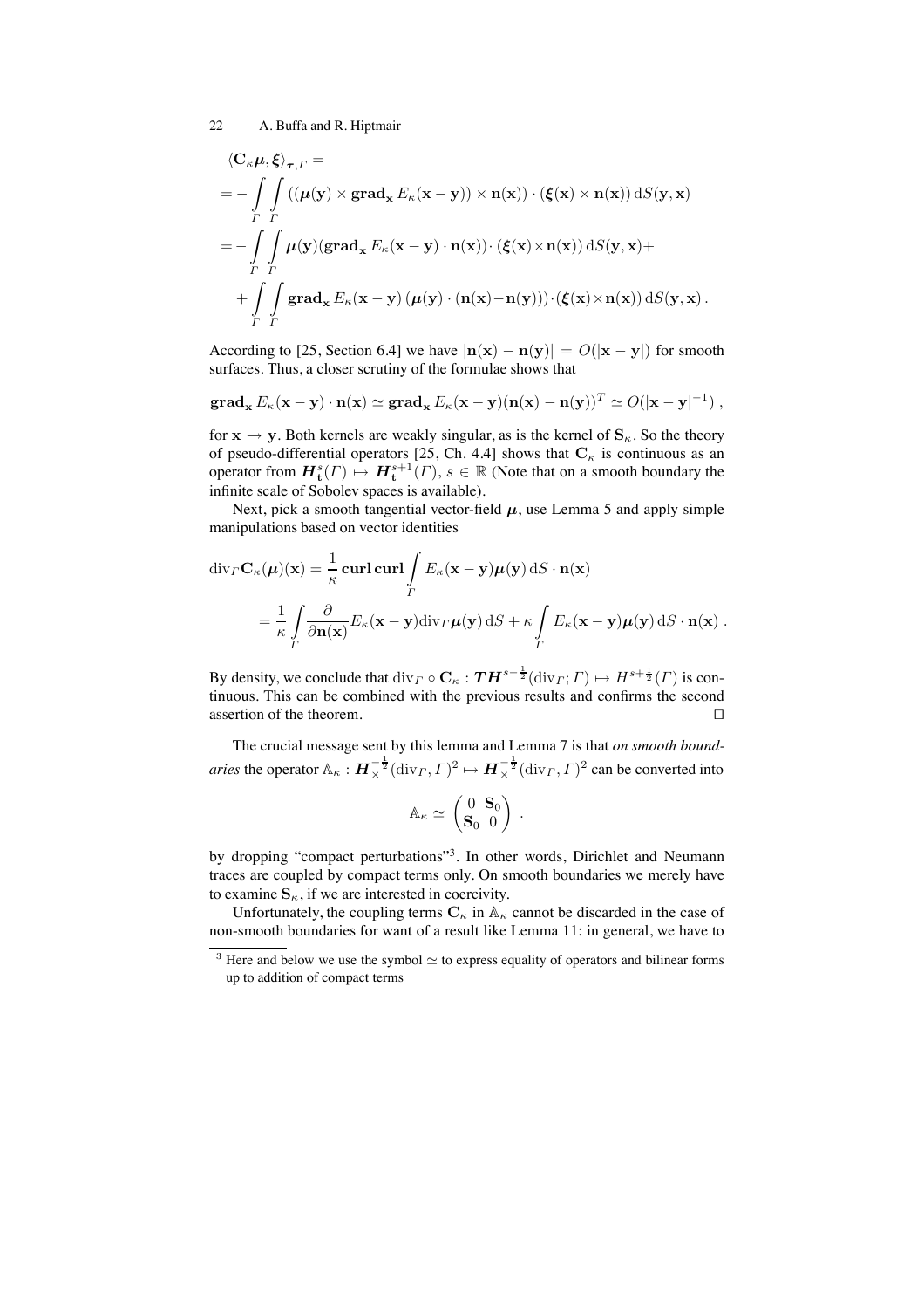$$
\begin{aligned}
&\langle \mathbf{C}_\kappa \boldsymbol{\mu}, \boldsymbol{\xi} \rangle_{\boldsymbol{\tau},\Gamma} = \\
&= -\int_\Gamma \int_\Gamma \left( (\boldsymbol{\mu}(\mathbf{y}) \times \mathbf{grad}_\mathbf{x} E_\kappa(\mathbf{x}-\mathbf{y})) \times \mathbf{n}(\mathbf{x}) \right) \cdot (\boldsymbol{\xi}(\mathbf{x}) \times \mathbf{n}(\mathbf{x})) \, \mathrm{d}S(\mathbf{y},\mathbf{x}) \\
&= -\int_\Gamma \int_\Gamma \boldsymbol{\mu}(\mathbf{y}) (\mathbf{grad}_\mathbf{x} E_\kappa(\mathbf{x}-\mathbf{y}) \cdot \mathbf{n}(\mathbf{x})) \cdot (\boldsymbol{\xi}(\mathbf{x}) \times \mathbf{n}(\mathbf{x})) \, \mathrm{d}S(\mathbf{y},\mathbf{x}) + \\
&\quad + \int_\Gamma \int_\Gamma \mathbf{grad}_\mathbf{x} E_\kappa(\mathbf{x}-\mathbf{y}) \left( \boldsymbol{\mu}(\mathbf{y}) \cdot (\mathbf{n}(\mathbf{x}) - \mathbf{n}(\mathbf{y})) \right) \cdot (\boldsymbol{\xi}(\mathbf{x}) \times \mathbf{n}(\mathbf{x})) \, \mathrm{d}S(\mathbf{y},\mathbf{x}) \,.
\end{aligned}
$$

According to [25, Section 6.4] we have $|\mathbf{n}(\mathbf{x}) - \mathbf{n}(\mathbf{y})| = O(|\mathbf{x}-\mathbf{y}|)$ for smooth surfaces. Thus, a closer scrutiny of the formulae shows that

$$
\mathbf{grad}_\mathbf{x} E_\kappa(\mathbf{x}-\mathbf{y}) \cdot \mathbf{n}(\mathbf{x}) \simeq \mathbf{grad}_\mathbf{x} E_\kappa(\mathbf{x}-\mathbf{y}) (\mathbf{n}(\mathbf{x}) - \mathbf{n}(\mathbf{y}))^T \simeq O(|\mathbf{x}-\mathbf{y}|^{-1}) \,,
$$

for $\mathbf{x} \to \mathbf{y}$. Both kernels are weakly singular, as is the kernel of $\mathbf{S}_\kappa$. So the theory of pseudo-differential operators [25, Ch. 4.4] shows that $\mathbf{C}_\kappa$ is continuous as an operator from $\boldsymbol{H}^s_\mathbf{t}(\Gamma) \mapsto \boldsymbol{H}^{s+1}_\mathbf{t}(\Gamma)$, $s \in \mathbb{R}$ (Note that on a smooth boundary the infinite scale of Sobolev spaces is available).

Next, pick a smooth tangential vector-field $\boldsymbol{\mu}$, use Lemma 5 and apply simple manipulations based on vector identities

$$
\begin{aligned}
\mathrm{div}_\Gamma \mathbf{C}_\kappa(\boldsymbol{\mu})(\mathbf{x}) &= \frac{1}{\kappa} \, \mathbf{curl}\,\mathbf{curl} \int_\Gamma E_\kappa(\mathbf{x}-\mathbf{y}) \boldsymbol{\mu}(\mathbf{y}) \, \mathrm{d}S \cdot \mathbf{n}(\mathbf{x}) \\
&= \frac{1}{\kappa} \int_\Gamma \frac{\partial}{\partial \mathbf{n}(\mathbf{x})} E_\kappa(\mathbf{x}-\mathbf{y}) \mathrm{div}_\Gamma \boldsymbol{\mu}(\mathbf{y}) \, \mathrm{d}S + \kappa \int_\Gamma E_\kappa(\mathbf{x}-\mathbf{y}) \boldsymbol{\mu}(\mathbf{y}) \, \mathrm{d}S \cdot \mathbf{n}(\mathbf{x}) \,.
\end{aligned}
$$

By density, we conclude that $\mathrm{div}_\Gamma \circ \mathbf{C}_\kappa : \boldsymbol{TH}^{s-\frac{1}{2}}(\mathrm{div}_\Gamma; \Gamma) \mapsto H^{s+\frac{1}{2}}(\Gamma)$ is continuous. This can be combined with the previous results and confirms the second assertion of the theorem. □

The crucial message sent by this lemma and Lemma 7 is that *on smooth boundaries* the operator $\mathbb{A}_\kappa : \boldsymbol{H}_\times^{-\frac{1}{2}}(\mathrm{div}_\Gamma, \Gamma)^2 \mapsto \boldsymbol{H}_\times^{-\frac{1}{2}}(\mathrm{div}_\Gamma, \Gamma)^2$ can be converted into

$$
\mathbb{A}_\kappa \simeq \begin{pmatrix} 0 & \mathbf{S}_0 \\ \mathbf{S}_0 & 0 \end{pmatrix} \,.
$$

by dropping "compact perturbations"[3]. In other words, Dirichlet and Neumann traces are coupled by compact terms only. On smooth boundaries we merely have to examine $\mathbf{S}_\kappa$, if we are interested in coercivity.

Unfortunately, the coupling terms $\mathbf{C}_\kappa$ in $\mathbb{A}_\kappa$ cannot be discarded in the case of non-smooth boundaries for want of a result like Lemma 11: in general, we have to

[3] Here and below we use the symbol $\simeq$ to express equality of operators and bilinear forms up to addition of compact terms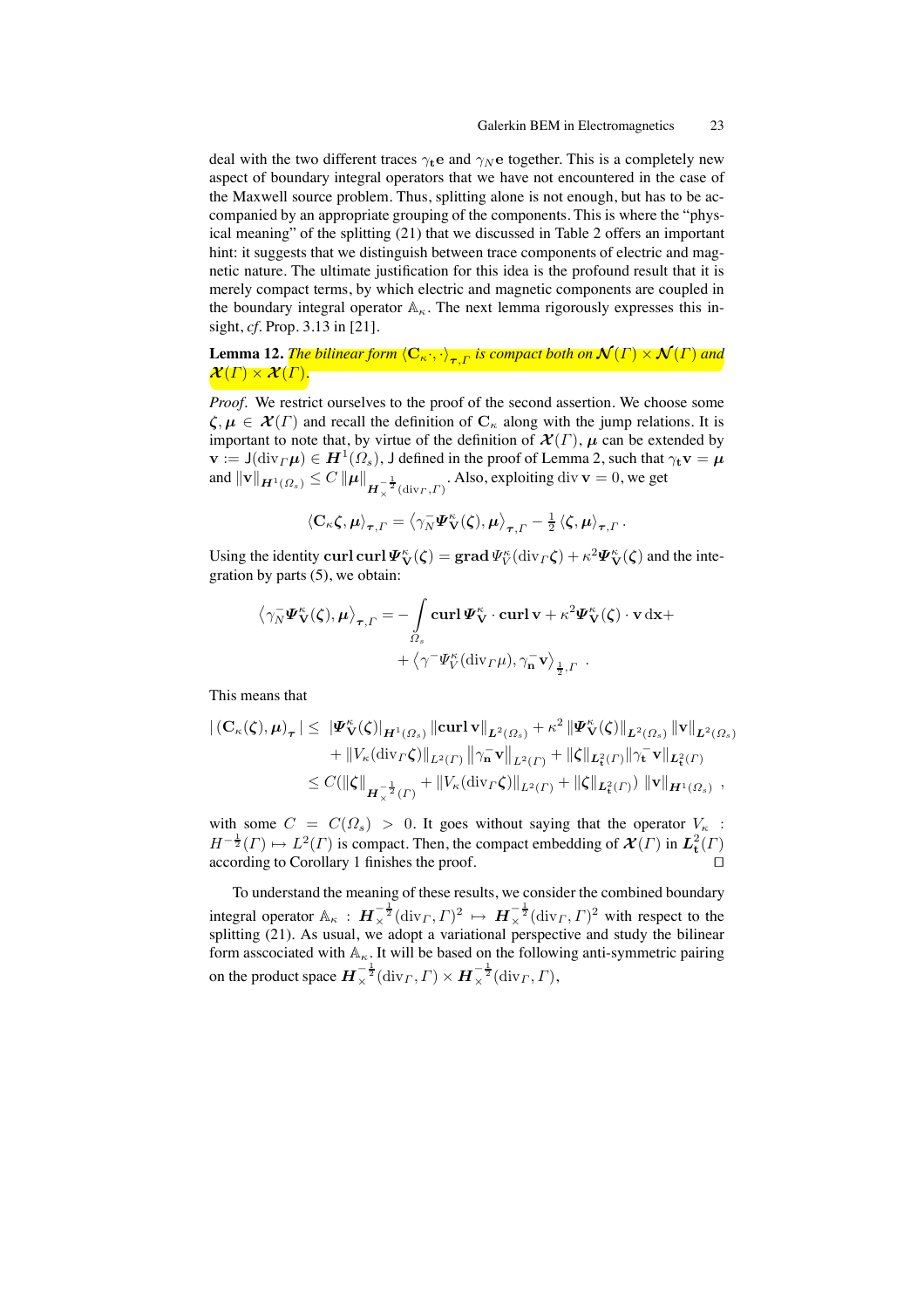deal with the two different traces $\gamma_{\mathbf{t}}\mathbf{e}$ and $\gamma_N\mathbf{e}$ together. This is a completely new aspect of boundary integral operators that we have not encountered in the case of the Maxwell source problem. Thus, splitting alone is not enough, but has to be accompanied by an appropriate grouping of the components. This is where the "physical meaning" of the splitting (21) that we discussed in Table 2 offers an important hint: it suggests that we distinguish between trace components of electric and magnetic nature. The ultimate justification for this idea is the profound result that it is merely compact terms, by which electric and magnetic components are coupled in the boundary integral operator $\mathbb{A}_\kappa$. The next lemma rigorously expresses this insight, *cf.* Prop. 3.13 in [21].

**Lemma 12.** *The bilinear form $\langle \mathbf{C}_\kappa\cdot,\cdot\rangle_{\boldsymbol{\tau},\Gamma}$ is compact both on $\boldsymbol{\mathcal{N}}(\Gamma)\times\boldsymbol{\mathcal{N}}(\Gamma)$ and $\boldsymbol{\mathcal{X}}(\Gamma)\times\boldsymbol{\mathcal{X}}(\Gamma)$.*

*Proof.* We restrict ourselves to the proof of the second assertion. We choose some $\boldsymbol{\zeta},\boldsymbol{\mu}\in\boldsymbol{\mathcal{X}}(\Gamma)$ and recall the definition of $\mathbf{C}_\kappa$ along with the jump relations. It is important to note that, by virtue of the definition of $\boldsymbol{\mathcal{X}}(\Gamma)$, $\boldsymbol{\mu}$ can be extended by $\mathbf{v}:=\mathsf{J}(\mathrm{div}_\Gamma\boldsymbol{\mu})\in\boldsymbol{H}^1(\Omega_s)$, $\mathsf{J}$ defined in the proof of Lemma 2, such that $\gamma_{\mathbf{t}}\mathbf{v}=\boldsymbol{\mu}$ and $\|\mathbf{v}\|_{\boldsymbol{H}^1(\Omega_s)}\le C\,\|\boldsymbol{\mu}\|_{\boldsymbol{H}_\times^{-\frac12}(\mathrm{div}_\Gamma,\Gamma)}$. Also, exploiting $\mathrm{div}\,\mathbf{v}=0$, we get

$$
\langle \mathbf{C}_\kappa\boldsymbol{\zeta},\boldsymbol{\mu}\rangle_{\boldsymbol{\tau},\Gamma}=\left\langle \gamma_N^-\boldsymbol{\Psi}_{\mathbf{V}}^\kappa(\boldsymbol{\zeta}),\boldsymbol{\mu}\right\rangle_{\boldsymbol{\tau},\Gamma}-\tfrac12\,\langle\boldsymbol{\zeta},\boldsymbol{\mu}\rangle_{\boldsymbol{\tau},\Gamma}\,.
$$

Using the identity $\mathbf{curl}\,\mathbf{curl}\,\boldsymbol{\Psi}_{\mathbf{V}}^\kappa(\boldsymbol{\zeta})=\mathbf{grad}\,\Psi_V^\kappa(\mathrm{div}_\Gamma\boldsymbol{\zeta})+\kappa^2\boldsymbol{\Psi}_{\mathbf{V}}^\kappa(\boldsymbol{\zeta})$ and the integration by parts (5), we obtain:

$$
\begin{aligned}
\left\langle \gamma_N^-\boldsymbol{\Psi}_{\mathbf{V}}^\kappa(\boldsymbol{\zeta}),\boldsymbol{\mu}\right\rangle_{\boldsymbol{\tau},\Gamma}=-\int\limits_{\Omega_s}\mathbf{curl}\,\boldsymbol{\Psi}_{\mathbf{V}}^\kappa\cdot\mathbf{curl}\,\mathbf{v}+\kappa^2\boldsymbol{\Psi}_{\mathbf{V}}^\kappa(\boldsymbol{\zeta})\cdot\mathbf{v}\,\mathrm{d}\mathbf{x}+&\\
+\left\langle\gamma^-\Psi_V^\kappa(\mathrm{div}_\Gamma\mu),\gamma_{\mathbf{n}}^-\mathbf{v}\right\rangle_{\frac12,\Gamma}&\,.
\end{aligned}
$$

This means that

$$
\begin{aligned}
|\left(\mathbf{C}_\kappa(\boldsymbol{\zeta}),\boldsymbol{\mu}\right)_{\boldsymbol{\tau}}|\le\;& |\boldsymbol{\Psi}_{\mathbf{V}}^\kappa(\boldsymbol{\zeta})|_{\boldsymbol{H}^1(\Omega_s)}\,\|\mathbf{curl}\,\mathbf{v}\|_{\boldsymbol{L}^2(\Omega_s)}+\kappa^2\,\|\boldsymbol{\Psi}_{\mathbf{V}}^\kappa(\boldsymbol{\zeta})\|_{\boldsymbol{L}^2(\Omega_s)}\,\|\mathbf{v}\|_{\boldsymbol{L}^2(\Omega_s)}\\
&+\|V_\kappa(\mathrm{div}_\Gamma\boldsymbol{\zeta})\|_{L^2(\Gamma)}\,\|\gamma_{\mathbf{n}}^-\mathbf{v}\|_{L^2(\Gamma)}+\|\boldsymbol{\zeta}\|_{\boldsymbol{L}_{\mathbf{t}}^2(\Gamma)}\|\gamma_{\mathbf{t}}^-\mathbf{v}\|_{\boldsymbol{L}_{\mathbf{t}}^2(\Gamma)}\\
\le\;& C(\|\boldsymbol{\zeta}\|_{\boldsymbol{H}_\times^{-\frac12}(\Gamma)}+\|V_\kappa(\mathrm{div}_\Gamma\boldsymbol{\zeta})\|_{L^2(\Gamma)}+\|\boldsymbol{\zeta}\|_{\boldsymbol{L}_{\mathbf{t}}^2(\Gamma)})\;\|\mathbf{v}\|_{\boldsymbol{H}^1(\Omega_s)}\;,
\end{aligned}
$$

with some $C=C(\Omega_s)>0$. It goes without saying that the operator $V_\kappa:H^{-\frac12}(\Gamma)\mapsto L^2(\Gamma)$ is compact. Then, the compact embedding of $\boldsymbol{\mathcal{X}}(\Gamma)$ in $\boldsymbol{L}_{\mathbf{t}}^2(\Gamma)$ according to Corollary 1 finishes the proof. $\square$

To understand the meaning of these results, we consider the combined boundary integral operator $\mathbb{A}_\kappa:\boldsymbol{H}_\times^{-\frac12}(\mathrm{div}_\Gamma,\Gamma)^2\mapsto\boldsymbol{H}_\times^{-\frac12}(\mathrm{div}_\Gamma,\Gamma)^2$ with respect to the splitting (21). As usual, we adopt a variational perspective and study the bilinear form asscociated with $\mathbb{A}_\kappa$. It will be based on the following anti-symmetric pairing on the product space $\boldsymbol{H}_\times^{-\frac12}(\mathrm{div}_\Gamma,\Gamma)\times\boldsymbol{H}_\times^{-\frac12}(\mathrm{div}_\Gamma,\Gamma)$,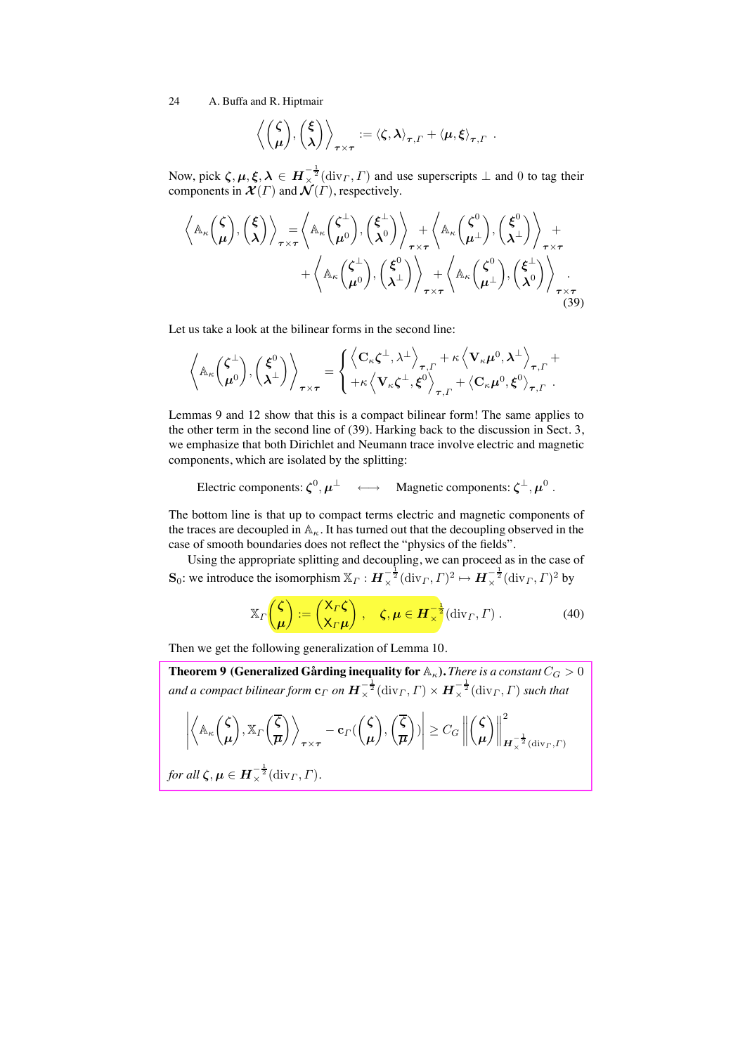$$\left\langle \begin{pmatrix} \boldsymbol{\zeta} \\ \boldsymbol{\mu} \end{pmatrix}, \begin{pmatrix} \boldsymbol{\xi} \\ \boldsymbol{\lambda} \end{pmatrix} \right\rangle_{\boldsymbol{\tau}\times\boldsymbol{\tau}} := \langle \boldsymbol{\zeta}, \boldsymbol{\lambda} \rangle_{\boldsymbol{\tau},\Gamma} + \langle \boldsymbol{\mu}, \boldsymbol{\xi} \rangle_{\boldsymbol{\tau},\Gamma} \;.$$

Now, pick $\boldsymbol{\zeta}, \boldsymbol{\mu}, \boldsymbol{\xi}, \boldsymbol{\lambda} \in \boldsymbol{H}_{\times}^{-\frac{1}{2}}(\mathrm{div}_\Gamma, \Gamma)$ and use superscripts $\perp$ and $0$ to tag their components in $\boldsymbol{\mathcal{X}}(\Gamma)$ and $\boldsymbol{\mathcal{N}}(\Gamma)$, respectively.

$$\begin{aligned}
\left\langle \mathbb{A}_\kappa \begin{pmatrix} \boldsymbol{\zeta} \\ \boldsymbol{\mu} \end{pmatrix}, \begin{pmatrix} \boldsymbol{\xi} \\ \boldsymbol{\lambda} \end{pmatrix} \right\rangle_{\boldsymbol{\tau}\times\boldsymbol{\tau}} &= \left\langle \mathbb{A}_\kappa \begin{pmatrix} \boldsymbol{\zeta}^\perp \\ \boldsymbol{\mu}^0 \end{pmatrix}, \begin{pmatrix} \boldsymbol{\xi}^\perp \\ \boldsymbol{\lambda}^0 \end{pmatrix} \right\rangle_{\boldsymbol{\tau}\times\boldsymbol{\tau}} + \left\langle \mathbb{A}_\kappa \begin{pmatrix} \boldsymbol{\zeta}^0 \\ \boldsymbol{\mu}^\perp \end{pmatrix}, \begin{pmatrix} \boldsymbol{\xi}^0 \\ \boldsymbol{\lambda}^\perp \end{pmatrix} \right\rangle_{\boldsymbol{\tau}\times\boldsymbol{\tau}} + \\
&+ \left\langle \mathbb{A}_\kappa \begin{pmatrix} \boldsymbol{\zeta}^\perp \\ \boldsymbol{\mu}^0 \end{pmatrix}, \begin{pmatrix} \boldsymbol{\xi}^0 \\ \boldsymbol{\lambda}^\perp \end{pmatrix} \right\rangle_{\boldsymbol{\tau}\times\boldsymbol{\tau}} + \left\langle \mathbb{A}_\kappa \begin{pmatrix} \boldsymbol{\zeta}^0 \\ \boldsymbol{\mu}^\perp \end{pmatrix}, \begin{pmatrix} \boldsymbol{\xi}^\perp \\ \boldsymbol{\lambda}^0 \end{pmatrix} \right\rangle_{\boldsymbol{\tau}\times\boldsymbol{\tau}} .
\end{aligned} \tag{39}$$

Let us take a look at the bilinear forms in the second line:

$$\left\langle \mathbb{A}_\kappa \begin{pmatrix} \boldsymbol{\zeta}^\perp \\ \boldsymbol{\mu}^0 \end{pmatrix}, \begin{pmatrix} \boldsymbol{\xi}^0 \\ \boldsymbol{\lambda}^\perp \end{pmatrix} \right\rangle_{\boldsymbol{\tau}\times\boldsymbol{\tau}} = \begin{cases} \left\langle \mathbf{C}_\kappa \boldsymbol{\zeta}^\perp, \lambda^\perp \right\rangle_{\boldsymbol{\tau},\Gamma} + \kappa \left\langle \mathbf{V}_\kappa \boldsymbol{\mu}^0, \boldsymbol{\lambda}^\perp \right\rangle_{\boldsymbol{\tau},\Gamma} + \\ +\kappa \left\langle \mathbf{V}_\kappa \boldsymbol{\zeta}^\perp, \boldsymbol{\xi}^0 \right\rangle_{\boldsymbol{\tau},\Gamma} + \left\langle \mathbf{C}_\kappa \boldsymbol{\mu}^0, \boldsymbol{\xi}^0 \right\rangle_{\boldsymbol{\tau},\Gamma} . \end{cases}$$

Lemmas 9 and 12 show that this is a compact bilinear form! The same applies to the other term in the second line of (39). Harking back to the discussion in Sect. 3, we emphasize that both Dirichlet and Neumann trace involve electric and magnetic components, which are isolated by the splitting:

$$\text{Electric components: } \boldsymbol{\zeta}^0, \boldsymbol{\mu}^\perp \quad \longleftrightarrow \quad \text{Magnetic components: } \boldsymbol{\zeta}^\perp, \boldsymbol{\mu}^0 \;.$$

The bottom line is that up to compact terms electric and magnetic components of the traces are decoupled in $\mathbb{A}_\kappa$. It has turned out that the decoupling observed in the case of smooth boundaries does not reflect the "physics of the fields".

Using the appropriate splitting and decoupling, we can proceed as in the case of $\mathbf{S}_0$: we introduce the isomorphism $\mathbb{X}_\Gamma : \boldsymbol{H}_{\times}^{-\frac{1}{2}}(\mathrm{div}_\Gamma, \Gamma)^2 \mapsto \boldsymbol{H}_{\times}^{-\frac{1}{2}}(\mathrm{div}_\Gamma, \Gamma)^2$ by

$$\mathbb{X}_\Gamma \begin{pmatrix} \boldsymbol{\zeta} \\ \boldsymbol{\mu} \end{pmatrix} := \begin{pmatrix} \mathsf{X}_\Gamma \boldsymbol{\zeta} \\ \mathsf{X}_\Gamma \boldsymbol{\mu} \end{pmatrix} , \quad \boldsymbol{\zeta}, \boldsymbol{\mu} \in \boldsymbol{H}_{\times}^{-\frac{1}{2}}(\mathrm{div}_\Gamma, \Gamma) \;. \tag{40}$$

Then we get the following generalization of Lemma 10.

**Theorem 9 (Generalized Gårding inequality for $\mathbb{A}_\kappa$).** *There is a constant $C_G > 0$ and a compact bilinear form $\mathbf{c}_\Gamma$ on $\boldsymbol{H}_{\times}^{-\frac{1}{2}}(\mathrm{div}_\Gamma, \Gamma) \times \boldsymbol{H}_{\times}^{-\frac{1}{2}}(\mathrm{div}_\Gamma, \Gamma)$ such that*

$$\left| \left\langle \mathbb{A}_\kappa \begin{pmatrix} \boldsymbol{\zeta} \\ \boldsymbol{\mu} \end{pmatrix}, \mathbb{X}_\Gamma \begin{pmatrix} \overline{\boldsymbol{\zeta}} \\ \overline{\boldsymbol{\mu}} \end{pmatrix} \right\rangle_{\boldsymbol{\tau}\times\boldsymbol{\tau}} - \mathbf{c}_\Gamma\left( \begin{pmatrix} \boldsymbol{\zeta} \\ \boldsymbol{\mu} \end{pmatrix}, \begin{pmatrix} \overline{\boldsymbol{\zeta}} \\ \overline{\boldsymbol{\mu}} \end{pmatrix} \right) \right| \geq C_G \left\| \begin{pmatrix} \boldsymbol{\zeta} \\ \boldsymbol{\mu} \end{pmatrix} \right\|^2_{\boldsymbol{H}_{\times}^{-\frac{1}{2}}(\mathrm{div}_\Gamma, \Gamma)}$$

*for all $\boldsymbol{\zeta}, \boldsymbol{\mu} \in \boldsymbol{H}_{\times}^{-\frac{1}{2}}(\mathrm{div}_\Gamma, \Gamma)$.*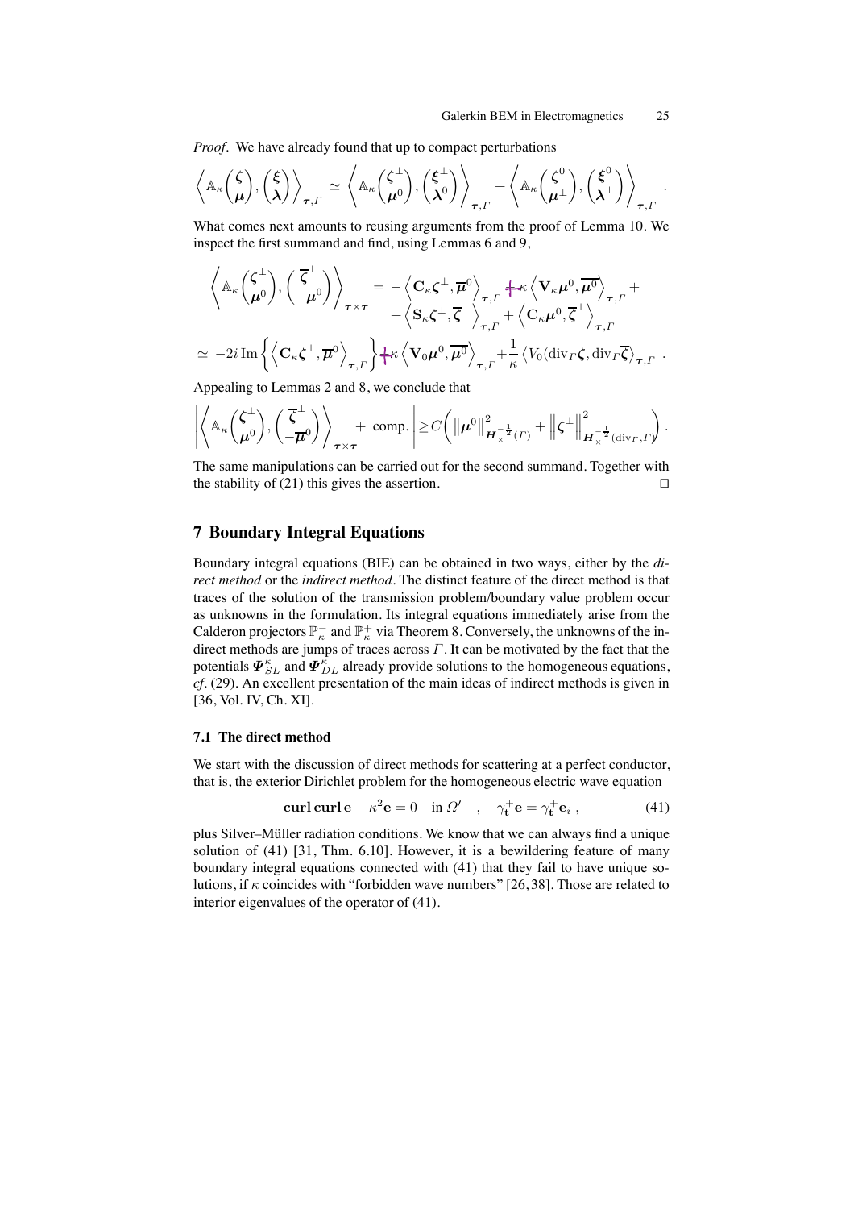*Proof*. We have already found that up to compact perturbations

$$\left\langle \mathbb{A}_\kappa \binom{\boldsymbol{\zeta}}{\boldsymbol{\mu}}, \binom{\boldsymbol{\xi}}{\boldsymbol{\lambda}} \right\rangle_{\boldsymbol{\tau},\Gamma} \simeq \left\langle \mathbb{A}_\kappa \binom{\boldsymbol{\zeta}^\perp}{\boldsymbol{\mu}^0}, \binom{\boldsymbol{\xi}^\perp}{\boldsymbol{\lambda}^0} \right\rangle_{\boldsymbol{\tau},\Gamma} + \left\langle \mathbb{A}_\kappa \binom{\boldsymbol{\zeta}^0}{\boldsymbol{\mu}^\perp}, \binom{\boldsymbol{\xi}^0}{\boldsymbol{\lambda}^\perp} \right\rangle_{\boldsymbol{\tau},\Gamma}.$$

What comes next amounts to reusing arguments from the proof of Lemma 10. We inspect the first summand and find, using Lemmas 6 and 9,

$$\begin{aligned}
\left\langle \mathbb{A}_\kappa \binom{\boldsymbol{\zeta}^\perp}{\boldsymbol{\mu}^0}, \binom{\overline{\boldsymbol{\zeta}}^\perp}{-\overline{\boldsymbol{\mu}}^0} \right\rangle_{\boldsymbol{\tau}\times\boldsymbol{\tau}} &= -\left\langle \mathbf{C}_\kappa \boldsymbol{\zeta}^\perp, \overline{\boldsymbol{\mu}}^0 \right\rangle_{\boldsymbol{\tau},\Gamma} + \kappa \left\langle \mathbf{V}_\kappa \boldsymbol{\mu}^0, \overline{\boldsymbol{\mu}^0} \right\rangle_{\boldsymbol{\tau},\Gamma} + \\
&\quad + \left\langle \mathbf{S}_\kappa \boldsymbol{\zeta}^\perp, \overline{\boldsymbol{\zeta}}^\perp \right\rangle_{\boldsymbol{\tau},\Gamma} + \left\langle \mathbf{C}_\kappa \boldsymbol{\mu}^0, \overline{\boldsymbol{\zeta}}^\perp \right\rangle_{\boldsymbol{\tau},\Gamma} \\
\simeq -2i \, \mathrm{Im} \left\{ \left\langle \mathbf{C}_\kappa \boldsymbol{\zeta}^\perp, \overline{\boldsymbol{\mu}}^0 \right\rangle_{\boldsymbol{\tau},\Gamma} \right\} &+ \kappa \left\langle \mathbf{V}_0 \boldsymbol{\mu}^0, \overline{\boldsymbol{\mu}^0} \right\rangle_{\boldsymbol{\tau},\Gamma} + \frac{1}{\kappa} \left\langle V_0 (\mathrm{div}_\Gamma \boldsymbol{\zeta}, \mathrm{div}_\Gamma \overline{\boldsymbol{\zeta}} \right\rangle_{\boldsymbol{\tau},\Gamma}.
\end{aligned}$$

Appealing to Lemmas 2 and 8, we conclude that

$$\left| \left\langle \mathbb{A}_\kappa \binom{\boldsymbol{\zeta}^\perp}{\boldsymbol{\mu}^0}, \binom{\overline{\boldsymbol{\zeta}}^\perp}{-\overline{\boldsymbol{\mu}}^0} \right\rangle_{\boldsymbol{\tau}\times\boldsymbol{\tau}} + \text{ comp.} \right| \geq C \left( \left\| \boldsymbol{\mu}^0 \right\|^2_{\boldsymbol{H}_\times^{-\frac{1}{2}}(\Gamma)} + \left\| \boldsymbol{\zeta}^\perp \right\|^2_{\boldsymbol{H}_\times^{-\frac{1}{2}}(\mathrm{div}_\Gamma,\Gamma)} \right).$$

The same manipulations can be carried out for the second summand. Together with the stability of (21) this gives the assertion. ☐

## 7 Boundary Integral Equations

Boundary integral equations (BIE) can be obtained in two ways, either by the *direct method* or the *indirect method*. The distinct feature of the direct method is that traces of the solution of the transmission problem/boundary value problem occur as unknowns in the formulation. Its integral equations immediately arise from the Calderon projectors $\mathbb{P}_\kappa^-$ and $\mathbb{P}_\kappa^+$ via Theorem 8. Conversely, the unknowns of the indirect methods are jumps of traces across $\Gamma$. It can be motivated by the fact that the potentials $\boldsymbol{\Psi}_{SL}^\kappa$ and $\boldsymbol{\Psi}_{DL}^\kappa$ already provide solutions to the homogeneous equations, *cf*. (29). An excellent presentation of the main ideas of indirect methods is given in [36, Vol. IV, Ch. XI].

### 7.1 The direct method

We start with the discussion of direct methods for scattering at a perfect conductor, that is, the exterior Dirichlet problem for the homogeneous electric wave equation

$$\mathbf{curl}\,\mathbf{curl}\,\mathbf{e} - \kappa^2 \mathbf{e} = 0 \quad \text{in } \Omega' \quad , \quad \gamma_{\mathbf{t}}^+ \mathbf{e} = \gamma_{\mathbf{t}}^+ \mathbf{e}_i \, , \tag{41}$$

plus Silver–Müller radiation conditions. We know that we can always find a unique solution of (41) [31, Thm. 6.10]. However, it is a bewildering feature of many boundary integral equations connected with (41) that they fail to have unique solutions, if $\kappa$ coincides with "forbidden wave numbers" [26, 38]. Those are related to interior eigenvalues of the operator of (41).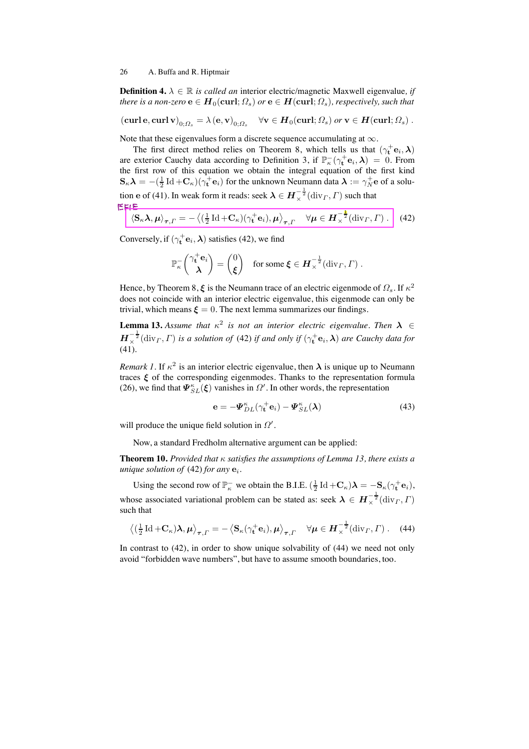**Definition 4.** $\lambda \in \mathbb{R}$ *is called an* interior electric/magnetic Maxwell eigenvalue*, if there is a non-zero* $\mathbf{e} \in \boldsymbol{H}_0(\mathbf{curl};\Omega_s)$ *or* $\mathbf{e} \in \boldsymbol{H}(\mathbf{curl};\Omega_s)$*, respectively, such that*

$$(\mathbf{curl}\,\mathbf{e}, \mathbf{curl}\,\mathbf{v})_{0;\Omega_s} = \lambda\,(\mathbf{e},\mathbf{v})_{0;\Omega_s} \quad \forall \mathbf{v} \in \boldsymbol{H}_0(\mathbf{curl};\Omega_s) \text{ or } \mathbf{v} \in \boldsymbol{H}(\mathbf{curl};\Omega_s)\ .$$

Note that these eigenvalues form a discrete sequence accumulating at $\infty$.

The first direct method relies on Theorem 8, which tells us that $(\gamma_{\mathbf{t}}^{+}\mathbf{e}_i, \boldsymbol{\lambda})$ are exterior Cauchy data according to Definition 3, if $\mathbb{P}_{\kappa}^{-}(\gamma_{\mathbf{t}}^{+}\mathbf{e}_i, \boldsymbol{\lambda}) = 0$. From the first row of this equation we obtain the integral equation of the first kind $\mathbf{S}_\kappa\boldsymbol{\lambda} = -(\frac{1}{2}\,\mathrm{Id} + \mathbf{C}_\kappa)(\gamma_{\mathbf{t}}^{+}\mathbf{e}_i)$ for the unknown Neumann data $\boldsymbol{\lambda} := \gamma_N^{+}\mathbf{e}$ of a solution $\mathbf{e}$ of (41). In weak form it reads: seek $\boldsymbol{\lambda} \in \boldsymbol{H}_{\times}^{-\frac{1}{2}}(\mathrm{div}_\Gamma, \Gamma)$ such that

$$\langle \mathbf{S}_\kappa\boldsymbol{\lambda}, \boldsymbol{\mu}\rangle_{\boldsymbol{\tau},\Gamma} = -\left\langle (\tfrac{1}{2}\,\mathrm{Id} + \mathbf{C}_\kappa)(\gamma_{\mathbf{t}}^{+}\mathbf{e}_i), \boldsymbol{\mu}\right\rangle_{\boldsymbol{\tau},\Gamma} \quad \forall \boldsymbol{\mu} \in \boldsymbol{H}_{\times}^{-\frac{1}{2}}(\mathrm{div}_\Gamma, \Gamma)\ . \tag{42}$$

Conversely, if $(\gamma_{\mathbf{t}}^{+}\mathbf{e}_i, \boldsymbol{\lambda})$ satisfies (42), we find

$$\mathbb{P}_{\kappa}^{-}\begin{pmatrix}\gamma_{\mathbf{t}}^{+}\mathbf{e}_i \\ \boldsymbol{\lambda}\end{pmatrix} = \begin{pmatrix}0 \\ \boldsymbol{\xi}\end{pmatrix} \quad \text{for some } \boldsymbol{\xi} \in \boldsymbol{H}_{\times}^{-\frac{1}{2}}(\mathrm{div}_\Gamma, \Gamma)\ .$$

Hence, by Theorem 8, $\boldsymbol{\xi}$ is the Neumann trace of an electric eigenmode of $\Omega_s$. If $\kappa^2$ does not coincide with an interior electric eigenvalue, this eigenmode can only be trivial, which means $\boldsymbol{\xi} = 0$. The next lemma summarizes our findings.

**Lemma 13.** *Assume that* $\kappa^2$ *is not an interior electric eigenvalue. Then* $\boldsymbol{\lambda} \in \boldsymbol{H}_{\times}^{-\frac{1}{2}}(\mathrm{div}_\Gamma, \Gamma)$ *is a solution of* (42) *if and only if* $(\gamma_{\mathbf{t}}^{+}\mathbf{e}_i, \boldsymbol{\lambda})$ *are Cauchy data for* (41).

*Remark 1.* If $\kappa^2$ is an interior electric eigenvalue, then $\boldsymbol{\lambda}$ is unique up to Neumann traces $\boldsymbol{\xi}$ of the corresponding eigenmodes. Thanks to the representation formula (26), we find that $\boldsymbol{\Psi}_{SL}^{\kappa}(\boldsymbol{\xi})$ vanishes in $\Omega'$. In other words, the representation

$$\mathbf{e} = -\boldsymbol{\Psi}_{DL}^{\kappa}(\gamma_{\mathbf{t}}^{+}\mathbf{e}_i) - \boldsymbol{\Psi}_{SL}^{\kappa}(\boldsymbol{\lambda}) \tag{43}$$

will produce the unique field solution in $\Omega'$.

Now, a standard Fredholm alternative argument can be applied:

**Theorem 10.** *Provided that* $\kappa$ *satisfies the assumptions of Lemma 13, there exists a unique solution of* (42) *for any* $\mathbf{e}_i$.

Using the second row of $\mathbb{P}_{\kappa}^{-}$ we obtain the B.I.E. $(\frac{1}{2}\,\mathrm{Id} + \mathbf{C}_\kappa)\boldsymbol{\lambda} = -\mathbf{S}_\kappa(\gamma_{\mathbf{t}}^{+}\mathbf{e}_i)$, whose associated variational problem can be stated as: seek $\boldsymbol{\lambda} \in \boldsymbol{H}_{\times}^{-\frac{1}{2}}(\mathrm{div}_\Gamma, \Gamma)$ such that

$$\left\langle (\tfrac{1}{2}\,\mathrm{Id} + \mathbf{C}_\kappa)\boldsymbol{\lambda}, \boldsymbol{\mu}\right\rangle_{\boldsymbol{\tau},\Gamma} = -\left\langle \mathbf{S}_\kappa(\gamma_{\mathbf{t}}^{+}\mathbf{e}_i), \boldsymbol{\mu}\right\rangle_{\boldsymbol{\tau},\Gamma} \quad \forall \boldsymbol{\mu} \in \boldsymbol{H}_{\times}^{-\frac{1}{2}}(\mathrm{div}_\Gamma, \Gamma)\ . \tag{44}$$

In contrast to (42), in order to show unique solvability of (44) we need not only avoid "forbidden wave numbers", but have to assume smooth boundaries, too.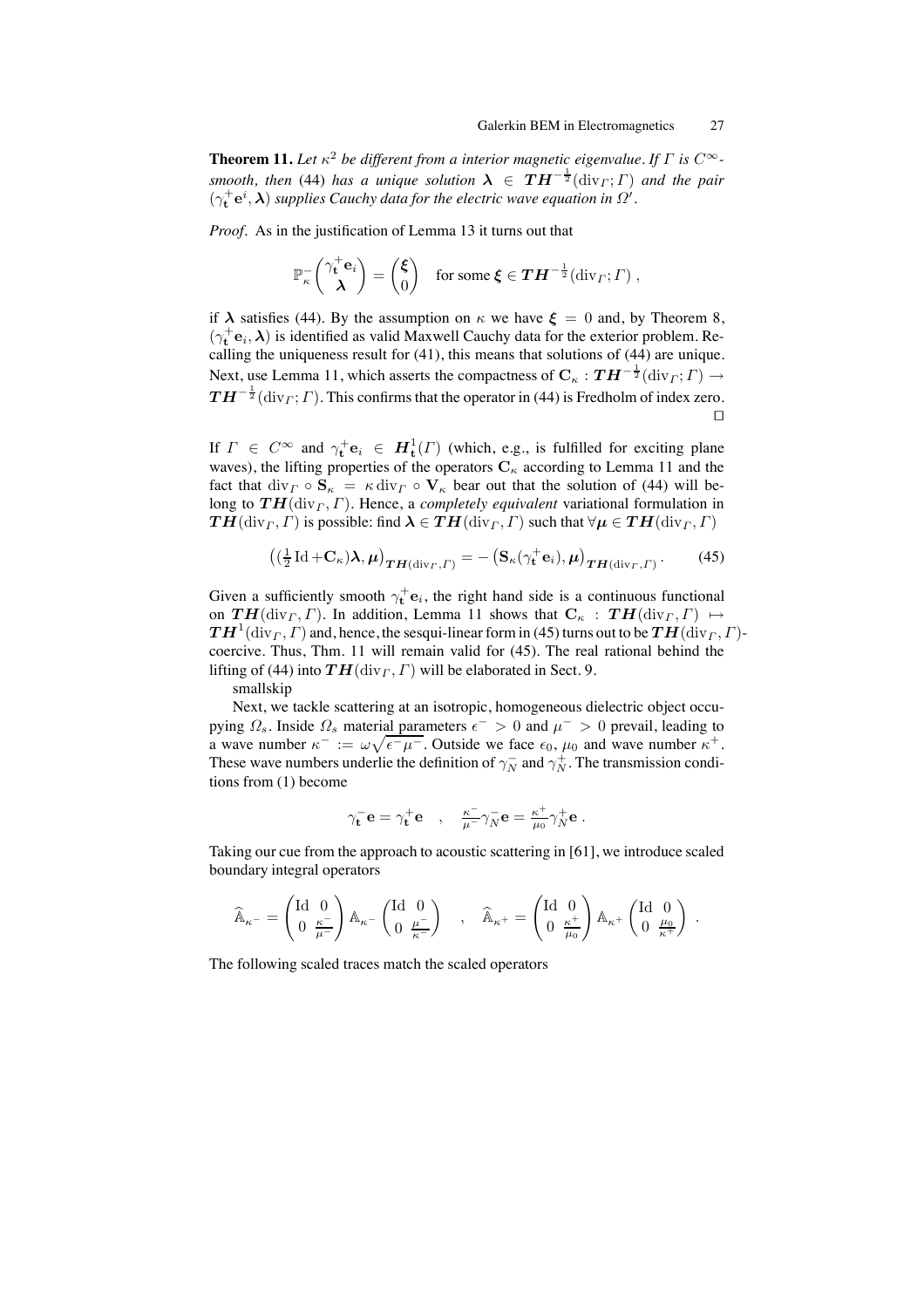**Theorem 11.** *Let $\kappa^2$ be different from a interior magnetic eigenvalue. If $\Gamma$ is $C^\infty$-smooth, then* (44) *has a unique solution $\boldsymbol{\lambda} \in \boldsymbol{TH}^{-\frac{1}{2}}(\mathrm{div}_\Gamma;\Gamma)$ and the pair $(\gamma_{\mathbf{t}}^+\mathbf{e}^i, \boldsymbol{\lambda})$ supplies Cauchy data for the electric wave equation in $\Omega'$.*

*Proof.* As in the justification of Lemma 13 it turns out that

$$\mathbb{P}_\kappa^-\begin{pmatrix}\gamma_{\mathbf{t}}^+\mathbf{e}_i\\ \boldsymbol{\lambda}\end{pmatrix} = \begin{pmatrix}\boldsymbol{\xi}\\ 0\end{pmatrix} \quad \text{for some } \boldsymbol{\xi} \in \boldsymbol{TH}^{-\frac{1}{2}}(\mathrm{div}_\Gamma;\Gamma)\ ,$$

if $\boldsymbol{\lambda}$ satisfies (44). By the assumption on $\kappa$ we have $\boldsymbol{\xi} = 0$ and, by Theorem 8, $(\gamma_{\mathbf{t}}^+\mathbf{e}_i, \boldsymbol{\lambda})$ is identified as valid Maxwell Cauchy data for the exterior problem. Recalling the uniqueness result for (41), this means that solutions of (44) are unique. Next, use Lemma 11, which asserts the compactness of $\mathbf{C}_\kappa : \boldsymbol{TH}^{-\frac{1}{2}}(\mathrm{div}_\Gamma;\Gamma) \to \boldsymbol{TH}^{-\frac{1}{2}}(\mathrm{div}_\Gamma;\Gamma)$. This confirms that the operator in (44) is Fredholm of index zero. $\square$

If $\Gamma \in C^\infty$ and $\gamma_{\mathbf{t}}^+\mathbf{e}_i \in \boldsymbol{H}_{\mathbf{t}}^1(\Gamma)$ (which, e.g., is fulfilled for exciting plane waves), the lifting properties of the operators $\mathbf{C}_\kappa$ according to Lemma 11 and the fact that $\mathrm{div}_\Gamma \circ \mathbf{S}_\kappa = \kappa\,\mathrm{div}_\Gamma \circ \mathbf{V}_\kappa$ bear out that the solution of (44) will belong to $\boldsymbol{TH}(\mathrm{div}_\Gamma,\Gamma)$. Hence, a *completely equivalent* variational formulation in $\boldsymbol{TH}(\mathrm{div}_\Gamma,\Gamma)$ is possible: find $\boldsymbol{\lambda} \in \boldsymbol{TH}(\mathrm{div}_\Gamma,\Gamma)$ such that $\forall \boldsymbol{\mu} \in \boldsymbol{TH}(\mathrm{div}_\Gamma,\Gamma)$

$$\left((\tfrac{1}{2}\,\mathrm{Id} + \mathbf{C}_\kappa)\boldsymbol{\lambda}, \boldsymbol{\mu}\right)_{\boldsymbol{TH}(\mathrm{div}_\Gamma,\Gamma)} = -\left(\mathbf{S}_\kappa(\gamma_{\mathbf{t}}^+\mathbf{e}_i), \boldsymbol{\mu}\right)_{\boldsymbol{TH}(\mathrm{div}_\Gamma,\Gamma)}\,. \tag{45}$$

Given a sufficiently smooth $\gamma_{\mathbf{t}}^+\mathbf{e}_i$, the right hand side is a continuous functional on $\boldsymbol{TH}(\mathrm{div}_\Gamma,\Gamma)$. In addition, Lemma 11 shows that $\mathbf{C}_\kappa : \boldsymbol{TH}(\mathrm{div}_\Gamma,\Gamma) \mapsto \boldsymbol{TH}^1(\mathrm{div}_\Gamma,\Gamma)$ and, hence, the sesqui-linear form in (45) turns out to be $\boldsymbol{TH}(\mathrm{div}_\Gamma,\Gamma)$-coercive. Thus, Thm. 11 will remain valid for (45). The real rational behind the lifting of (44) into $\boldsymbol{TH}(\mathrm{div}_\Gamma,\Gamma)$ will be elaborated in Sect. 9.

smallskip

Next, we tackle scattering at an isotropic, homogeneous dielectric object occupying $\Omega_s$. Inside $\Omega_s$ material parameters $\epsilon^- > 0$ and $\mu^- > 0$ prevail, leading to a wave number $\kappa^- := \omega\sqrt{\epsilon^-\mu^-}$. Outside we face $\epsilon_0$, $\mu_0$ and wave number $\kappa^+$. These wave numbers underlie the definition of $\gamma_N^-$ and $\gamma_N^+$. The transmission conditions from (1) become

$$\gamma_{\mathbf{t}}^-\mathbf{e} = \gamma_{\mathbf{t}}^+\mathbf{e} \quad , \quad \tfrac{\kappa^-}{\mu^-}\gamma_N^-\mathbf{e} = \tfrac{\kappa^+}{\mu_0}\gamma_N^+\mathbf{e}\ .$$

Taking our cue from the approach to acoustic scattering in [61], we introduce scaled boundary integral operators

$$\widehat{\mathbb{A}}_{\kappa^-} = \begin{pmatrix}\mathrm{Id} & 0\\ 0 & \frac{\kappa^-}{\mu^-}\end{pmatrix}\mathbb{A}_{\kappa^-}\begin{pmatrix}\mathrm{Id} & 0\\ 0 & \frac{\mu^-}{\kappa^-}\end{pmatrix} \quad , \quad \widehat{\mathbb{A}}_{\kappa^+} = \begin{pmatrix}\mathrm{Id} & 0\\ 0 & \frac{\kappa^+}{\mu_0}\end{pmatrix}\mathbb{A}_{\kappa^+}\begin{pmatrix}\mathrm{Id} & 0\\ 0 & \frac{\mu_0}{\kappa^+}\end{pmatrix}\ .$$

The following scaled traces match the scaled operators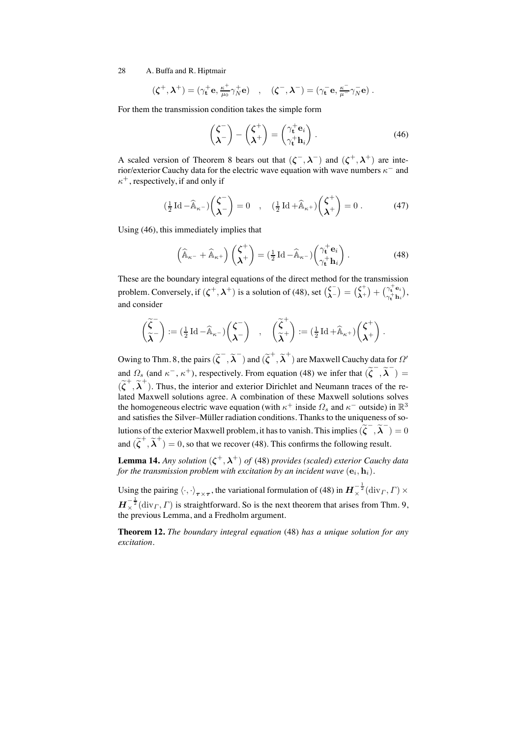$$(\boldsymbol{\zeta}^+,\boldsymbol{\lambda}^+) = (\gamma_{\mathbf{t}}^+\mathbf{e}, \tfrac{\kappa^+}{\mu_0}\gamma_N^+\mathbf{e}) \quad , \quad (\boldsymbol{\zeta}^-,\boldsymbol{\lambda}^-) = (\gamma_{\mathbf{t}}^-\mathbf{e}, \tfrac{\kappa^-}{\mu^-}\gamma_N^-\mathbf{e}) \; .$$

For them the transmission condition takes the simple form

$$\begin{pmatrix}\boldsymbol{\zeta}^-\\ \boldsymbol{\lambda}^-\end{pmatrix} - \begin{pmatrix}\boldsymbol{\zeta}^+\\ \boldsymbol{\lambda}^+\end{pmatrix} = \begin{pmatrix}\gamma_{\mathbf{t}}^+\mathbf{e}_i\\ \gamma_{\mathbf{t}}^+\mathbf{h}_i\end{pmatrix} . \tag{46}$$

A scaled version of Theorem 8 bears out that $(\boldsymbol{\zeta}^-,\boldsymbol{\lambda}^-)$ and $(\boldsymbol{\zeta}^+,\boldsymbol{\lambda}^+)$ are interior/exterior Cauchy data for the electric wave equation with wave numbers $\kappa^-$ and $\kappa^+$, respectively, if and only if

$$(\tfrac{1}{2}\,\mathrm{Id} - \widehat{\mathbb{A}}_{\kappa^-})\begin{pmatrix}\boldsymbol{\zeta}^-\\ \boldsymbol{\lambda}^-\end{pmatrix} = 0 \quad , \quad (\tfrac{1}{2}\,\mathrm{Id} + \widehat{\mathbb{A}}_{\kappa^+})\begin{pmatrix}\boldsymbol{\zeta}^+\\ \boldsymbol{\lambda}^+\end{pmatrix} = 0 \; . \tag{47}$$

Using (46), this immediately implies that

$$\left(\widehat{\mathbb{A}}_{\kappa^-} + \widehat{\mathbb{A}}_{\kappa^+}\right)\begin{pmatrix}\boldsymbol{\zeta}^+\\ \boldsymbol{\lambda}^+\end{pmatrix} = (\tfrac{1}{2}\,\mathrm{Id} - \widehat{\mathbb{A}}_{\kappa^-})\begin{pmatrix}\gamma_{\mathbf{t}}^+\mathbf{e}_i\\ \gamma_{\mathbf{t}}^+\mathbf{h}_i\end{pmatrix} . \tag{48}$$

These are the boundary integral equations of the direct method for the transmission problem. Conversely, if $(\boldsymbol{\zeta}^+,\boldsymbol{\lambda}^+)$ is a solution of (48), set $\binom{\boldsymbol{\zeta}^-}{\boldsymbol{\lambda}^-} = \binom{\boldsymbol{\zeta}^+}{\boldsymbol{\lambda}^+} + \binom{\gamma_{\mathbf{t}}^+\mathbf{e}_i}{\gamma_{\mathbf{t}}^+\mathbf{h}_i}$, and consider

$$\begin{pmatrix}\widetilde{\boldsymbol{\zeta}}^-\\ \widetilde{\boldsymbol{\lambda}}^-\end{pmatrix} := (\tfrac{1}{2}\,\mathrm{Id} - \widehat{\mathbb{A}}_{\kappa^-})\begin{pmatrix}\boldsymbol{\zeta}^-\\ \boldsymbol{\lambda}^-\end{pmatrix} \quad , \quad \begin{pmatrix}\widetilde{\boldsymbol{\zeta}}^+\\ \widetilde{\boldsymbol{\lambda}}^+\end{pmatrix} := (\tfrac{1}{2}\,\mathrm{Id} + \widehat{\mathbb{A}}_{\kappa^+})\begin{pmatrix}\boldsymbol{\zeta}^+\\ \boldsymbol{\lambda}^+\end{pmatrix} .$$

Owing to Thm. 8, the pairs $(\widetilde{\boldsymbol{\zeta}}^-,\widetilde{\boldsymbol{\lambda}}^-)$ and $(\widetilde{\boldsymbol{\zeta}}^+,\widetilde{\boldsymbol{\lambda}}^+)$ are Maxwell Cauchy data for $\Omega'$ and $\Omega_s$ (and $\kappa^-$, $\kappa^+$), respectively. From equation (48) we infer that $(\widetilde{\boldsymbol{\zeta}}^-,\widetilde{\boldsymbol{\lambda}}^-) = (\widetilde{\boldsymbol{\zeta}}^+,\widetilde{\boldsymbol{\lambda}}^+)$. Thus, the interior and exterior Dirichlet and Neumann traces of the related Maxwell solutions agree. A combination of these Maxwell solutions solves the homogeneous electric wave equation (with $\kappa^+$ inside $\Omega_s$ and $\kappa^-$ outside) in $\mathbb{R}^3$ and satisfies the Silver–Müller radiation conditions. Thanks to the uniqueness of solutions of the exterior Maxwell problem, it has to vanish. This implies $(\widetilde{\boldsymbol{\zeta}}^-,\widetilde{\boldsymbol{\lambda}}^-) = 0$ and $(\widetilde{\boldsymbol{\zeta}}^+,\widetilde{\boldsymbol{\lambda}}^+) = 0$, so that we recover (48). This confirms the following result.

**Lemma 14.** *Any solution $(\boldsymbol{\zeta}^+,\boldsymbol{\lambda}^+)$ of* (48) *provides (scaled) exterior Cauchy data for the transmission problem with excitation by an incident wave $(\mathbf{e}_i,\mathbf{h}_i)$.*

Using the pairing $\langle\cdot,\cdot\rangle_{\boldsymbol{\tau}\times\boldsymbol{\tau}}$, the variational formulation of (48) in $\boldsymbol{H}_\times^{-\frac{1}{2}}(\mathrm{div}_\Gamma,\Gamma)\times\boldsymbol{H}_\times^{-\frac{1}{2}}(\mathrm{div}_\Gamma,\Gamma)$ is straightforward. So is the next theorem that arises from Thm. 9, the previous Lemma, and a Fredholm argument.

**Theorem 12.** *The boundary integral equation* (48) *has a unique solution for any excitation.*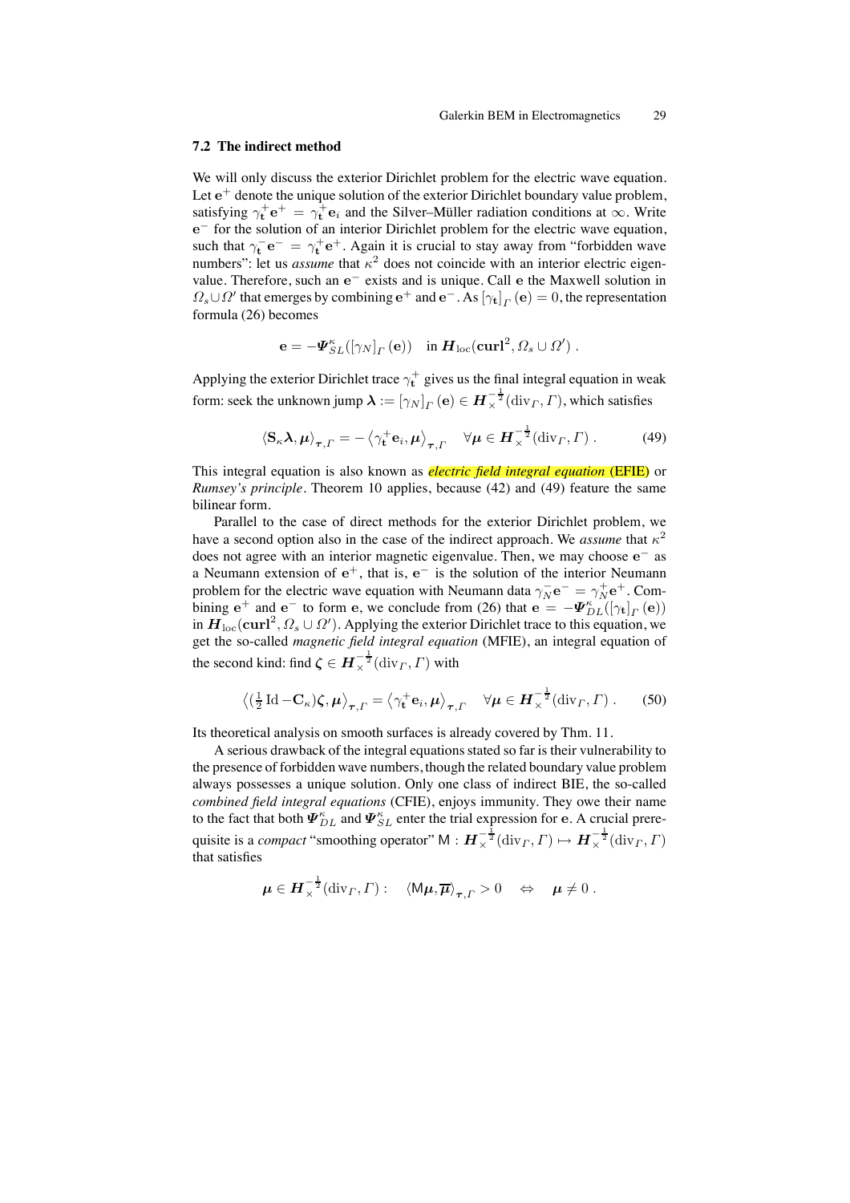### 7.2 The indirect method

We will only discuss the exterior Dirichlet problem for the electric wave equation. Let $\mathbf{e}^+$ denote the unique solution of the exterior Dirichlet boundary value problem, satisfying $\gamma_{\mathbf{t}}^+\mathbf{e}^+ = \gamma_{\mathbf{t}}^+\mathbf{e}_i$ and the Silver–Müller radiation conditions at $\infty$. Write $\mathbf{e}^-$ for the solution of an interior Dirichlet problem for the electric wave equation, such that $\gamma_{\mathbf{t}}^-\mathbf{e}^- = \gamma_{\mathbf{t}}^+\mathbf{e}^+$. Again it is crucial to stay away from "forbidden wave numbers": let us *assume* that $\kappa^2$ does not coincide with an interior electric eigenvalue. Therefore, such an $\mathbf{e}^-$ exists and is unique. Call $\mathbf{e}$ the Maxwell solution in $\Omega_s \cup \Omega'$ that emerges by combining $\mathbf{e}^+$ and $\mathbf{e}^-$. As $[\gamma_{\mathbf{t}}]_\Gamma(\mathbf{e}) = 0$, the representation formula (26) becomes

$$\mathbf{e} = -\boldsymbol{\Psi}_{SL}^{\kappa}([\gamma_N]_\Gamma(\mathbf{e})) \quad \text{in } \boldsymbol{H}_{\mathrm{loc}}(\mathbf{curl}^2, \Omega_s \cup \Omega') \ .$$

Applying the exterior Dirichlet trace $\gamma_{\mathbf{t}}^+$ gives us the final integral equation in weak form: seek the unknown jump $\boldsymbol{\lambda} := [\gamma_N]_\Gamma(\mathbf{e}) \in \boldsymbol{H}_\times^{-\frac{1}{2}}(\mathrm{div}_\Gamma, \Gamma)$, which satisfies

$$\langle \mathbf{S}_\kappa \boldsymbol{\lambda}, \boldsymbol{\mu} \rangle_{\boldsymbol{\tau},\Gamma} = -\left\langle \gamma_{\mathbf{t}}^+ \mathbf{e}_i, \boldsymbol{\mu} \right\rangle_{\boldsymbol{\tau},\Gamma} \quad \forall \boldsymbol{\mu} \in \boldsymbol{H}_\times^{-\frac{1}{2}}(\mathrm{div}_\Gamma, \Gamma) \ . \tag{49}$$

This integral equation is also known as *electric field integral equation* (EFIE) or *Rumsey's principle*. Theorem 10 applies, because (42) and (49) feature the same bilinear form.

Parallel to the case of direct methods for the exterior Dirichlet problem, we have a second option also in the case of the indirect approach. We *assume* that $\kappa^2$ does not agree with an interior magnetic eigenvalue. Then, we may choose $\mathbf{e}^-$ as a Neumann extension of $\mathbf{e}^+$, that is, $\mathbf{e}^-$ is the solution of the interior Neumann problem for the electric wave equation with Neumann data $\gamma_N^-\mathbf{e}^- = \gamma_N^+\mathbf{e}^+$. Combining $\mathbf{e}^+$ and $\mathbf{e}^-$ to form $\mathbf{e}$, we conclude from (26) that $\mathbf{e} = -\boldsymbol{\Psi}_{DL}^{\kappa}([\gamma_{\mathbf{t}}]_\Gamma(\mathbf{e}))$ in $\boldsymbol{H}_{\mathrm{loc}}(\mathbf{curl}^2, \Omega_s \cup \Omega')$. Applying the exterior Dirichlet trace to this equation, we get the so-called *magnetic field integral equation* (MFIE), an integral equation of the second kind: find $\boldsymbol{\zeta} \in \boldsymbol{H}_\times^{-\frac{1}{2}}(\mathrm{div}_\Gamma, \Gamma)$ with

$$\left\langle (\tfrac{1}{2}\,\mathrm{Id} - \mathbf{C}_\kappa)\boldsymbol{\zeta}, \boldsymbol{\mu} \right\rangle_{\boldsymbol{\tau},\Gamma} = \left\langle \gamma_{\mathbf{t}}^+ \mathbf{e}_i, \boldsymbol{\mu} \right\rangle_{\boldsymbol{\tau},\Gamma} \quad \forall \boldsymbol{\mu} \in \boldsymbol{H}_\times^{-\frac{1}{2}}(\mathrm{div}_\Gamma, \Gamma) \ . \tag{50}$$

Its theoretical analysis on smooth surfaces is already covered by Thm. 11.

A serious drawback of the integral equations stated so far is their vulnerability to the presence of forbidden wave numbers, though the related boundary value problem always possesses a unique solution. Only one class of indirect BIE, the so-called *combined field integral equations* (CFIE), enjoys immunity. They owe their name to the fact that both $\boldsymbol{\Psi}_{DL}^{\kappa}$ and $\boldsymbol{\Psi}_{SL}^{\kappa}$ enter the trial expression for $\mathbf{e}$. A crucial prerequisite is a *compact* "smoothing operator" $\mathsf{M} : \boldsymbol{H}_\times^{-\frac{1}{2}}(\mathrm{div}_\Gamma, \Gamma) \mapsto \boldsymbol{H}_\times^{-\frac{1}{2}}(\mathrm{div}_\Gamma, \Gamma)$ that satisfies

$$\boldsymbol{\mu} \in \boldsymbol{H}_\times^{-\frac{1}{2}}(\mathrm{div}_\Gamma, \Gamma): \quad \langle \mathsf{M}\boldsymbol{\mu}, \overline{\boldsymbol{\mu}} \rangle_{\boldsymbol{\tau},\Gamma} > 0 \quad \Leftrightarrow \quad \boldsymbol{\mu} \neq 0 \ .$$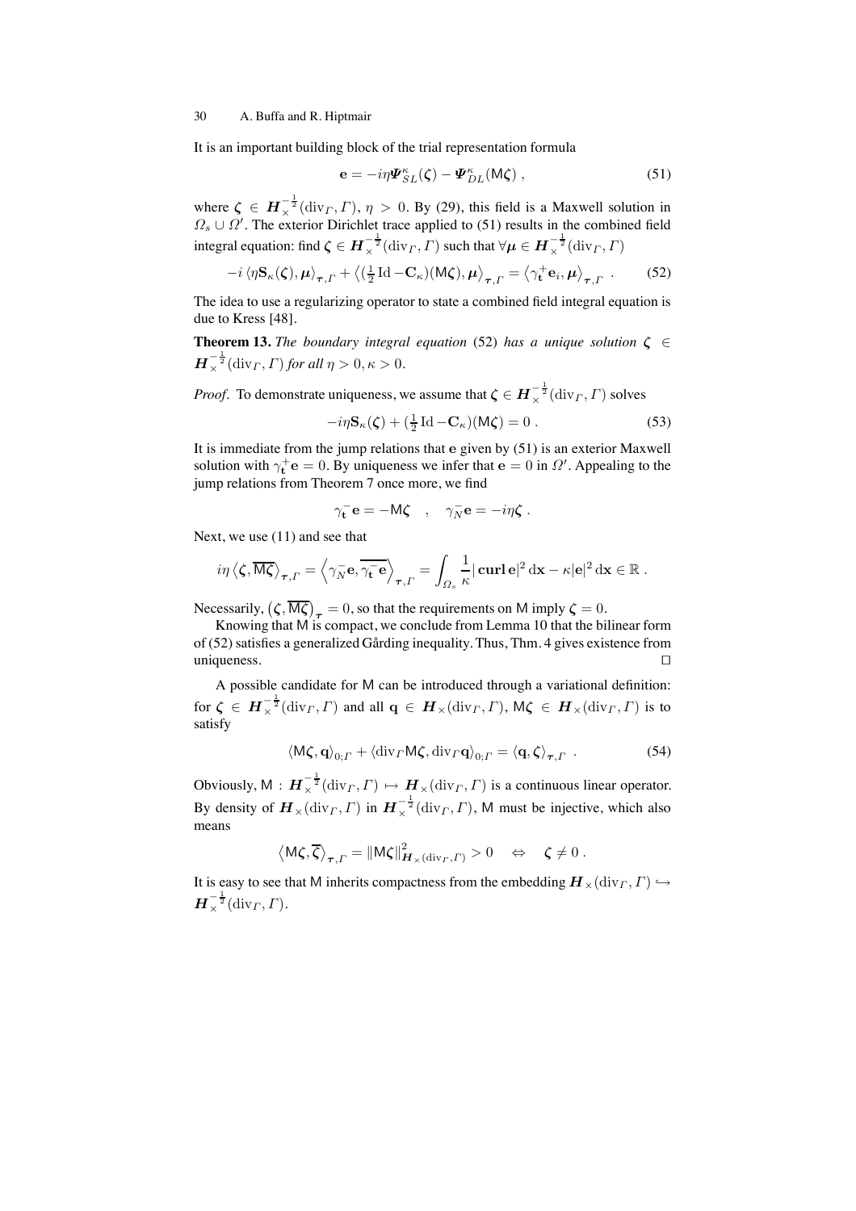It is an important building block of the trial representation formula

$$\mathbf{e} = -i\eta \boldsymbol{\Psi}^{\kappa}_{SL}(\boldsymbol{\zeta}) - \boldsymbol{\Psi}^{\kappa}_{DL}(\mathsf{M}\boldsymbol{\zeta}) \;, \tag{51}$$

where $\boldsymbol{\zeta} \in \boldsymbol{H}_{\times}^{-\frac{1}{2}}(\mathrm{div}_{\Gamma}, \Gamma)$, $\eta > 0$. By (29), this field is a Maxwell solution in $\Omega_s \cup \Omega'$. The exterior Dirichlet trace applied to (51) results in the combined field integral equation: find $\boldsymbol{\zeta} \in \boldsymbol{H}_{\times}^{-\frac{1}{2}}(\mathrm{div}_{\Gamma}, \Gamma)$ such that $\forall \boldsymbol{\mu} \in \boldsymbol{H}_{\times}^{-\frac{1}{2}}(\mathrm{div}_{\Gamma}, \Gamma)$

$$-i \left\langle \eta \mathbf{S}_{\kappa}(\boldsymbol{\zeta}), \boldsymbol{\mu} \right\rangle_{\boldsymbol{\tau},\Gamma} + \left\langle (\tfrac{1}{2}\operatorname{Id} - \mathbf{C}_{\kappa})(\mathsf{M}\boldsymbol{\zeta}), \boldsymbol{\mu} \right\rangle_{\boldsymbol{\tau},\Gamma} = \left\langle \gamma_{\mathbf{t}}^{+}\mathbf{e}_i, \boldsymbol{\mu} \right\rangle_{\boldsymbol{\tau},\Gamma} \;. \tag{52}$$

The idea to use a regularizing operator to state a combined field integral equation is due to Kress [48].

**Theorem 13.** *The boundary integral equation* (52) *has a unique solution* $\boldsymbol{\zeta} \in \boldsymbol{H}_{\times}^{-\frac{1}{2}}(\mathrm{div}_{\Gamma}, \Gamma)$ *for all* $\eta > 0, \kappa > 0$.

*Proof*. To demonstrate uniqueness, we assume that $\boldsymbol{\zeta} \in \boldsymbol{H}_{\times}^{-\frac{1}{2}}(\mathrm{div}_{\Gamma}, \Gamma)$ solves

$$-i\eta \mathbf{S}_{\kappa}(\boldsymbol{\zeta}) + (\tfrac{1}{2}\operatorname{Id} - \mathbf{C}_{\kappa})(\mathsf{M}\boldsymbol{\zeta}) = 0 \;. \tag{53}$$

It is immediate from the jump relations that $\mathbf{e}$ given by (51) is an exterior Maxwell solution with $\gamma_{\mathbf{t}}^{+}\mathbf{e} = 0$. By uniqueness we infer that $\mathbf{e} = 0$ in $\Omega'$. Appealing to the jump relations from Theorem 7 once more, we find

$$\gamma_{\mathbf{t}}^{-}\mathbf{e} = -\mathsf{M}\boldsymbol{\zeta} \quad , \quad \gamma_{N}^{-}\mathbf{e} = -i\eta\boldsymbol{\zeta} \;.$$

Next, we use (11) and see that

$$i\eta \left\langle \boldsymbol{\zeta}, \overline{\mathsf{M}\boldsymbol{\zeta}} \right\rangle_{\boldsymbol{\tau},\Gamma} = \left\langle \gamma_{N}^{-}\mathbf{e}, \overline{\gamma_{\mathbf{t}}^{-}\mathbf{e}} \right\rangle_{\boldsymbol{\tau},\Gamma} = \int_{\Omega_s} \frac{1}{\kappa} |\operatorname{\mathbf{curl}} \mathbf{e}|^2 \,\mathrm{d}\mathbf{x} - \kappa |\mathbf{e}|^2 \,\mathrm{d}\mathbf{x} \in \mathbb{R} \;.$$

Necessarily, $\left(\boldsymbol{\zeta}, \overline{\mathsf{M}\boldsymbol{\zeta}}\right)_{\boldsymbol{\tau}} = 0$, so that the requirements on $\mathsf{M}$ imply $\boldsymbol{\zeta} = 0$.

Knowing that $\mathsf{M}$ is compact, we conclude from Lemma 10 that the bilinear form of (52) satisfies a generalized Gårding inequality. Thus, Thm. 4 gives existence from uniqueness. $\square$

A possible candidate for $\mathsf{M}$ can be introduced through a variational definition: for $\boldsymbol{\zeta} \in \boldsymbol{H}_{\times}^{-\frac{1}{2}}(\mathrm{div}_{\Gamma}, \Gamma)$ and all $\mathbf{q} \in \boldsymbol{H}_{\times}(\mathrm{div}_{\Gamma}, \Gamma)$, $\mathsf{M}\boldsymbol{\zeta} \in \boldsymbol{H}_{\times}(\mathrm{div}_{\Gamma}, \Gamma)$ is to satisfy

$$\langle \mathsf{M}\boldsymbol{\zeta}, \mathbf{q} \rangle_{0;\Gamma} + \langle \mathrm{div}_{\Gamma} \mathsf{M}\boldsymbol{\zeta}, \mathrm{div}_{\Gamma} \mathbf{q} \rangle_{0;\Gamma} = \langle \mathbf{q}, \boldsymbol{\zeta} \rangle_{\boldsymbol{\tau},\Gamma} \;. \tag{54}$$

Obviously, $\mathsf{M} : \boldsymbol{H}_{\times}^{-\frac{1}{2}}(\mathrm{div}_{\Gamma}, \Gamma) \mapsto \boldsymbol{H}_{\times}(\mathrm{div}_{\Gamma}, \Gamma)$ is a continuous linear operator. By density of $\boldsymbol{H}_{\times}(\mathrm{div}_{\Gamma}, \Gamma)$ in $\boldsymbol{H}_{\times}^{-\frac{1}{2}}(\mathrm{div}_{\Gamma}, \Gamma)$, $\mathsf{M}$ must be injective, which also means

$$\left\langle \mathsf{M}\boldsymbol{\zeta}, \overline{\boldsymbol{\zeta}} \right\rangle_{\boldsymbol{\tau},\Gamma} = \|\mathsf{M}\boldsymbol{\zeta}\|^2_{\boldsymbol{H}_{\times}(\mathrm{div}_{\Gamma},\Gamma)} > 0 \quad \Leftrightarrow \quad \boldsymbol{\zeta} \neq 0 \;.$$

It is easy to see that $\mathsf{M}$ inherits compactness from the embedding $\boldsymbol{H}_{\times}(\mathrm{div}_{\Gamma}, \Gamma) \hookrightarrow \boldsymbol{H}_{\times}^{-\frac{1}{2}}(\mathrm{div}_{\Gamma}, \Gamma)$.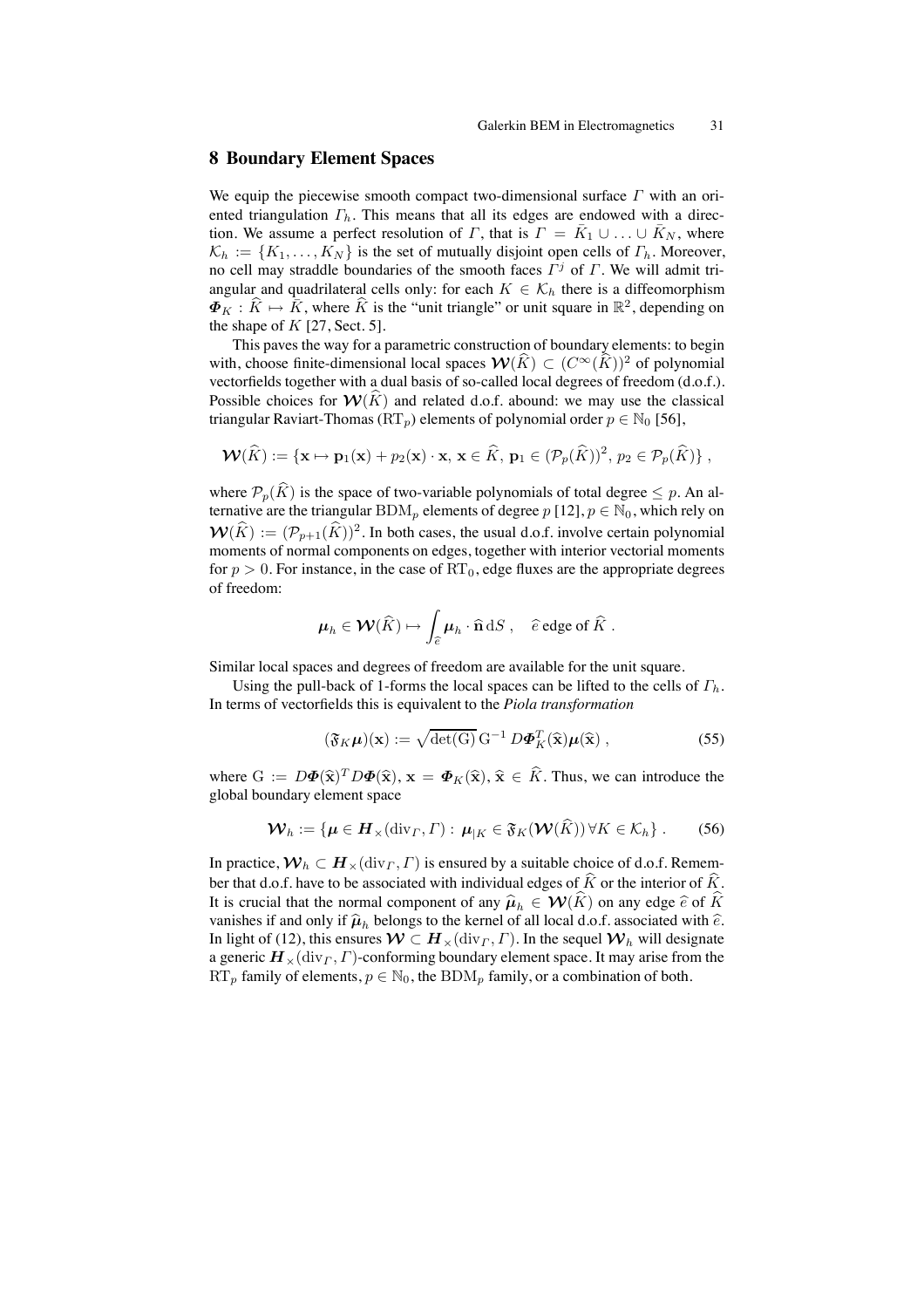## 8 Boundary Element Spaces

We equip the piecewise smooth compact two-dimensional surface $\Gamma$ with an oriented triangulation $\Gamma_h$. This means that all its edges are endowed with a direction. We assume a perfect resolution of $\Gamma$, that is $\Gamma = \bar{K}_1 \cup \ldots \cup \bar{K}_N$, where $\mathcal{K}_h := \{K_1, \ldots, K_N\}$ is the set of mutually disjoint open cells of $\Gamma_h$. Moreover, no cell may straddle boundaries of the smooth faces $\Gamma^j$ of $\Gamma$. We will admit triangular and quadrilateral cells only: for each $K \in \mathcal{K}_h$ there is a diffeomorphism $\boldsymbol{\Phi}_K : \widehat{K} \mapsto \bar{K}$, where $\widehat{K}$ is the "unit triangle" or unit square in $\mathbb{R}^2$, depending on the shape of $K$ [27, Sect. 5].

This paves the way for a parametric construction of boundary elements: to begin with, choose finite-dimensional local spaces $\boldsymbol{\mathcal{W}}(\widehat{K}) \subset (C^\infty(\widehat{K}))^2$ of polynomial vectorfields together with a dual basis of so-called local degrees of freedom (d.o.f.). Possible choices for $\boldsymbol{\mathcal{W}}(\widehat{K})$ and related d.o.f. abound: we may use the classical triangular Raviart-Thomas ($\mathrm{RT}_p$) elements of polynomial order $p \in \mathbb{N}_0$ [56],

$$\boldsymbol{\mathcal{W}}(\widehat{K}) := \{\mathbf{x} \mapsto \mathbf{p}_1(\mathbf{x}) + p_2(\mathbf{x}) \cdot \mathbf{x},\, \mathbf{x} \in \widehat{K},\, \mathbf{p}_1 \in (\mathcal{P}_p(\widehat{K}))^2,\, p_2 \in \mathcal{P}_p(\widehat{K})\}\;,$$

where $\mathcal{P}_p(\widehat{K})$ is the space of two-variable polynomials of total degree $\leq p$. An alternative are the triangular $\mathrm{BDM}_p$ elements of degree $p$ [12], $p \in \mathbb{N}_0$, which rely on $\boldsymbol{\mathcal{W}}(\widehat{K}) := (\mathcal{P}_{p+1}(\widehat{K}))^2$. In both cases, the usual d.o.f. involve certain polynomial moments of normal components on edges, together with interior vectorial moments for $p > 0$. For instance, in the case of $\mathrm{RT}_0$, edge fluxes are the appropriate degrees of freedom:

$$\boldsymbol{\mu}_h \in \boldsymbol{\mathcal{W}}(\widehat{K}) \mapsto \int_{\widehat{e}} \boldsymbol{\mu}_h \cdot \widehat{\mathbf{n}}\,\mathrm{d}S\;, \quad \widehat{e} \text{ edge of } \widehat{K}\;.$$

Similar local spaces and degrees of freedom are available for the unit square.

Using the pull-back of 1-forms the local spaces can be lifted to the cells of $\Gamma_h$. In terms of vectorfields this is equivalent to the *Piola transformation*

$$(\mathfrak{F}_K \boldsymbol{\mu})(\mathbf{x}) := \sqrt{\det(\mathrm{G})}\,\mathrm{G}^{-1}\,D\boldsymbol{\Phi}_K^T(\widehat{\mathbf{x}})\boldsymbol{\mu}(\widehat{\mathbf{x}})\;, \tag{55}$$

where $\mathrm{G} := D\boldsymbol{\Phi}(\widehat{\mathbf{x}})^T D\boldsymbol{\Phi}(\widehat{\mathbf{x}})$, $\mathbf{x} = \boldsymbol{\Phi}_K(\widehat{\mathbf{x}})$, $\widehat{\mathbf{x}} \in \widehat{K}$. Thus, we can introduce the global boundary element space

$$\boldsymbol{\mathcal{W}}_h := \{\boldsymbol{\mu} \in \boldsymbol{H}_\times(\mathrm{div}_\Gamma, \Gamma) : \boldsymbol{\mu}_{|K} \in \mathfrak{F}_K(\boldsymbol{\mathcal{W}}(\widehat{K}))\,\forall K \in \mathcal{K}_h\}\;. \tag{56}$$

In practice, $\boldsymbol{\mathcal{W}}_h \subset \boldsymbol{H}_\times(\mathrm{div}_\Gamma, \Gamma)$ is ensured by a suitable choice of d.o.f. Remember that d.o.f. have to be associated with individual edges of $\widehat{K}$ or the interior of $\widehat{K}$. It is crucial that the normal component of any $\widehat{\boldsymbol{\mu}}_h \in \boldsymbol{\mathcal{W}}(\widehat{K})$ on any edge $\widehat{e}$ of $\widehat{K}$ vanishes if and only if $\widehat{\boldsymbol{\mu}}_h$ belongs to the kernel of all local d.o.f. associated with $\widehat{e}$. In light of (12), this ensures $\boldsymbol{\mathcal{W}} \subset \boldsymbol{H}_\times(\mathrm{div}_\Gamma, \Gamma)$. In the sequel $\boldsymbol{\mathcal{W}}_h$ will designate a generic $\boldsymbol{H}_\times(\mathrm{div}_\Gamma, \Gamma)$-conforming boundary element space. It may arise from the $\mathrm{RT}_p$ family of elements, $p \in \mathbb{N}_0$, the $\mathrm{BDM}_p$ family, or a combination of both.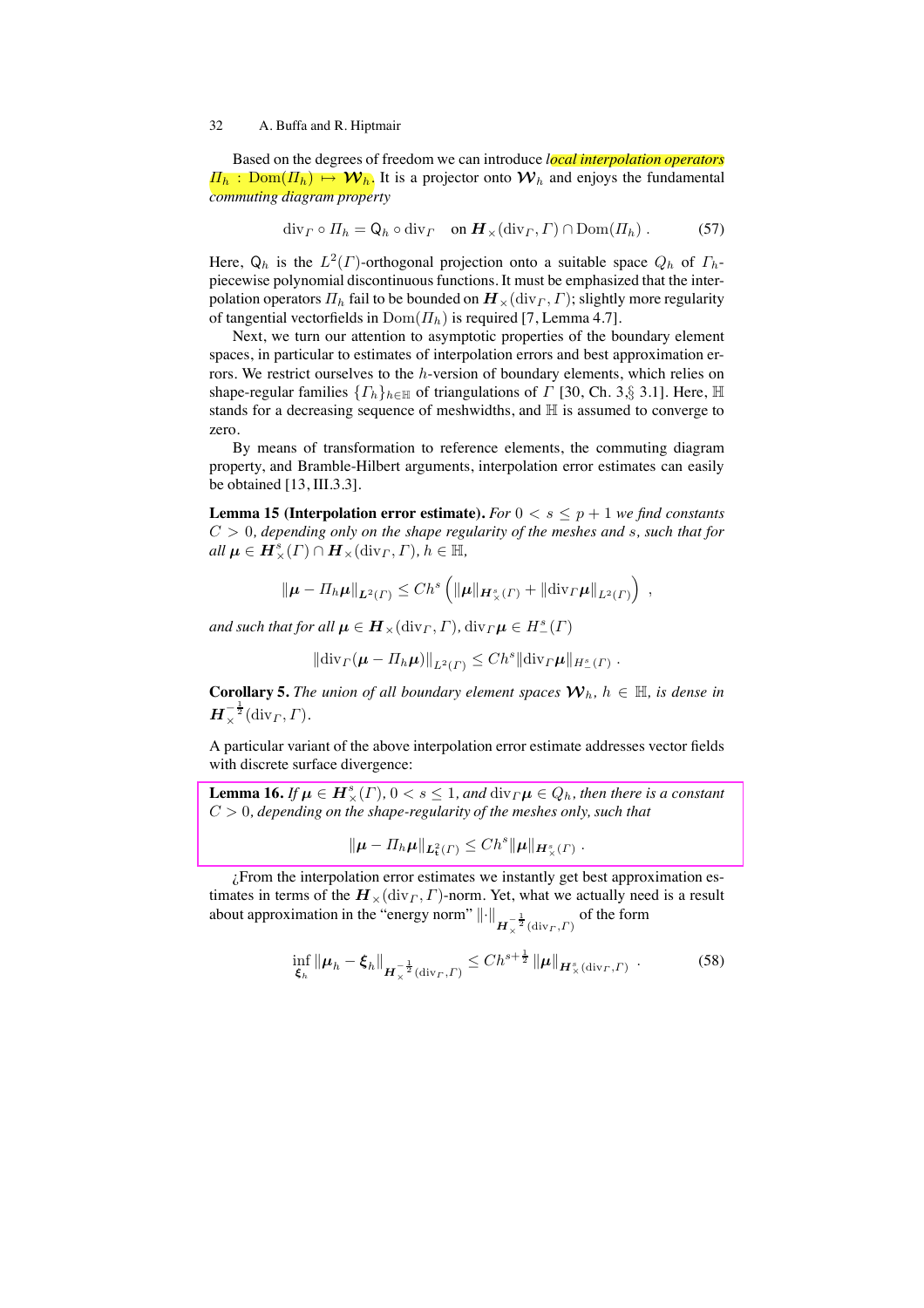Based on the degrees of freedom we can introduce *local interpolation operators* $\Pi_h : \mathrm{Dom}(\Pi_h) \mapsto \boldsymbol{\mathcal{W}}_h$. It is a projector onto $\boldsymbol{\mathcal{W}}_h$ and enjoys the fundamental *commuting diagram property*

$$\mathrm{div}_\Gamma \circ \Pi_h = \mathsf{Q}_h \circ \mathrm{div}_\Gamma \quad \text{on } \boldsymbol{H}_\times(\mathrm{div}_\Gamma, \Gamma) \cap \mathrm{Dom}(\Pi_h) \,. \tag{57}$$

Here, $\mathsf{Q}_h$ is the $L^2(\Gamma)$-orthogonal projection onto a suitable space $Q_h$ of $\Gamma_h$-piecewise polynomial discontinuous functions. It must be emphasized that the interpolation operators $\Pi_h$ fail to be bounded on $\boldsymbol{H}_\times(\mathrm{div}_\Gamma, \Gamma)$; slightly more regularity of tangential vectorfields in $\mathrm{Dom}(\Pi_h)$ is required [7, Lemma 4.7].

Next, we turn our attention to asymptotic properties of the boundary element spaces, in particular to estimates of interpolation errors and best approximation errors. We restrict ourselves to the $h$-version of boundary elements, which relies on shape-regular families $\{\Gamma_h\}_{h\in\mathbb{H}}$ of triangulations of $\Gamma$ [30, Ch. 3,§ 3.1]. Here, $\mathbb{H}$ stands for a decreasing sequence of meshwidths, and $\mathbb{H}$ is assumed to converge to zero.

By means of transformation to reference elements, the commuting diagram property, and Bramble-Hilbert arguments, interpolation error estimates can easily be obtained [13, III.3.3].

**Lemma 15 (Interpolation error estimate).** *For $0 < s \leq p+1$ we find constants $C > 0$, depending only on the shape regularity of the meshes and $s$, such that for all $\boldsymbol{\mu} \in \boldsymbol{H}^s_\times(\Gamma) \cap \boldsymbol{H}_\times(\mathrm{div}_\Gamma, \Gamma)$, $h \in \mathbb{H}$,*

$$\|\boldsymbol{\mu} - \Pi_h\boldsymbol{\mu}\|_{\boldsymbol{L}^2(\Gamma)} \leq Ch^s \left( \|\boldsymbol{\mu}\|_{\boldsymbol{H}^s_\times(\Gamma)} + \|\mathrm{div}_\Gamma \boldsymbol{\mu}\|_{L^2(\Gamma)} \right) \,,$$

*and such that for all $\boldsymbol{\mu} \in \boldsymbol{H}_\times(\mathrm{div}_\Gamma, \Gamma)$, $\mathrm{div}_\Gamma\boldsymbol{\mu} \in H^s_-(\Gamma)$*

$$\|\mathrm{div}_\Gamma(\boldsymbol{\mu} - \Pi_h\boldsymbol{\mu})\|_{L^2(\Gamma)} \leq Ch^s \|\mathrm{div}_\Gamma\boldsymbol{\mu}\|_{H^s_-(\Gamma)} \,.$$

**Corollary 5.** *The union of all boundary element spaces $\boldsymbol{\mathcal{W}}_h$, $h \in \mathbb{H}$, is dense in $\boldsymbol{H}^{-\frac{1}{2}}_\times(\mathrm{div}_\Gamma, \Gamma)$.*

A particular variant of the above interpolation error estimate addresses vector fields with discrete surface divergence:

**Lemma 16.** *If $\boldsymbol{\mu} \in \boldsymbol{H}^s_\times(\Gamma)$, $0 < s \leq 1$, and $\mathrm{div}_\Gamma\boldsymbol{\mu} \in Q_h$, then there is a constant $C > 0$, depending on the shape-regularity of the meshes only, such that*

$$\|\boldsymbol{\mu} - \Pi_h\boldsymbol{\mu}\|_{\boldsymbol{L}^2_\mathbf{t}(\Gamma)} \leq Ch^s \|\boldsymbol{\mu}\|_{\boldsymbol{H}^s_\times(\Gamma)} \,.$$

¿From the interpolation error estimates we instantly get best approximation estimates in terms of the $\boldsymbol{H}_\times(\mathrm{div}_\Gamma, \Gamma)$-norm. Yet, what we actually need is a result about approximation in the "energy norm" $\|\cdot\|_{\boldsymbol{H}^{-\frac{1}{2}}_\times(\mathrm{div}_\Gamma, \Gamma)}$ of the form

$$\inf_{\boldsymbol{\xi}_h} \|\boldsymbol{\mu}_h - \boldsymbol{\xi}_h\|_{\boldsymbol{H}^{-\frac{1}{2}}_\times(\mathrm{div}_\Gamma, \Gamma)} \leq Ch^{s+\frac{1}{2}} \|\boldsymbol{\mu}\|_{\boldsymbol{H}^s_\times(\mathrm{div}_\Gamma, \Gamma)} \,. \tag{58}$$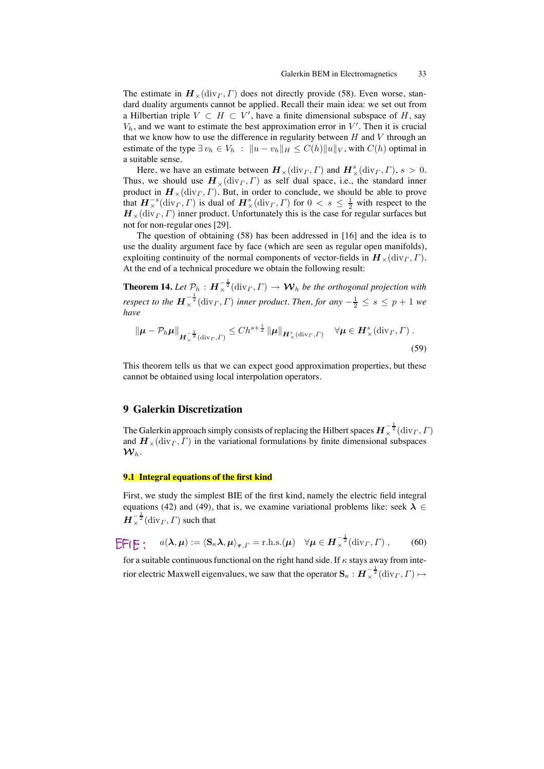The estimate in $\boldsymbol{H}_\times(\mathrm{div}_\Gamma, \Gamma)$ does not directly provide (58). Even worse, standard duality arguments cannot be applied. Recall their main idea: we set out from a Hilbertian triple $V \subset H \subset V'$, have a finite dimensional subspace of $H$, say $V_h$, and we want to estimate the best approximation error in $V'$. Then it is crucial that we know how to use the difference in regularity between $H$ and $V$ through an estimate of the type $\exists\, v_h \in V_h \;:\; \|u - v_h\|_H \leq C(h)\|u\|_V$, with $C(h)$ optimal in a suitable sense.

Here, we have an estimate between $\boldsymbol{H}_\times(\mathrm{div}_\Gamma, \Gamma)$ and $\boldsymbol{H}^s_\times(\mathrm{div}_\Gamma, \Gamma)$, $s > 0$. Thus, we should use $\boldsymbol{H}_\times(\mathrm{div}_\Gamma, \Gamma)$ as self dual space, i.e., the standard inner product in $\boldsymbol{H}_\times(\mathrm{div}_\Gamma, \Gamma)$. But, in order to conclude, we should be able to prove that $\boldsymbol{H}^{-s}_\times(\mathrm{div}_\Gamma, \Gamma)$ is dual of $\boldsymbol{H}^s_\times(\mathrm{div}_\Gamma, \Gamma)$ for $0 < s \leq \frac{1}{2}$ with respect to the $\boldsymbol{H}_\times(\mathrm{div}_\Gamma, \Gamma)$ inner product. Unfortunately this is the case for regular surfaces but not for non-regular ones [29].

The question of obtaining (58) has been addressed in [16] and the idea is to use the duality argument face by face (which are seen as regular open manifolds), exploiting continuity of the normal components of vector-fields in $\boldsymbol{H}_\times(\mathrm{div}_\Gamma, \Gamma)$. At the end of a technical procedure we obtain the following result:

**Theorem 14.** *Let $\mathcal{P}_h : \boldsymbol{H}^{-\frac{1}{2}}_\times(\mathrm{div}_\Gamma, \Gamma) \to \boldsymbol{\mathcal{W}}_h$ be the orthogonal projection with respect to the $\boldsymbol{H}^{-\frac{1}{2}}_\times(\mathrm{div}_\Gamma, \Gamma)$ inner product. Then, for any $-\frac{1}{2} \leq s \leq p+1$ we have*

$$\|\boldsymbol{\mu} - \mathcal{P}_h\boldsymbol{\mu}\|_{\boldsymbol{H}^{-\frac{1}{2}}_\times(\mathrm{div}_\Gamma, \Gamma)} \leq C h^{s+\frac{1}{2}} \|\boldsymbol{\mu}\|_{\boldsymbol{H}^s_\times(\mathrm{div}_\Gamma, \Gamma)} \quad \forall \boldsymbol{\mu} \in \boldsymbol{H}^s_\times(\mathrm{div}_\Gamma, \Gamma)\,. \tag{59}$$

This theorem tells us that we can expect good approximation properties, but these cannot be obtained using local interpolation operators.

## 9 Galerkin Discretization

The Galerkin approach simply consists of replacing the Hilbert spaces $\boldsymbol{H}^{-\frac{1}{2}}_\times(\mathrm{div}_\Gamma, \Gamma)$ and $\boldsymbol{H}_\times(\mathrm{div}_\Gamma, \Gamma)$ in the variational formulations by finite dimensional subspaces $\boldsymbol{\mathcal{W}}_h$.

### 9.1 Integral equations of the first kind

First, we study the simplest BIE of the first kind, namely the electric field integral equations (42) and (49), that is, we examine variational problems like: seek $\boldsymbol{\lambda} \in \boldsymbol{H}^{-\frac{1}{2}}_\times(\mathrm{div}_\Gamma, \Gamma)$ such that

EFIE:
$$a(\boldsymbol{\lambda}, \boldsymbol{\mu}) := \langle \mathbf{S}_\kappa \boldsymbol{\lambda}, \boldsymbol{\mu} \rangle_{\boldsymbol{\tau},\Gamma} = \mathrm{r.h.s.}(\boldsymbol{\mu}) \quad \forall \boldsymbol{\mu} \in \boldsymbol{H}^{-\frac{1}{2}}_\times(\mathrm{div}_\Gamma, \Gamma)\,, \tag{60}$$

for a suitable continuous functional on the right hand side. If $\kappa$ stays away from interior electric Maxwell eigenvalues, we saw that the operator $\mathbf{S}_\kappa : \boldsymbol{H}^{-\frac{1}{2}}_\times(\mathrm{div}_\Gamma, \Gamma) \mapsto$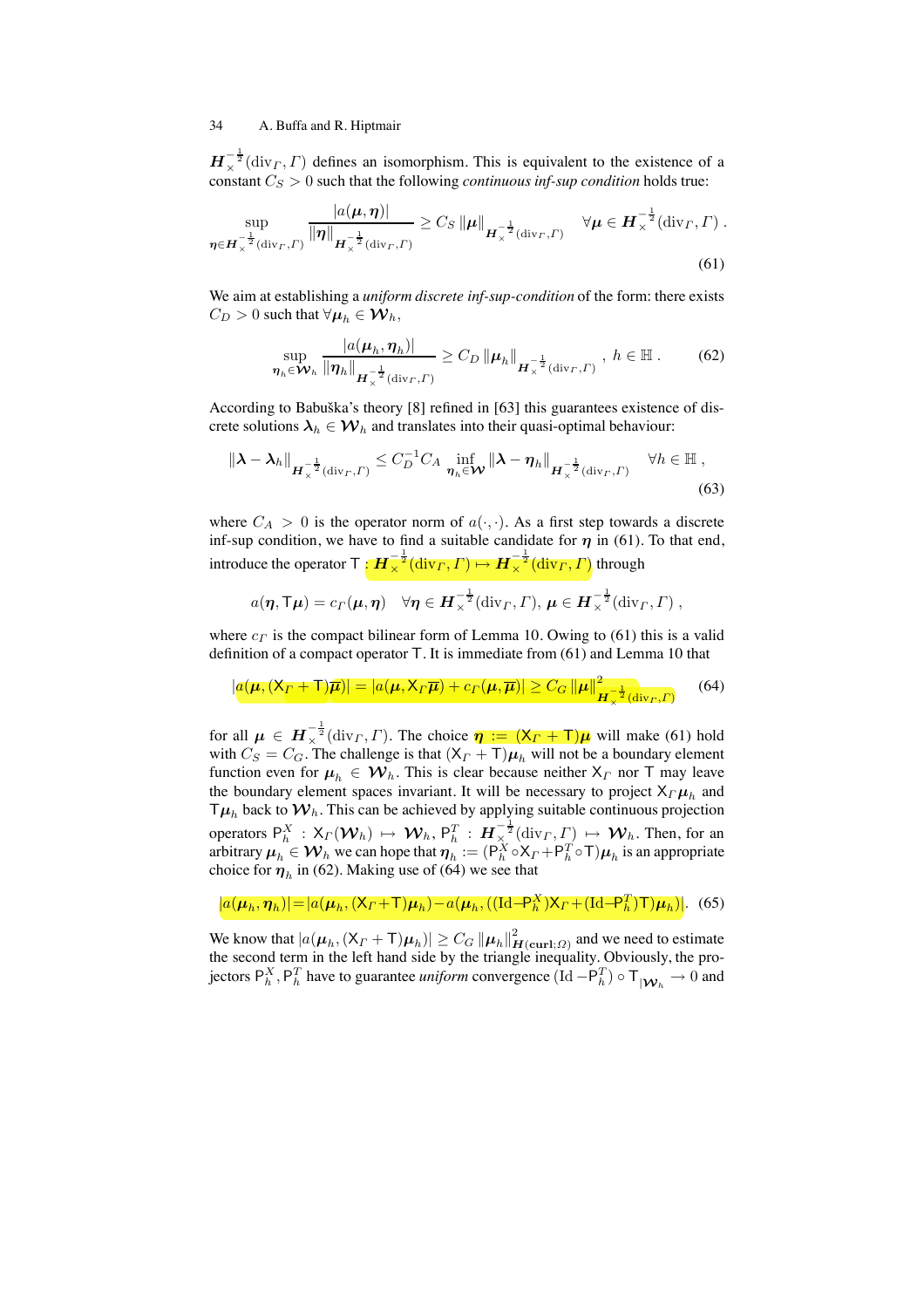$\boldsymbol{H}_{\times}^{-\frac{1}{2}}(\mathrm{div}_\Gamma, \Gamma)$ defines an isomorphism. This is equivalent to the existence of a constant $C_S > 0$ such that the following *continuous inf-sup condition* holds true:

$$\sup_{\boldsymbol{\eta} \in \boldsymbol{H}_{\times}^{-\frac{1}{2}}(\mathrm{div}_\Gamma, \Gamma)} \frac{|a(\boldsymbol{\mu}, \boldsymbol{\eta})|}{\|\boldsymbol{\eta}\|_{\boldsymbol{H}_{\times}^{-\frac{1}{2}}(\mathrm{div}_\Gamma, \Gamma)}} \geq C_S \|\boldsymbol{\mu}\|_{\boldsymbol{H}_{\times}^{-\frac{1}{2}}(\mathrm{div}_\Gamma, \Gamma)} \quad \forall \boldsymbol{\mu} \in \boldsymbol{H}_{\times}^{-\frac{1}{2}}(\mathrm{div}_\Gamma, \Gamma) \,. \tag{61}$$

We aim at establishing a *uniform discrete inf-sup-condition* of the form: there exists $C_D > 0$ such that $\forall \boldsymbol{\mu}_h \in \boldsymbol{\mathcal{W}}_h$,

$$\sup_{\boldsymbol{\eta}_h \in \boldsymbol{\mathcal{W}}_h} \frac{|a(\boldsymbol{\mu}_h, \boldsymbol{\eta}_h)|}{\|\boldsymbol{\eta}_h\|_{\boldsymbol{H}_{\times}^{-\frac{1}{2}}(\mathrm{div}_\Gamma, \Gamma)}} \geq C_D \|\boldsymbol{\mu}_h\|_{\boldsymbol{H}_{\times}^{-\frac{1}{2}}(\mathrm{div}_\Gamma, \Gamma)} \;, \; h \in \mathbb{H} \,. \tag{62}$$

According to Babuška's theory [8] refined in [63] this guarantees existence of discrete solutions $\boldsymbol{\lambda}_h \in \boldsymbol{\mathcal{W}}_h$ and translates into their quasi-optimal behaviour:

$$\|\boldsymbol{\lambda} - \boldsymbol{\lambda}_h\|_{\boldsymbol{H}_{\times}^{-\frac{1}{2}}(\mathrm{div}_\Gamma, \Gamma)} \leq C_D^{-1} C_A \inf_{\boldsymbol{\eta}_h \in \boldsymbol{\mathcal{W}}} \|\boldsymbol{\lambda} - \boldsymbol{\eta}_h\|_{\boldsymbol{H}_{\times}^{-\frac{1}{2}}(\mathrm{div}_\Gamma, \Gamma)} \quad \forall h \in \mathbb{H} \,, \tag{63}$$

where $C_A > 0$ is the operator norm of $a(\cdot, \cdot)$. As a first step towards a discrete inf-sup condition, we have to find a suitable candidate for $\boldsymbol{\eta}$ in (61). To that end, introduce the operator $\mathsf{T} : \boldsymbol{H}_{\times}^{-\frac{1}{2}}(\mathrm{div}_\Gamma, \Gamma) \mapsto \boldsymbol{H}_{\times}^{-\frac{1}{2}}(\mathrm{div}_\Gamma, \Gamma)$ through

$$a(\boldsymbol{\eta}, \mathsf{T}\boldsymbol{\mu}) = c_\Gamma(\boldsymbol{\mu}, \boldsymbol{\eta}) \quad \forall \boldsymbol{\eta} \in \boldsymbol{H}_{\times}^{-\frac{1}{2}}(\mathrm{div}_\Gamma, \Gamma),\; \boldsymbol{\mu} \in \boldsymbol{H}_{\times}^{-\frac{1}{2}}(\mathrm{div}_\Gamma, \Gamma) \,,$$

where $c_\Gamma$ is the compact bilinear form of Lemma 10. Owing to (61) this is a valid definition of a compact operator $\mathsf{T}$. It is immediate from (61) and Lemma 10 that

$$|a(\boldsymbol{\mu}, (\mathsf{X}_\Gamma + \mathsf{T})\overline{\boldsymbol{\mu}})| = |a(\boldsymbol{\mu}, \mathsf{X}_\Gamma \overline{\boldsymbol{\mu}}) + c_\Gamma(\boldsymbol{\mu}, \overline{\boldsymbol{\mu}})| \geq C_G \|\boldsymbol{\mu}\|^2_{\boldsymbol{H}_{\times}^{-\frac{1}{2}}(\mathrm{div}_\Gamma, \Gamma)} \tag{64}$$

for all $\boldsymbol{\mu} \in \boldsymbol{H}_{\times}^{-\frac{1}{2}}(\mathrm{div}_\Gamma, \Gamma)$. The choice $\boldsymbol{\eta} := (\mathsf{X}_\Gamma + \mathsf{T})\boldsymbol{\mu}$ will make (61) hold with $C_S = C_G$. The challenge is that $(\mathsf{X}_\Gamma + \mathsf{T})\boldsymbol{\mu}_h$ will not be a boundary element function even for $\boldsymbol{\mu}_h \in \boldsymbol{\mathcal{W}}_h$. This is clear because neither $\mathsf{X}_\Gamma$ nor $\mathsf{T}$ may leave the boundary element spaces invariant. It will be necessary to project $\mathsf{X}_\Gamma \boldsymbol{\mu}_h$ and $\mathsf{T}\boldsymbol{\mu}_h$ back to $\boldsymbol{\mathcal{W}}_h$. This can be achieved by applying suitable continuous projection operators $\mathsf{P}_h^X : \mathsf{X}_\Gamma(\boldsymbol{\mathcal{W}}_h) \mapsto \boldsymbol{\mathcal{W}}_h$, $\mathsf{P}_h^T : \boldsymbol{H}_{\times}^{-\frac{1}{2}}(\mathrm{div}_\Gamma, \Gamma) \mapsto \boldsymbol{\mathcal{W}}_h$. Then, for an arbitrary $\boldsymbol{\mu}_h \in \boldsymbol{\mathcal{W}}_h$ we can hope that $\boldsymbol{\eta}_h := (\mathsf{P}_h^X \circ \mathsf{X}_\Gamma + \mathsf{P}_h^T \circ \mathsf{T})\boldsymbol{\mu}_h$ is an appropriate choice for $\boldsymbol{\eta}_h$ in (62). Making use of (64) we see that

$$|a(\boldsymbol{\mu}_h, \boldsymbol{\eta}_h)| = |a(\boldsymbol{\mu}_h, (\mathsf{X}_\Gamma + \mathsf{T})\boldsymbol{\mu}_h) - a(\boldsymbol{\mu}_h, ((\mathrm{Id} - \mathsf{P}_h^X)\mathsf{X}_\Gamma + (\mathrm{Id} - \mathsf{P}_h^T)\mathsf{T})\boldsymbol{\mu}_h)| . \tag{65}$$

We know that $|a(\boldsymbol{\mu}_h, (\mathsf{X}_\Gamma + \mathsf{T})\boldsymbol{\mu}_h)| \geq C_G \|\boldsymbol{\mu}_h\|^2_{\boldsymbol{H}(\mathbf{curl};\Omega)}$ and we need to estimate the second term in the left hand side by the triangle inequality. Obviously, the projectors $\mathsf{P}_h^X, \mathsf{P}_h^T$ have to guarantee *uniform* convergence $(\mathrm{Id} - \mathsf{P}_h^T) \circ \mathsf{T}_{|\boldsymbol{\mathcal{W}}_h} \to 0$ and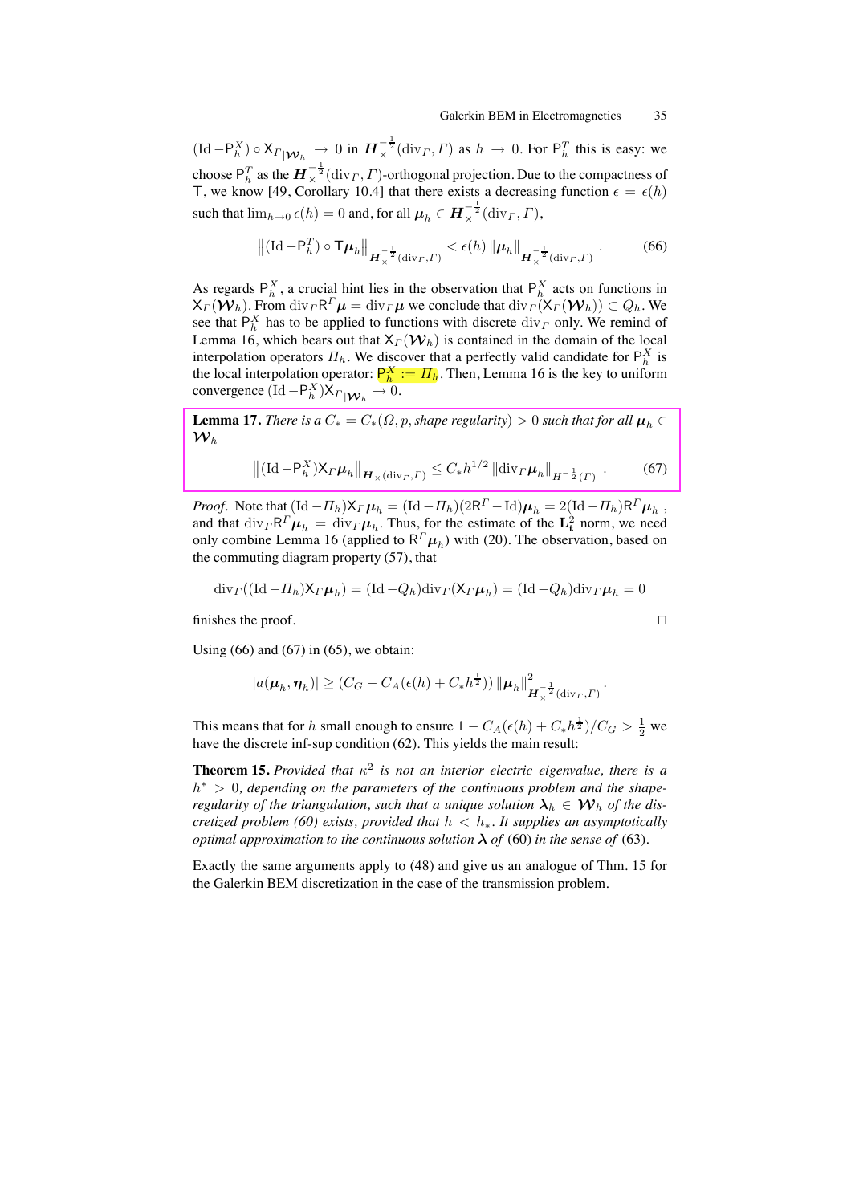$(\mathrm{Id} - \mathsf{P}_h^X) \circ \mathsf{X}_{\Gamma|\boldsymbol{\mathcal{W}}_h} \to 0$ in $\boldsymbol{H}_\times^{-\frac{1}{2}}(\mathrm{div}_\Gamma, \Gamma)$ as $h \to 0$. For $\mathsf{P}_h^T$ this is easy: we choose $\mathsf{P}_h^T$ as the $\boldsymbol{H}_\times^{-\frac{1}{2}}(\mathrm{div}_\Gamma, \Gamma)$-orthogonal projection. Due to the compactness of $\mathsf{T}$, we know [49, Corollary 10.4] that there exists a decreasing function $\epsilon = \epsilon(h)$ such that $\lim_{h\to 0} \epsilon(h) = 0$ and, for all $\boldsymbol{\mu}_h \in \boldsymbol{H}_\times^{-\frac{1}{2}}(\mathrm{div}_\Gamma, \Gamma)$,

$$\left\| (\mathrm{Id} - \mathsf{P}_h^T) \circ \mathsf{T} \boldsymbol{\mu}_h \right\|_{\boldsymbol{H}_\times^{-\frac{1}{2}}(\mathrm{div}_\Gamma, \Gamma)} < \epsilon(h) \left\| \boldsymbol{\mu}_h \right\|_{\boldsymbol{H}_\times^{-\frac{1}{2}}(\mathrm{div}_\Gamma, \Gamma)} . \tag{66}$$

As regards $\mathsf{P}_h^X$, a crucial hint lies in the observation that $\mathsf{P}_h^X$ acts on functions in $\mathsf{X}_\Gamma(\boldsymbol{\mathcal{W}}_h)$. From $\mathrm{div}_\Gamma \mathsf{R}^\Gamma \boldsymbol{\mu} = \mathrm{div}_\Gamma \boldsymbol{\mu}$ we conclude that $\mathrm{div}_\Gamma(\mathsf{X}_\Gamma(\boldsymbol{\mathcal{W}}_h)) \subset Q_h$. We see that $\mathsf{P}_h^X$ has to be applied to functions with discrete $\mathrm{div}_\Gamma$ only. We remind of Lemma 16, which bears out that $\mathsf{X}_\Gamma(\boldsymbol{\mathcal{W}}_h)$ is contained in the domain of the local interpolation operators $\Pi_h$. We discover that a perfectly valid candidate for $\mathsf{P}_h^X$ is the local interpolation operator: $\mathsf{P}_h^X := \Pi_h$. Then, Lemma 16 is the key to uniform convergence $(\mathrm{Id} - \mathsf{P}_h^X)\mathsf{X}_{\Gamma|\boldsymbol{\mathcal{W}}_h} \to 0$.

**Lemma 17.** *There is a $C_* = C_*(\Omega, p, \text{shape regularity}) > 0$ such that for all $\boldsymbol{\mu}_h \in \boldsymbol{\mathcal{W}}_h$*

$$\left\| (\mathrm{Id} - \mathsf{P}_h^X) \mathsf{X}_\Gamma \boldsymbol{\mu}_h \right\|_{\boldsymbol{H}_\times(\mathrm{div}_\Gamma, \Gamma)} \leq C_* h^{1/2} \left\| \mathrm{div}_\Gamma \boldsymbol{\mu}_h \right\|_{H^{-\frac{1}{2}}(\Gamma)} . \tag{67}$$

*Proof.* Note that $(\mathrm{Id} - \Pi_h)\mathsf{X}_\Gamma \boldsymbol{\mu}_h = (\mathrm{Id} - \Pi_h)(2\mathsf{R}^\Gamma - \mathrm{Id})\boldsymbol{\mu}_h = 2(\mathrm{Id} - \Pi_h)\mathsf{R}^\Gamma \boldsymbol{\mu}_h$, and that $\mathrm{div}_\Gamma \mathsf{R}^\Gamma \boldsymbol{\mu}_h = \mathrm{div}_\Gamma \boldsymbol{\mu}_h$. Thus, for the estimate of the $\mathbf{L}_\mathbf{t}^2$ norm, we need only combine Lemma 16 (applied to $\mathsf{R}^\Gamma \boldsymbol{\mu}_h$) with (20). The observation, based on the commuting diagram property (57), that

$$\mathrm{div}_\Gamma((\mathrm{Id} - \Pi_h)\mathsf{X}_\Gamma \boldsymbol{\mu}_h) = (\mathrm{Id} - Q_h)\mathrm{div}_\Gamma(\mathsf{X}_\Gamma \boldsymbol{\mu}_h) = (\mathrm{Id} - Q_h)\mathrm{div}_\Gamma \boldsymbol{\mu}_h = 0$$

finishes the proof. $\square$

Using (66) and (67) in (65), we obtain:

$$|a(\boldsymbol{\mu}_h, \boldsymbol{\eta}_h)| \geq (C_G - C_A(\epsilon(h) + C_* h^{\frac{1}{2}})) \left\| \boldsymbol{\mu}_h \right\|^2_{\boldsymbol{H}_\times^{-\frac{1}{2}}(\mathrm{div}_\Gamma, \Gamma)} .$$

This means that for $h$ small enough to ensure $1 - C_A(\epsilon(h) + C_* h^{\frac{1}{2}})/C_G > \frac{1}{2}$ we have the discrete inf-sup condition (62). This yields the main result:

**Theorem 15.** *Provided that $\kappa^2$ is not an interior electric eigenvalue, there is a $h^* > 0$, depending on the parameters of the continuous problem and the shape-regularity of the triangulation, such that a unique solution $\boldsymbol{\lambda}_h \in \boldsymbol{\mathcal{W}}_h$ of the discretized problem (60) exists, provided that $h < h_*$. It supplies an asymptotically optimal approximation to the continuous solution $\boldsymbol{\lambda}$ of (60) in the sense of (63).*

Exactly the same arguments apply to (48) and give us an analogue of Thm. 15 for the Galerkin BEM discretization in the case of the transmission problem.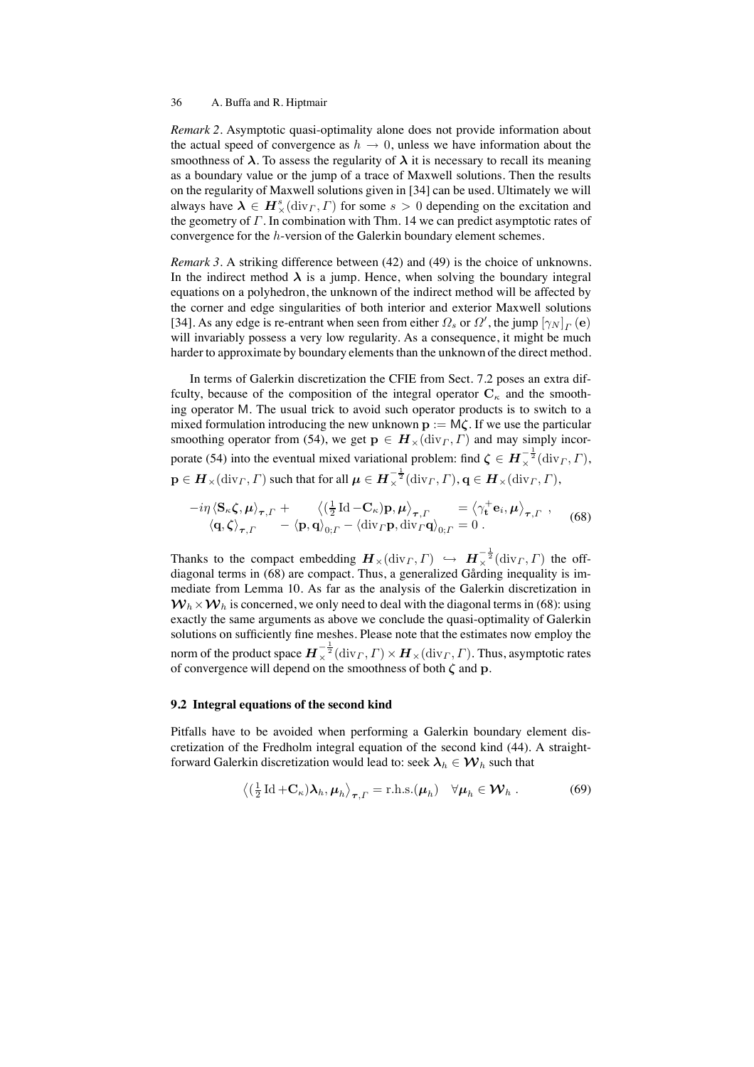*Remark 2*. Asymptotic quasi-optimality alone does not provide information about the actual speed of convergence as $h \to 0$, unless we have information about the smoothness of $\boldsymbol{\lambda}$. To assess the regularity of $\boldsymbol{\lambda}$ it is necessary to recall its meaning as a boundary value or the jump of a trace of Maxwell solutions. Then the results on the regularity of Maxwell solutions given in [34] can be used. Ultimately we will always have $\boldsymbol{\lambda} \in \boldsymbol{H}_{\times}^{s}(\mathrm{div}_{\Gamma}, \Gamma)$ for some $s > 0$ depending on the excitation and the geometry of $\Gamma$. In combination with Thm. 14 we can predict asymptotic rates of convergence for the $h$-version of the Galerkin boundary element schemes.

*Remark 3*. A striking difference between (42) and (49) is the choice of unknowns. In the indirect method $\boldsymbol{\lambda}$ is a jump. Hence, when solving the boundary integral equations on a polyhedron, the unknown of the indirect method will be affected by the corner and edge singularities of both interior and exterior Maxwell solutions [34]. As any edge is re-entrant when seen from either $\Omega_s$ or $\Omega'$, the jump $[\gamma_N]_\Gamma(\mathbf{e})$ will invariably possess a very low regularity. As a consequence, it might be much harder to approximate by boundary elements than the unknown of the direct method.

In terms of Galerkin discretization the CFIE from Sect. 7.2 poses an extra diffculty, because of the composition of the integral operator $\mathbf{C}_\kappa$ and the smoothing operator $\mathsf{M}$. The usual trick to avoid such operator products is to switch to a mixed formulation introducing the new unknown $\mathbf{p} := \mathsf{M}\boldsymbol{\zeta}$. If we use the particular smoothing operator from (54), we get $\mathbf{p} \in \boldsymbol{H}_{\times}(\mathrm{div}_{\Gamma}, \Gamma)$ and may simply incorporate (54) into the eventual mixed variational problem: find $\boldsymbol{\zeta} \in \boldsymbol{H}_{\times}^{-\frac{1}{2}}(\mathrm{div}_{\Gamma}, \Gamma)$, $\mathbf{p} \in \boldsymbol{H}_{\times}(\mathrm{div}_{\Gamma}, \Gamma)$ such that for all $\boldsymbol{\mu} \in \boldsymbol{H}_{\times}^{-\frac{1}{2}}(\mathrm{div}_{\Gamma}, \Gamma)$, $\mathbf{q} \in \boldsymbol{H}_{\times}(\mathrm{div}_{\Gamma}, \Gamma)$,

$$
\begin{aligned}
-i\eta \left\langle \mathbf{S}_\kappa \boldsymbol{\zeta}, \boldsymbol{\mu} \right\rangle_{\boldsymbol{\tau},\Gamma} + \quad & \left\langle (\tfrac{1}{2}\,\mathrm{Id} - \mathbf{C}_\kappa)\mathbf{p}, \boldsymbol{\mu} \right\rangle_{\boldsymbol{\tau},\Gamma} = \left\langle \gamma_{\mathbf{t}}^{+} \mathbf{e}_i, \boldsymbol{\mu} \right\rangle_{\boldsymbol{\tau},\Gamma} \;, \\
\left\langle \mathbf{q}, \boldsymbol{\zeta} \right\rangle_{\boldsymbol{\tau},\Gamma} \quad & - \left\langle \mathbf{p}, \mathbf{q} \right\rangle_{0;\Gamma} - \left\langle \mathrm{div}_\Gamma \mathbf{p}, \mathrm{div}_\Gamma \mathbf{q} \right\rangle_{0;\Gamma} = 0 \;.
\end{aligned}
\tag{68}
$$

Thanks to the compact embedding $\boldsymbol{H}_{\times}(\mathrm{div}_{\Gamma}, \Gamma) \hookrightarrow \boldsymbol{H}_{\times}^{-\frac{1}{2}}(\mathrm{div}_{\Gamma}, \Gamma)$ the off-diagonal terms in (68) are compact. Thus, a generalized Gårding inequality is immediate from Lemma 10. As far as the analysis of the Galerkin discretization in $\boldsymbol{\mathcal{W}}_h \times \boldsymbol{\mathcal{W}}_h$ is concerned, we only need to deal with the diagonal terms in (68): using exactly the same arguments as above we conclude the quasi-optimality of Galerkin solutions on sufficiently fine meshes. Please note that the estimates now employ the norm of the product space $\boldsymbol{H}_{\times}^{-\frac{1}{2}}(\mathrm{div}_{\Gamma}, \Gamma) \times \boldsymbol{H}_{\times}(\mathrm{div}_{\Gamma}, \Gamma)$. Thus, asymptotic rates of convergence will depend on the smoothness of both $\boldsymbol{\zeta}$ and $\mathbf{p}$.

### 9.2 Integral equations of the second kind

Pitfalls have to be avoided when performing a Galerkin boundary element discretization of the Fredholm integral equation of the second kind (44). A straightforward Galerkin discretization would lead to: seek $\boldsymbol{\lambda}_h \in \boldsymbol{\mathcal{W}}_h$ such that

$$
\left\langle (\tfrac{1}{2}\,\mathrm{Id} + \mathbf{C}_\kappa)\boldsymbol{\lambda}_h, \boldsymbol{\mu}_h \right\rangle_{\boldsymbol{\tau},\Gamma} = \mathrm{r.h.s.}(\boldsymbol{\mu}_h) \quad \forall \boldsymbol{\mu}_h \in \boldsymbol{\mathcal{W}}_h \;. \tag{69}
$$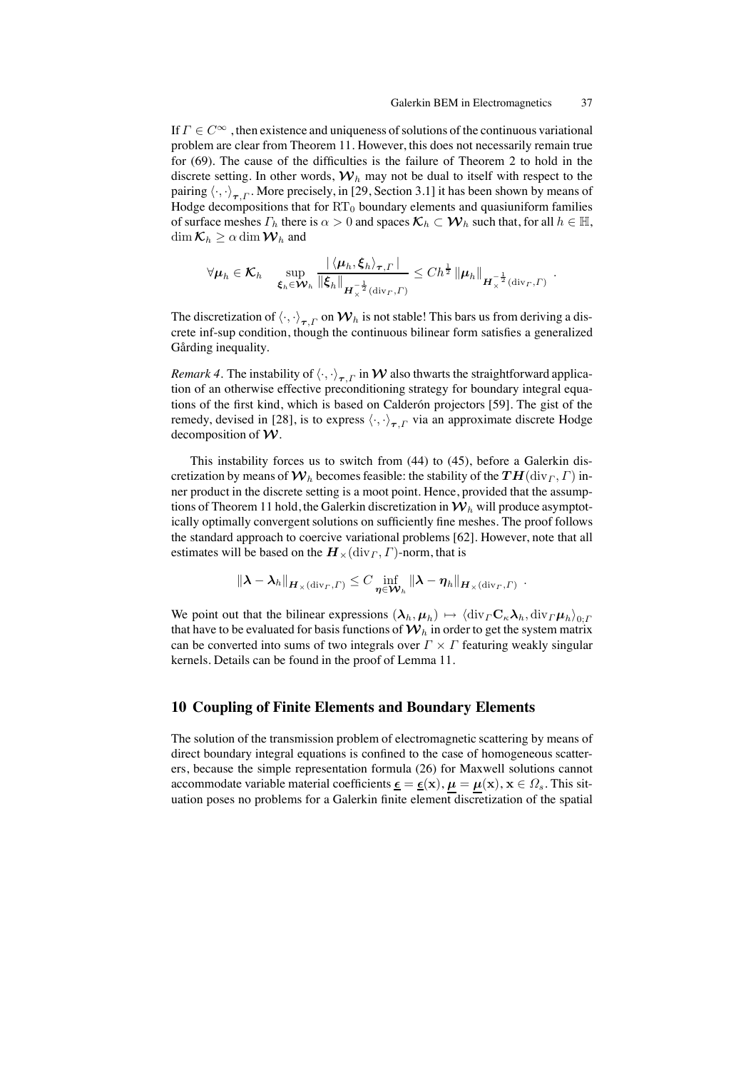If $\Gamma \in C^\infty$, then existence and uniqueness of solutions of the continuous variational problem are clear from Theorem 11. However, this does not necessarily remain true for (69). The cause of the difficulties is the failure of Theorem 2 to hold in the discrete setting. In other words, $\boldsymbol{\mathcal{W}}_h$ may not be dual to itself with respect to the pairing $\langle \cdot, \cdot \rangle_{\boldsymbol{\tau},\Gamma}$. More precisely, in [29, Section 3.1] it has been shown by means of Hodge decompositions that for $\mathrm{RT}_0$ boundary elements and quasiuniform families of surface meshes $\Gamma_h$ there is $\alpha > 0$ and spaces $\boldsymbol{\mathcal{K}}_h \subset \boldsymbol{\mathcal{W}}_h$ such that, for all $h \in \mathbb{H}$, $\dim \boldsymbol{\mathcal{K}}_h \geq \alpha \dim \boldsymbol{\mathcal{W}}_h$ and

$$\forall \boldsymbol{\mu}_h \in \boldsymbol{\mathcal{K}}_h \quad \sup_{\boldsymbol{\xi}_h \in \boldsymbol{\mathcal{W}}_h} \frac{|\langle \boldsymbol{\mu}_h, \boldsymbol{\xi}_h \rangle_{\boldsymbol{\tau},\Gamma}|}{\|\boldsymbol{\xi}_h\|_{\boldsymbol{H}_\times^{-\frac{1}{2}}(\mathrm{div}_\Gamma,\Gamma)}} \leq C h^{\frac{1}{2}} \|\boldsymbol{\mu}_h\|_{\boldsymbol{H}_\times^{-\frac{1}{2}}(\mathrm{div}_\Gamma,\Gamma)} .$$

The discretization of $\langle \cdot, \cdot \rangle_{\boldsymbol{\tau},\Gamma}$ on $\boldsymbol{\mathcal{W}}_h$ is not stable! This bars us from deriving a discrete inf-sup condition, though the continuous bilinear form satisfies a generalized Gårding inequality.

*Remark 4.* The instability of $\langle \cdot, \cdot \rangle_{\boldsymbol{\tau},\Gamma}$ in $\boldsymbol{\mathcal{W}}$ also thwarts the straightforward application of an otherwise effective preconditioning strategy for boundary integral equations of the first kind, which is based on Calderón projectors [59]. The gist of the remedy, devised in [28], is to express $\langle \cdot, \cdot \rangle_{\boldsymbol{\tau},\Gamma}$ via an approximate discrete Hodge decomposition of $\boldsymbol{\mathcal{W}}$.

This instability forces us to switch from (44) to (45), before a Galerkin discretization by means of $\boldsymbol{\mathcal{W}}_h$ becomes feasible: the stability of the $\boldsymbol{TH}(\mathrm{div}_\Gamma, \Gamma)$ inner product in the discrete setting is a moot point. Hence, provided that the assumptions of Theorem 11 hold, the Galerkin discretization in $\boldsymbol{\mathcal{W}}_h$ will produce asymptotically optimally convergent solutions on sufficiently fine meshes. The proof follows the standard approach to coercive variational problems [62]. However, note that all estimates will be based on the $\boldsymbol{H}_\times(\mathrm{div}_\Gamma, \Gamma)$-norm, that is

$$\|\boldsymbol{\lambda} - \boldsymbol{\lambda}_h\|_{\boldsymbol{H}_\times(\mathrm{div}_\Gamma,\Gamma)} \leq C \inf_{\boldsymbol{\eta} \in \boldsymbol{\mathcal{W}}_h} \|\boldsymbol{\lambda} - \boldsymbol{\eta}_h\|_{\boldsymbol{H}_\times(\mathrm{div}_\Gamma,\Gamma)} .$$

We point out that the bilinear expressions $(\boldsymbol{\lambda}_h, \boldsymbol{\mu}_h) \mapsto \langle \mathrm{div}_\Gamma \mathbf{C}_\kappa \boldsymbol{\lambda}_h, \mathrm{div}_\Gamma \boldsymbol{\mu}_h \rangle_{0;\Gamma}$ that have to be evaluated for basis functions of $\boldsymbol{\mathcal{W}}_h$ in order to get the system matrix can be converted into sums of two integrals over $\Gamma \times \Gamma$ featuring weakly singular kernels. Details can be found in the proof of Lemma 11.

## 10 Coupling of Finite Elements and Boundary Elements

The solution of the transmission problem of electromagnetic scattering by means of direct boundary integral equations is confined to the case of homogeneous scatterers, because the simple representation formula (26) for Maxwell solutions cannot accommodate variable material coefficients $\underline{\boldsymbol{\epsilon}} = \underline{\boldsymbol{\epsilon}}(\mathbf{x})$, $\underline{\boldsymbol{\mu}} = \underline{\boldsymbol{\mu}}(\mathbf{x})$, $\mathbf{x} \in \Omega_s$. This situation poses no problems for a Galerkin finite element discretization of the spatial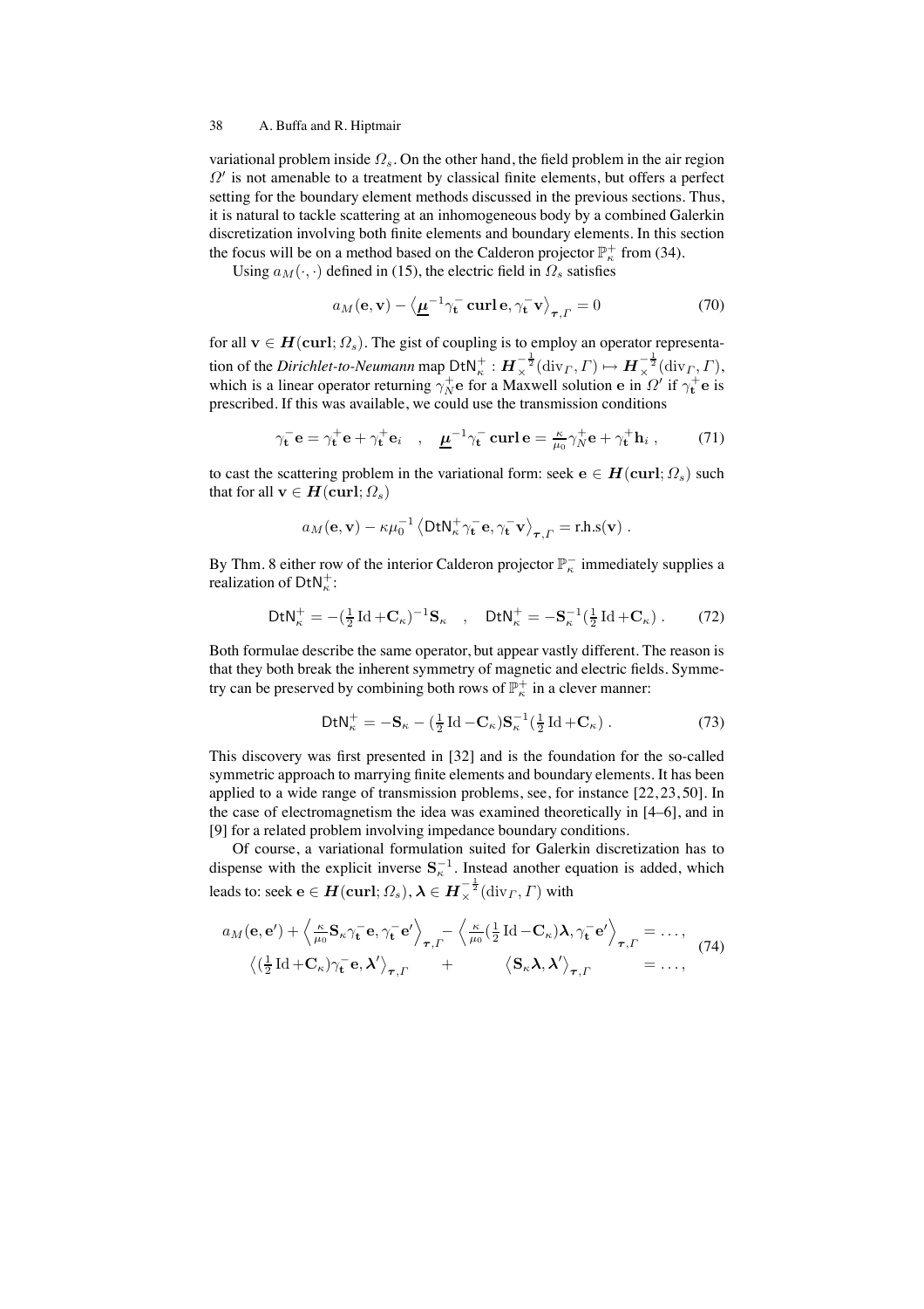variational problem inside $\Omega_s$. On the other hand, the field problem in the air region $\Omega'$ is not amenable to a treatment by classical finite elements, but offers a perfect setting for the boundary element methods discussed in the previous sections. Thus, it is natural to tackle scattering at an inhomogeneous body by a combined Galerkin discretization involving both finite elements and boundary elements. In this section the focus will be on a method based on the Calderon projector $\mathbb{P}_\kappa^+$ from (34).

Using $a_M(\cdot,\cdot)$ defined in (15), the electric field in $\Omega_s$ satisfies

$$a_M(\mathbf{e},\mathbf{v}) - \left\langle \underline{\boldsymbol{\mu}}^{-1}\gamma_{\mathbf{t}}^- \,\mathbf{curl}\,\mathbf{e}, \gamma_{\mathbf{t}}^- \mathbf{v}\right\rangle_{\boldsymbol{\tau},\Gamma} = 0 \tag{70}$$

for all $\mathbf{v} \in \boldsymbol{H}(\mathbf{curl};\Omega_s)$. The gist of coupling is to employ an operator representation of the *Dirichlet-to-Neumann* map $\mathsf{DtN}_\kappa^+ : \boldsymbol{H}_\times^{-\frac{1}{2}}(\mathrm{div}_\Gamma,\Gamma) \mapsto \boldsymbol{H}_\times^{-\frac{1}{2}}(\mathrm{div}_\Gamma,\Gamma)$, which is a linear operator returning $\gamma_N^+\mathbf{e}$ for a Maxwell solution $\mathbf{e}$ in $\Omega'$ if $\gamma_{\mathbf{t}}^+\mathbf{e}$ is prescribed. If this was available, we could use the transmission conditions

$$\gamma_{\mathbf{t}}^-\mathbf{e} = \gamma_{\mathbf{t}}^+\mathbf{e} + \gamma_{\mathbf{t}}^+\mathbf{e}_i \quad , \quad \underline{\boldsymbol{\mu}}^{-1}\gamma_{\mathbf{t}}^-\,\mathbf{curl}\,\mathbf{e} = \tfrac{\kappa}{\mu_0}\gamma_N^+\mathbf{e} + \gamma_{\mathbf{t}}^+\mathbf{h}_i \;, \tag{71}$$

to cast the scattering problem in the variational form: seek $\mathbf{e} \in \boldsymbol{H}(\mathbf{curl};\Omega_s)$ such that for all $\mathbf{v} \in \boldsymbol{H}(\mathbf{curl};\Omega_s)$

$$a_M(\mathbf{e},\mathbf{v}) - \kappa\mu_0^{-1}\left\langle \mathsf{DtN}_\kappa^+\gamma_{\mathbf{t}}^-\mathbf{e}, \gamma_{\mathbf{t}}^-\mathbf{v}\right\rangle_{\boldsymbol{\tau},\Gamma} = \text{r.h.s}(\mathbf{v}) \;.$$

By Thm. 8 either row of the interior Calderon projector $\mathbb{P}_\kappa^-$ immediately supplies a realization of $\mathsf{DtN}_\kappa^+$:

$$\mathsf{DtN}_\kappa^+ = -(\tfrac{1}{2}\,\mathrm{Id} + \mathbf{C}_\kappa)^{-1}\mathbf{S}_\kappa \quad , \quad \mathsf{DtN}_\kappa^+ = -\mathbf{S}_\kappa^{-1}(\tfrac{1}{2}\,\mathrm{Id} + \mathbf{C}_\kappa) \;. \tag{72}$$

Both formulae describe the same operator, but appear vastly different. The reason is that they both break the inherent symmetry of magnetic and electric fields. Symmetry can be preserved by combining both rows of $\mathbb{P}_\kappa^+$ in a clever manner:

$$\mathsf{DtN}_\kappa^+ = -\mathbf{S}_\kappa - (\tfrac{1}{2}\,\mathrm{Id} - \mathbf{C}_\kappa)\mathbf{S}_\kappa^{-1}(\tfrac{1}{2}\,\mathrm{Id} + \mathbf{C}_\kappa) \;. \tag{73}$$

This discovery was first presented in [32] and is the foundation for the so-called symmetric approach to marrying finite elements and boundary elements. It has been applied to a wide range of transmission problems, see, for instance [22,23,50]. In the case of electromagnetism the idea was examined theoretically in [4–6], and in [9] for a related problem involving impedance boundary conditions.

Of course, a variational formulation suited for Galerkin discretization has to dispense with the explicit inverse $\mathbf{S}_\kappa^{-1}$. Instead another equation is added, which leads to: seek $\mathbf{e} \in \boldsymbol{H}(\mathbf{curl};\Omega_s)$, $\boldsymbol{\lambda} \in \boldsymbol{H}_\times^{-\frac{1}{2}}(\mathrm{div}_\Gamma,\Gamma)$ with

$$\begin{aligned}
a_M(\mathbf{e},\mathbf{e}') + \left\langle \tfrac{\kappa}{\mu_0}\mathbf{S}_\kappa\gamma_{\mathbf{t}}^-\mathbf{e}, \gamma_{\mathbf{t}}^-\mathbf{e}'\right\rangle_{\boldsymbol{\tau},\Gamma} - \left\langle \tfrac{\kappa}{\mu_0}(\tfrac{1}{2}\,\mathrm{Id} - \mathbf{C}_\kappa)\boldsymbol{\lambda}, \gamma_{\mathbf{t}}^-\mathbf{e}'\right\rangle_{\boldsymbol{\tau},\Gamma} &= \ldots, \\
\left\langle (\tfrac{1}{2}\,\mathrm{Id} + \mathbf{C}_\kappa)\gamma_{\mathbf{t}}^-\mathbf{e}, \boldsymbol{\lambda}'\right\rangle_{\boldsymbol{\tau},\Gamma} + \left\langle \mathbf{S}_\kappa\boldsymbol{\lambda}, \boldsymbol{\lambda}'\right\rangle_{\boldsymbol{\tau},\Gamma} &= \ldots,
\end{aligned} \tag{74}$$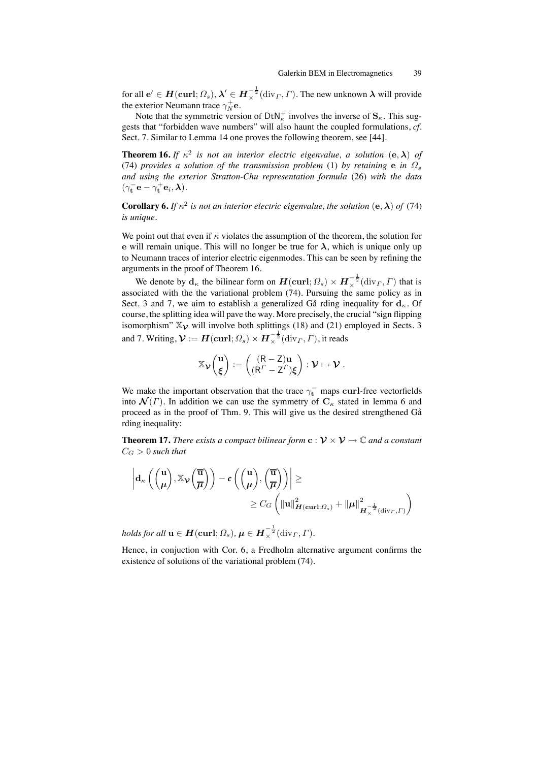for all $\mathbf{e}' \in \boldsymbol{H}(\mathbf{curl};\Omega_s)$, $\boldsymbol{\lambda}' \in \boldsymbol{H}_{\times}^{-\frac{1}{2}}(\mathrm{div}_\Gamma,\Gamma)$. The new unknown $\boldsymbol{\lambda}$ will provide the exterior Neumann trace $\gamma_N^+\mathbf{e}$.

Note that the symmetric version of $\mathsf{DtN}_\kappa^+$ involves the inverse of $\mathbf{S}_\kappa$. This suggests that "forbidden wave numbers" will also haunt the coupled formulations, *cf.* Sect. 7. Similar to Lemma 14 one proves the following theorem, see [44].

**Theorem 16.** *If $\kappa^2$ is not an interior electric eigenvalue, a solution $(\mathbf{e},\boldsymbol{\lambda})$ of* (74) *provides a solution of the transmission problem* (1) *by retaining $\mathbf{e}$ in $\Omega_s$ and using the exterior Stratton-Chu representation formula* (26) *with the data $(\gamma_\mathbf{t}^-\mathbf{e} - \gamma_\mathbf{t}^+\mathbf{e}_i, \boldsymbol{\lambda})$.*

**Corollary 6.** *If $\kappa^2$ is not an interior electric eigenvalue, the solution $(\mathbf{e},\boldsymbol{\lambda})$ of* (74) *is unique.*

We point out that even if $\kappa$ violates the assumption of the theorem, the solution for $\mathbf{e}$ will remain unique. This will no longer be true for $\boldsymbol{\lambda}$, which is unique only up to Neumann traces of interior electric eigenmodes. This can be seen by refining the arguments in the proof of Theorem 16.

We denote by $\mathbf{d}_\kappa$ the bilinear form on $\boldsymbol{H}(\mathbf{curl};\Omega_s)\times\boldsymbol{H}_{\times}^{-\frac{1}{2}}(\mathrm{div}_\Gamma,\Gamma)$ that is associated with the the variational problem (74). Pursuing the same policy as in Sect. 3 and 7, we aim to establish a generalized Gå rding inequality for $\mathbf{d}_\kappa$. Of course, the splitting idea will pave the way. More precisely, the crucial "sign flipping isomorphism" $\mathbb{X}_{\boldsymbol{\mathcal{V}}}$ will involve both splittings (18) and (21) employed in Sects. 3 and 7. Writing, $\boldsymbol{\mathcal{V}} := \boldsymbol{H}(\mathbf{curl};\Omega_s)\times\boldsymbol{H}_{\times}^{-\frac{1}{2}}(\mathrm{div}_\Gamma,\Gamma)$, it reads

$$\mathbb{X}_{\boldsymbol{\mathcal{V}}}\begin{pmatrix}\mathbf{u}\\ \boldsymbol{\xi}\end{pmatrix} := \begin{pmatrix}(\mathsf{R}-\mathsf{Z})\mathbf{u}\\ (\mathsf{R}^\Gamma-\mathsf{Z}^\Gamma)\boldsymbol{\xi}\end{pmatrix} : \boldsymbol{\mathcal{V}}\mapsto\boldsymbol{\mathcal{V}}\ .$$

We make the important observation that the trace $\gamma_\mathbf{t}^-$ maps $\mathbf{curl}$-free vectorfields into $\boldsymbol{\mathcal{N}}(\Gamma)$. In addition we can use the symmetry of $\mathbf{C}_\kappa$ stated in lemma 6 and proceed as in the proof of Thm. 9. This will give us the desired strengthened Gå rding inequality:

**Theorem 17.** *There exists a compact bilinear form $\mathbf{c}:\boldsymbol{\mathcal{V}}\times\boldsymbol{\mathcal{V}}\mapsto\mathbb{C}$ and a constant $C_G>0$ such that*

$$\left|\mathbf{d}_\kappa\left(\begin{pmatrix}\mathbf{u}\\ \boldsymbol{\mu}\end{pmatrix},\mathbb{X}_{\boldsymbol{\mathcal{V}}}\begin{pmatrix}\overline{\mathbf{u}}\\ \overline{\boldsymbol{\mu}}\end{pmatrix}\right) - \boldsymbol{c}\left(\begin{pmatrix}\mathbf{u}\\ \boldsymbol{\mu}\end{pmatrix},\begin{pmatrix}\overline{\mathbf{u}}\\ \overline{\boldsymbol{\mu}}\end{pmatrix}\right)\right| \geq$$
$$\geq C_G\left(\|\mathbf{u}\|^2_{\boldsymbol{H}(\mathbf{curl};\Omega_s)} + \|\boldsymbol{\mu}\|^2_{\boldsymbol{H}_{\times}^{-\frac{1}{2}}(\mathrm{div}_\Gamma,\Gamma)}\right)$$

*holds for all $\mathbf{u}\in\boldsymbol{H}(\mathbf{curl};\Omega_s)$, $\boldsymbol{\mu}\in\boldsymbol{H}_{\times}^{-\frac{1}{2}}(\mathrm{div}_\Gamma,\Gamma)$.*

Hence, in conjuction with Cor. 6, a Fredholm alternative argument confirms the existence of solutions of the variational problem (74).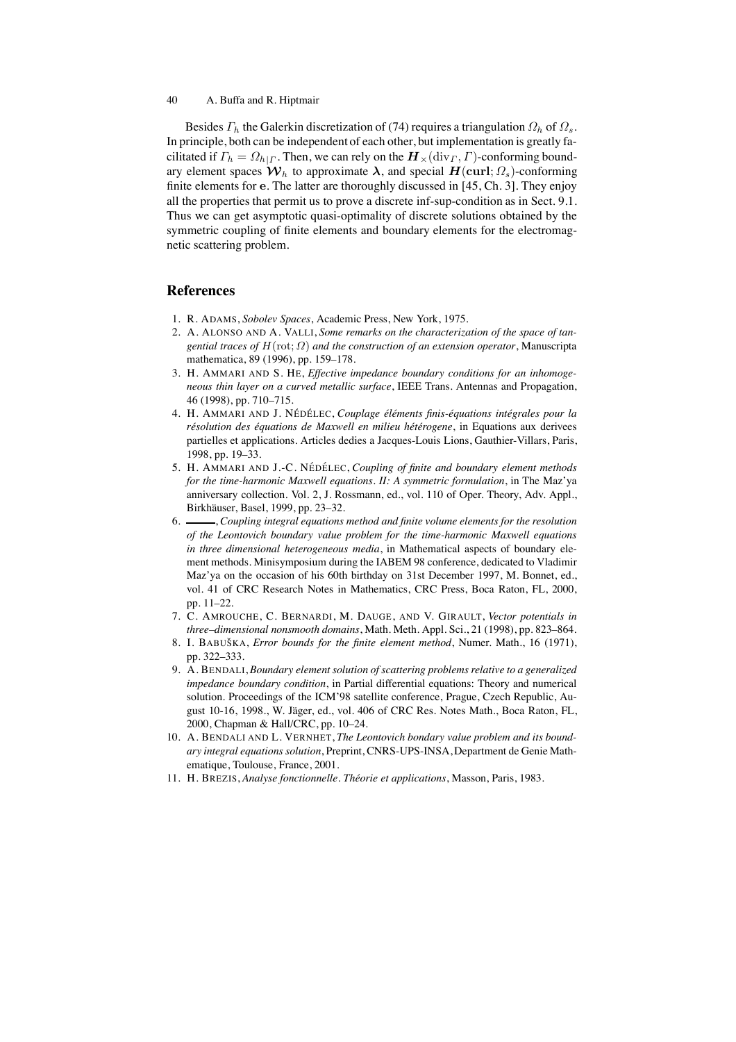Besides $\Gamma_h$ the Galerkin discretization of (74) requires a triangulation $\Omega_h$ of $\Omega_s$. In principle, both can be independent of each other, but implementation is greatly facilitated if $\Gamma_h = \Omega_{h|\Gamma}$. Then, we can rely on the $\boldsymbol{H}_\times(\mathrm{div}_\Gamma, \Gamma)$-conforming boundary element spaces $\boldsymbol{\mathcal{W}}_h$ to approximate $\boldsymbol{\lambda}$, and special $\boldsymbol{H}(\mathbf{curl}; \Omega_s)$-conforming finite elements for $\mathbf{e}$. The latter are thoroughly discussed in [45, Ch. 3]. They enjoy all the properties that permit us to prove a discrete inf-sup-condition as in Sect. 9.1. Thus we can get asymptotic quasi-optimality of discrete solutions obtained by the symmetric coupling of finite elements and boundary elements for the electromagnetic scattering problem.

## References

1. R. ADAMS, *Sobolev Spaces*, Academic Press, New York, 1975.
2. A. ALONSO AND A. VALLI, *Some remarks on the characterization of the space of tangential traces of $H(\mathrm{rot}; \Omega)$ and the construction of an extension operator*, Manuscripta mathematica, 89 (1996), pp. 159–178.
3. H. AMMARI AND S. HE, *Effective impedance boundary conditions for an inhomogeneous thin layer on a curved metallic surface*, IEEE Trans. Antennas and Propagation, 46 (1998), pp. 710–715.
4. H. AMMARI AND J. NÉDÉLEC, *Couplage éléments finis-équations intégrales pour la résolution des équations de Maxwell en milieu hétérogene*, in Equations aux derivees partielles et applications. Articles dedies a Jacques-Louis Lions, Gauthier-Villars, Paris, 1998, pp. 19–33.
5. H. AMMARI AND J.-C. NÉDÉLEC, *Coupling of finite and boundary element methods for the time-harmonic Maxwell equations. II: A symmetric formulation*, in The Maz'ya anniversary collection. Vol. 2, J. Rossmann, ed., vol. 110 of Oper. Theory, Adv. Appl., Birkhäuser, Basel, 1999, pp. 23–32.
6. ———, *Coupling integral equations method and finite volume elements for the resolution of the Leontovich boundary value problem for the time-harmonic Maxwell equations in three dimensional heterogeneous media*, in Mathematical aspects of boundary element methods. Minisymposium during the IABEM 98 conference, dedicated to Vladimir Maz'ya on the occasion of his 60th birthday on 31st December 1997, M. Bonnet, ed., vol. 41 of CRC Research Notes in Mathematics, CRC Press, Boca Raton, FL, 2000, pp. 11–22.
7. C. AMROUCHE, C. BERNARDI, M. DAUGE, AND V. GIRAULT, *Vector potentials in three–dimensional nonsmooth domains*, Math. Meth. Appl. Sci., 21 (1998), pp. 823–864.
8. I. BABUŠKA, *Error bounds for the finite element method*, Numer. Math., 16 (1971), pp. 322–333.
9. A. BENDALI, *Boundary element solution of scattering problems relative to a generalized impedance boundary condition*, in Partial differential equations: Theory and numerical solution. Proceedings of the ICM'98 satellite conference, Prague, Czech Republic, August 10-16, 1998., W. Jäger, ed., vol. 406 of CRC Res. Notes Math., Boca Raton, FL, 2000, Chapman & Hall/CRC, pp. 10–24.
10. A. BENDALI AND L. VERNHET, *The Leontovich bondary value problem and its boundary integral equations solution*, Preprint, CNRS-UPS-INSA, Department de Genie Mathematics, Toulouse, France, 2001.
11. H. BREZIS, *Analyse fonctionnelle. Théorie et applications*, Masson, Paris, 1983.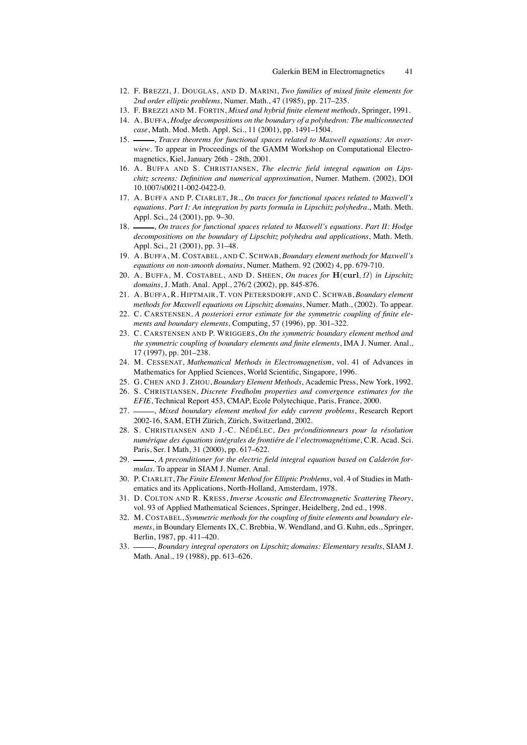12. F. Brezzi, J. Douglas, and D. Marini, *Two families of mixed finite elements for 2nd order elliptic problems*, Numer. Math., 47 (1985), pp. 217–235.
13. F. Brezzi and M. Fortin, *Mixed and hybrid finite element methods*, Springer, 1991.
14. A. Buffa, *Hodge decompositions on the boundary of a polyhedron: The multiconnected case*, Math. Mod. Meth. Appl. Sci., 11 (2001), pp. 1491–1504.
15. ———, *Traces theorems for functional spaces related to Maxwell equations: An overview*. To appear in Proceedings of the GAMM Workshop on Computational Electromagnetics, Kiel, January 26th - 28th, 2001.
16. A. Buffa and S. Christiansen, *The electric field integral equation on Lipschitz screens: Definition and numerical approximation*, Numer. Mathem. (2002), DOI 10.1007/s00211-002-0422-0.
17. A. Buffa and P. Ciarlet, Jr., *On traces for functional spaces related to Maxwell's equations. Part I: An integration by parts formula in Lipschitz polyhedra.*, Math. Meth. Appl. Sci., 24 (2001), pp. 9–30.
18. ———, *On traces for functional spaces related to Maxwell's equations. Part II: Hodge decompositions on the boundary of Lipschitz polyhedra and applications*, Math. Meth. Appl. Sci., 21 (2001), pp. 31–48.
19. A. Buffa, M. Costabel, and C. Schwab, *Boundary element methods for Maxwell's equations on non-smooth domains*, Numer. Mathem. 92 (2002) 4, pp. 679-710.
20. A. Buffa, M. Costabel, and D. Sheen, *On traces for $\mathbf{H}(\mathbf{curl}, \Omega)$ in Lipschitz domains*, J. Math. Anal. Appl., 276/2 (2002), pp. 845-876.
21. A. Buffa, R. Hiptmair, T. von Petersdorff, and C. Schwab, *Boundary element methods for Maxwell equations on Lipschitz domains*, Numer. Math., (2002). To appear.
22. C. Carstensen, *A posteriori error estimate for the symmetric coupling of finite elements and boundary elements*, Computing, 57 (1996), pp. 301–322.
23. C. Carstensen and P. Wriggers, *On the symmetric boundary element method and the symmetric coupling of boundary elements and finite elements*, IMA J. Numer. Anal., 17 (1997), pp. 201–238.
24. M. Cessenat, *Mathematical Methods in Electromagnetism*, vol. 41 of Advances in Mathematics for Applied Sciences, World Scientific, Singapore, 1996.
25. G. Chen and J. Zhou, *Boundary Element Methods*, Academic Press, New York, 1992.
26. S. Christiansen, *Discrete Fredholm properties and convergence estimates for the EFIE*, Technical Report 453, CMAP, Ecole Polytechique, Paris, France, 2000.
27. ———, *Mixed boundary element method for eddy current problems*, Research Report 2002-16, SAM, ETH Zürich, Zürich, Switzerland, 2002.
28. S. Christiansen and J.-C. Nédélec, *Des préconditionneurs pour la résolution numérique des équations intégrales de frontiére de l'electromagnétisme*, C.R. Acad. Sci. Paris, Ser. I Math, 31 (2000), pp. 617–622.
29. ———, *A preconditioner for the electric field integral equation based on Calderón formulas*. To appear in SIAM J. Numer. Anal.
30. P. Ciarlet, *The Finite Element Method for Elliptic Problems*, vol. 4 of Studies in Mathematics and its Applications, North-Holland, Amsterdam, 1978.
31. D. Colton and R. Kress, *Inverse Acoustic and Electromagnetic Scattering Theory*, vol. 93 of Applied Mathematical Sciences, Springer, Heidelberg, 2nd ed., 1998.
32. M. Costabel, *Symmetric methods for the coupling of finite elements and boundary elements*, in Boundary Elements IX, C. Brebbia, W. Wendland, and G. Kuhn, eds., Springer, Berlin, 1987, pp. 411–420.
33. ———, *Boundary integral operators on Lipschitz domains: Elementary results*, SIAM J. Math. Anal., 19 (1988), pp. 613–626.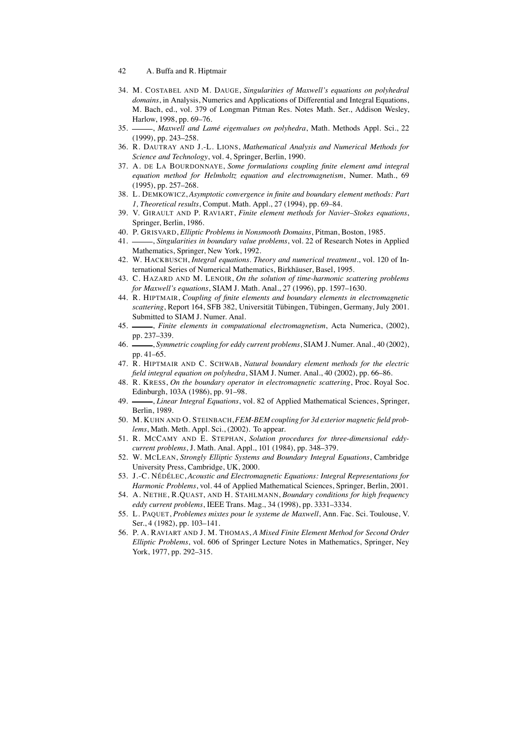34. M. Costabel and M. Dauge, *Singularities of Maxwell's equations on polyhedral domains*, in Analysis, Numerics and Applications of Differential and Integral Equations, M. Bach, ed., vol. 379 of Longman Pitman Res. Notes Math. Ser., Addison Wesley, Harlow, 1998, pp. 69–76.
35. ———, *Maxwell and Lamé eigenvalues on polyhedra*, Math. Methods Appl. Sci., 22 (1999), pp. 243–258.
36. R. Dautray and J.-L. Lions, *Mathematical Analysis and Numerical Methods for Science and Technology*, vol. 4, Springer, Berlin, 1990.
37. A. de La Bourdonnaye, *Some formulations coupling finite element amd integral equation method for Helmholtz equation and electromagnetism*, Numer. Math., 69 (1995), pp. 257–268.
38. L. Demkowicz, *Asymptotic convergence in finite and boundary element methods: Part 1, Theoretical results*, Comput. Math. Appl., 27 (1994), pp. 69–84.
39. V. Girault and P. Raviart, *Finite element methods for Navier–Stokes equations*, Springer, Berlin, 1986.
40. P. Grisvard, *Elliptic Problems in Nonsmooth Domains*, Pitman, Boston, 1985.
41. ———, *Singularities in boundary value problems*, vol. 22 of Research Notes in Applied Mathematics, Springer, New York, 1992.
42. W. Hackbusch, *Integral equations. Theory and numerical treatment.*, vol. 120 of International Series of Numerical Mathematics, Birkhäuser, Basel, 1995.
43. C. Hazard and M. Lenoir, *On the solution of time-harmonic scattering problems for Maxwell's equations*, SIAM J. Math. Anal., 27 (1996), pp. 1597–1630.
44. R. Hiptmair, *Coupling of finite elements and boundary elements in electromagnetic scattering*, Report 164, SFB 382, Universität Tübingen, Tübingen, Germany, July 2001. Submitted to SIAM J. Numer. Anal.
45. ———, *Finite elements in computational electromagnetism*, Acta Numerica, (2002), pp. 237–339.
46. ———, *Symmetric coupling for eddy current problems*, SIAM J. Numer. Anal., 40 (2002), pp. 41–65.
47. R. Hiptmair and C. Schwab, *Natural boundary element methods for the electric field integral equation on polyhedra*, SIAM J. Numer. Anal., 40 (2002), pp. 66–86.
48. R. Kress, *On the boundary operator in electromagnetic scattering*, Proc. Royal Soc. Edinburgh, 103A (1986), pp. 91–98.
49. ———, *Linear Integral Equations*, vol. 82 of Applied Mathematical Sciences, Springer, Berlin, 1989.
50. M. Kuhn and O. Steinbach, *FEM-BEM coupling for 3d exterior magnetic field problems*, Math. Meth. Appl. Sci., (2002). To appear.
51. R. McCamy and E. Stephan, *Solution procedures for three-dimensional eddy-current problems*, J. Math. Anal. Appl., 101 (1984), pp. 348–379.
52. W. McLean, *Strongly Elliptic Systems and Boundary Integral Equations*, Cambridge University Press, Cambridge, UK, 2000.
53. J.-C. Nédélec, *Acoustic and Electromagnetic Equations: Integral Representations for Harmonic Problems*, vol. 44 of Applied Mathematical Sciences, Springer, Berlin, 2001.
54. A. Nethe, R.Quast, and H. Stahlmann, *Boundary conditions for high frequency eddy current problems*, IEEE Trans. Mag., 34 (1998), pp. 3331–3334.
55. L. Paquet, *Problemes mixtes pour le systeme de Maxwell*, Ann. Fac. Sci. Toulouse, V. Ser., 4 (1982), pp. 103–141.
56. P. A. Raviart and J. M. Thomas, *A Mixed Finite Element Method for Second Order Elliptic Problems*, vol. 606 of Springer Lecture Notes in Mathematics, Springer, Ney York, 1977, pp. 292–315.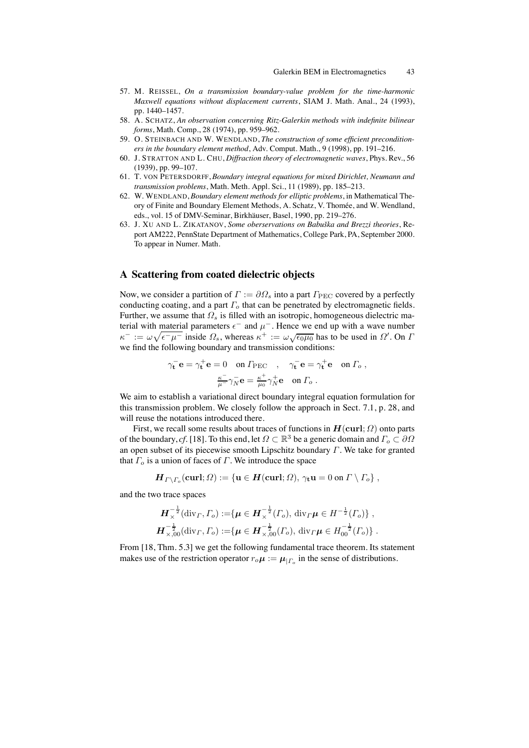57. M. Reissel, *On a transmission boundary-value problem for the time-harmonic Maxwell equations without displacement currents*, SIAM J. Math. Anal., 24 (1993), pp. 1440–1457.
58. A. Schatz, *An observation concerning Ritz-Galerkin methods with indefinite bilinear forms*, Math. Comp., 28 (1974), pp. 959–962.
59. O. Steinbach and W. Wendland, *The construction of some efficient preconditioners in the boundary element method*, Adv. Comput. Math., 9 (1998), pp. 191–216.
60. J. Stratton and L. Chu, *Diffraction theory of electromagnetic waves*, Phys. Rev., 56 (1939), pp. 99–107.
61. T. von Petersdorff, *Boundary integral equations for mixed Dirichlet, Neumann and transmission problems*, Math. Meth. Appl. Sci., 11 (1989), pp. 185–213.
62. W. Wendland, *Boundary element methods for elliptic problems*, in Mathematical Theory of Finite and Boundary Element Methods, A. Schatz, V. Thomée, and W. Wendland, eds., vol. 15 of DMV-Seminar, Birkhäuser, Basel, 1990, pp. 219–276.
63. J. Xu and L. Zikatanov, *Some oberservations on Babuška and Brezzi theories*, Report AM222, PennState Department of Mathematics, College Park, PA, September 2000. To appear in Numer. Math.

# A Scattering from coated dielectric objects

Now, we consider a partition of $\Gamma := \partial\Omega_s$ into a part $\Gamma_{\mathrm{PEC}}$ covered by a perfectly conducting coating, and a part $\Gamma_o$ that can be penetrated by electromagnetic fields. Further, we assume that $\Omega_s$ is filled with an isotropic, homogeneous dielectric material with material parameters $\epsilon^-$ and $\mu^-$. Hence we end up with a wave number $\kappa^- := \omega\sqrt{\epsilon^-\mu^-}$ inside $\Omega_s$, whereas $\kappa^+ := \omega\sqrt{\epsilon_0\mu_0}$ has to be used in $\Omega'$. On $\Gamma$ we find the following boundary and transmission conditions:

$$
\gamma_{\mathbf{t}}^-\mathbf{e} = \gamma_{\mathbf{t}}^+\mathbf{e} = 0 \quad \text{on } \Gamma_{\mathrm{PEC}} \quad , \quad \gamma_{\mathbf{t}}^-\mathbf{e} = \gamma_{\mathbf{t}}^+\mathbf{e} \quad \text{on } \Gamma_o \; ,
$$
$$
\tfrac{\kappa^-}{\mu^-}\gamma_N^-\mathbf{e} = \tfrac{\kappa^+}{\mu_0}\gamma_N^+\mathbf{e} \quad \text{on } \Gamma_o \; .
$$

We aim to establish a variational direct boundary integral equation formulation for this transmission problem. We closely follow the approach in Sect. 7.1, p. 28, and will reuse the notations introduced there.

First, we recall some results about traces of functions in $\boldsymbol{H}(\mathbf{curl};\Omega)$ onto parts of the boundary, *cf*. [18]. To this end, let $\Omega \subset \mathbb{R}^3$ be a generic domain and $\Gamma_o \subset \partial\Omega$ an open subset of its piecewise smooth Lipschitz boundary $\Gamma$. We take for granted that $\Gamma_o$ is a union of faces of $\Gamma$. We introduce the space

$$
\boldsymbol{H}_{\Gamma\setminus\Gamma_o}(\mathbf{curl};\Omega) := \{\mathbf{u} \in \boldsymbol{H}(\mathbf{curl};\Omega),\ \gamma_{\mathbf{t}}\mathbf{u} = 0 \text{ on } \Gamma \setminus \Gamma_o\} \; ,
$$

and the two trace spaces

$$
\boldsymbol{H}_{\times}^{-\frac{1}{2}}(\mathrm{div}_\Gamma,\Gamma_o) := \{\boldsymbol{\mu} \in \boldsymbol{H}_{\times}^{-\frac{1}{2}}(\Gamma_o),\ \mathrm{div}_\Gamma\boldsymbol{\mu} \in H^{-\frac{1}{2}}(\Gamma_o)\} \; ,
$$
$$
\boldsymbol{H}_{\times,00}^{-\frac{1}{2}}(\mathrm{div}_\Gamma,\Gamma_o) := \{\boldsymbol{\mu} \in \boldsymbol{H}_{\times,00}^{-\frac{1}{2}}(\Gamma_o),\ \mathrm{div}_\Gamma\boldsymbol{\mu} \in H_{00}^{-\frac{1}{2}}(\Gamma_o)\} \; .
$$

From [18, Thm. 5.3] we get the following fundamental trace theorem. Its statement makes use of the restriction operator $r_o\boldsymbol{\mu} := \boldsymbol{\mu}_{|\Gamma_o}$ in the sense of distributions.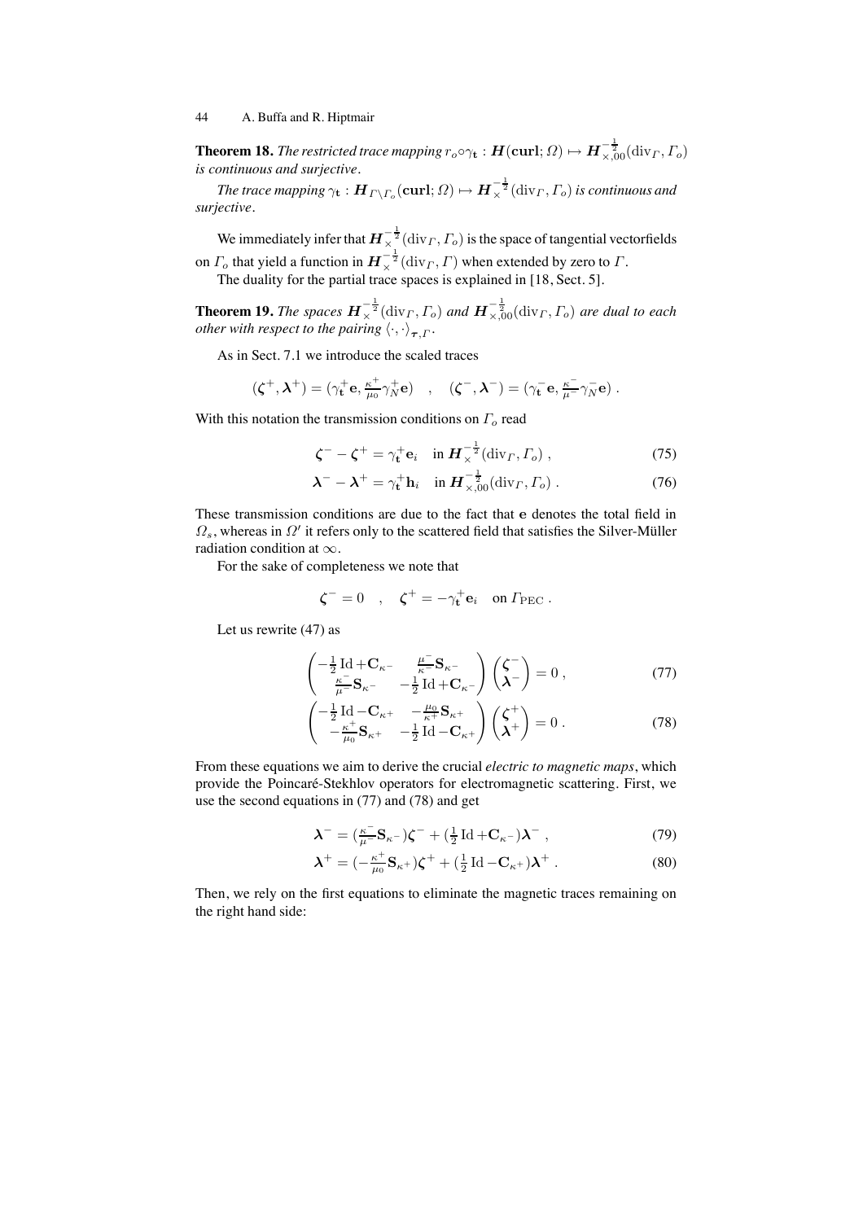**Theorem 18.** *The restricted trace mapping $r_o \circ \gamma_{\mathbf{t}} : \boldsymbol{H}(\mathbf{curl};\Omega) \mapsto \boldsymbol{H}_{\times,00}^{-\frac{1}{2}}(\mathrm{div}_\Gamma, \Gamma_o)$ is continuous and surjective.*

*The trace mapping $\gamma_{\mathbf{t}} : \boldsymbol{H}_{\Gamma \setminus \Gamma_o}(\mathbf{curl};\Omega) \mapsto \boldsymbol{H}_{\times}^{-\frac{1}{2}}(\mathrm{div}_\Gamma, \Gamma_o)$ is continuous and surjective.*

We immediately infer that $\boldsymbol{H}_{\times}^{-\frac{1}{2}}(\mathrm{div}_\Gamma, \Gamma_o)$ is the space of tangential vectorfields on $\Gamma_o$ that yield a function in $\boldsymbol{H}_{\times}^{-\frac{1}{2}}(\mathrm{div}_\Gamma, \Gamma)$ when extended by zero to $\Gamma$.

The duality for the partial trace spaces is explained in [18, Sect. 5].

**Theorem 19.** *The spaces $\boldsymbol{H}_{\times}^{-\frac{1}{2}}(\mathrm{div}_\Gamma, \Gamma_o)$ and $\boldsymbol{H}_{\times,00}^{-\frac{1}{2}}(\mathrm{div}_\Gamma, \Gamma_o)$ are dual to each other with respect to the pairing $\langle \cdot, \cdot \rangle_{\boldsymbol{\tau},\Gamma}$.*

As in Sect. 7.1 we introduce the scaled traces

$$(\boldsymbol{\zeta}^+, \boldsymbol{\lambda}^+) = (\gamma_{\mathbf{t}}^+ \mathbf{e}, \tfrac{\kappa^+}{\mu_0} \gamma_N^+ \mathbf{e}) \quad , \quad (\boldsymbol{\zeta}^-, \boldsymbol{\lambda}^-) = (\gamma_{\mathbf{t}}^- \mathbf{e}, \tfrac{\kappa^-}{\mu^-} \gamma_N^- \mathbf{e}) \; .$$

With this notation the transmission conditions on $\Gamma_o$ read

$$\boldsymbol{\zeta}^- - \boldsymbol{\zeta}^+ = \gamma_{\mathbf{t}}^+ \mathbf{e}_i \quad \text{in } \boldsymbol{H}_{\times}^{-\frac{1}{2}}(\mathrm{div}_\Gamma, \Gamma_o) \; , \tag{75}$$

$$\boldsymbol{\lambda}^- - \boldsymbol{\lambda}^+ = \gamma_{\mathbf{t}}^+ \mathbf{h}_i \quad \text{in } \boldsymbol{H}_{\times,00}^{-\frac{1}{2}}(\mathrm{div}_\Gamma, \Gamma_o) \; . \tag{76}$$

These transmission conditions are due to the fact that $\mathbf{e}$ denotes the total field in $\Omega_s$, whereas in $\Omega'$ it refers only to the scattered field that satisfies the Silver-Müller radiation condition at $\infty$.

For the sake of completeness we note that

$$\boldsymbol{\zeta}^- = 0 \quad , \quad \boldsymbol{\zeta}^+ = -\gamma_{\mathbf{t}}^+ \mathbf{e}_i \quad \text{on } \Gamma_{\mathrm{PEC}} \; .$$

Let us rewrite (47) as

$$\begin{pmatrix} -\frac{1}{2}\,\mathrm{Id} + \mathbf{C}_{\kappa^-} & \frac{\mu^-}{\kappa^-}\mathbf{S}_{\kappa^-} \\ \frac{\kappa^-}{\mu^-}\mathbf{S}_{\kappa^-} & -\frac{1}{2}\,\mathrm{Id} + \mathbf{C}_{\kappa^-} \end{pmatrix} \begin{pmatrix} \boldsymbol{\zeta}^- \\ \boldsymbol{\lambda}^- \end{pmatrix} = 0 \; , \tag{77}$$

$$\begin{pmatrix} -\frac{1}{2}\,\mathrm{Id} - \mathbf{C}_{\kappa^+} & -\frac{\mu_0}{\kappa^+}\mathbf{S}_{\kappa^+} \\ -\frac{\kappa^+}{\mu_0}\mathbf{S}_{\kappa^+} & -\frac{1}{2}\,\mathrm{Id} - \mathbf{C}_{\kappa^+} \end{pmatrix} \begin{pmatrix} \boldsymbol{\zeta}^+ \\ \boldsymbol{\lambda}^+ \end{pmatrix} = 0 \; . \tag{78}$$

From these equations we aim to derive the crucial *electric to magnetic maps*, which provide the Poincaré-Stekhlov operators for electromagnetic scattering. First, we use the second equations in (77) and (78) and get

$$\boldsymbol{\lambda}^- = (\tfrac{\kappa^-}{\mu^-}\mathbf{S}_{\kappa^-})\boldsymbol{\zeta}^- + (\tfrac{1}{2}\,\mathrm{Id} + \mathbf{C}_{\kappa^-})\boldsymbol{\lambda}^- \; , \tag{79}$$

$$\boldsymbol{\lambda}^+ = (-\tfrac{\kappa^+}{\mu_0}\mathbf{S}_{\kappa^+})\boldsymbol{\zeta}^+ + (\tfrac{1}{2}\,\mathrm{Id} - \mathbf{C}_{\kappa^+})\boldsymbol{\lambda}^+ \; . \tag{80}$$

Then, we rely on the first equations to eliminate the magnetic traces remaining on the right hand side: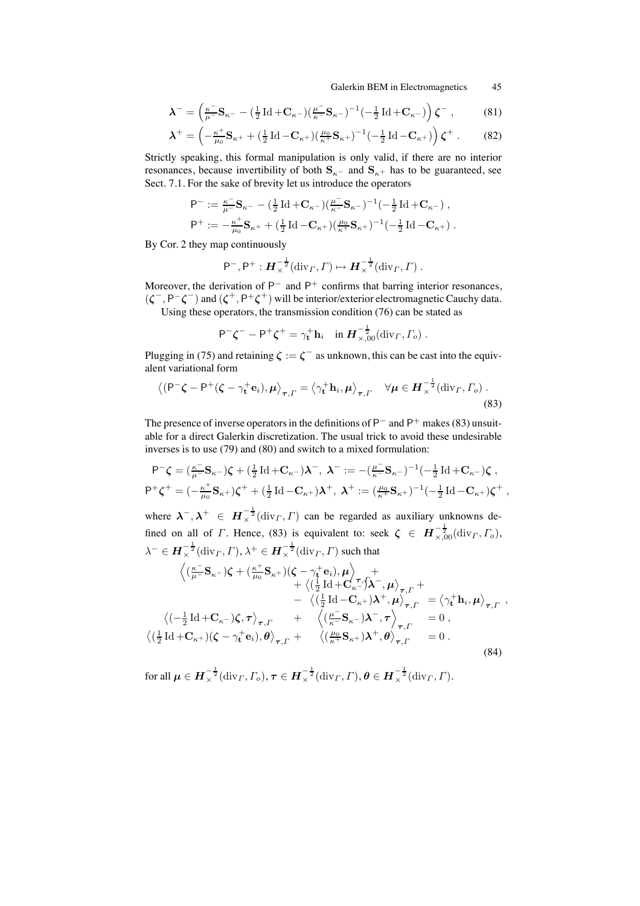$$\boldsymbol{\lambda}^- = \left(\tfrac{\kappa^-}{\mu^-}\mathbf{S}_{\kappa^-} - (\tfrac{1}{2}\,\mathrm{Id} + \mathbf{C}_{\kappa^-})(\tfrac{\mu^-}{\kappa^-}\mathbf{S}_{\kappa^-})^{-1}(-\tfrac{1}{2}\,\mathrm{Id} + \mathbf{C}_{\kappa^-})\right)\boldsymbol{\zeta}^- \,, \tag{81}$$

$$\boldsymbol{\lambda}^+ = \left(-\tfrac{\kappa^+}{\mu_0}\mathbf{S}_{\kappa^+} + (\tfrac{1}{2}\,\mathrm{Id} - \mathbf{C}_{\kappa^+})(\tfrac{\mu_0}{\kappa^+}\mathbf{S}_{\kappa^+})^{-1}(-\tfrac{1}{2}\,\mathrm{Id} - \mathbf{C}_{\kappa^+})\right)\boldsymbol{\zeta}^+ \,. \tag{82}$$

Strictly speaking, this formal manipulation is only valid, if there are no interior resonances, because invertibility of both $\mathbf{S}_{\kappa^-}$ and $\mathbf{S}_{\kappa^+}$ has to be guaranteed, see Sect. 7.1. For the sake of brevity let us introduce the operators

$$\mathsf{P}^- := \tfrac{\kappa^-}{\mu^-}\mathbf{S}_{\kappa^-} - (\tfrac{1}{2}\,\mathrm{Id} + \mathbf{C}_{\kappa^-})(\tfrac{\mu^-}{\kappa^-}\mathbf{S}_{\kappa^-})^{-1}(-\tfrac{1}{2}\,\mathrm{Id} + \mathbf{C}_{\kappa^-}) \,,$$
$$\mathsf{P}^+ := -\tfrac{\kappa^+}{\mu_0}\mathbf{S}_{\kappa^+} + (\tfrac{1}{2}\,\mathrm{Id} - \mathbf{C}_{\kappa^+})(\tfrac{\mu_0}{\kappa^+}\mathbf{S}_{\kappa^+})^{-1}(-\tfrac{1}{2}\,\mathrm{Id} - \mathbf{C}_{\kappa^+}) \,.$$

By Cor. 2 they map continuously

$$\mathsf{P}^-, \mathsf{P}^+ : \boldsymbol{H}_{\times}^{-\frac{1}{2}}(\mathrm{div}_\Gamma, \Gamma) \mapsto \boldsymbol{H}_{\times}^{-\frac{1}{2}}(\mathrm{div}_\Gamma, \Gamma) \,.$$

Moreover, the derivation of $\mathsf{P}^-$ and $\mathsf{P}^+$ confirms that barring interior resonances, $(\boldsymbol{\zeta}^-, \mathsf{P}^-\boldsymbol{\zeta}^-)$ and $(\boldsymbol{\zeta}^+, \mathsf{P}^+\boldsymbol{\zeta}^+)$ will be interior/exterior electromagnetic Cauchy data.

Using these operators, the transmission condition (76) can be stated as

$$\mathsf{P}^-\boldsymbol{\zeta}^- - \mathsf{P}^+\boldsymbol{\zeta}^+ = \gamma_{\mathbf{t}}^+\mathbf{h}_i \quad \text{in } \boldsymbol{H}_{\times,00}^{-\frac{1}{2}}(\mathrm{div}_\Gamma, \Gamma_o) \,.$$

Plugging in (75) and retaining $\boldsymbol{\zeta} := \boldsymbol{\zeta}^-$ as unknown, this can be cast into the equivalent variational form

$$\left\langle (\mathsf{P}^-\boldsymbol{\zeta} - \mathsf{P}^+(\boldsymbol{\zeta} - \gamma_{\mathbf{t}}^+\mathbf{e}_i), \boldsymbol{\mu} \right\rangle_{\boldsymbol{\tau},\Gamma} = \left\langle \gamma_{\mathbf{t}}^+\mathbf{h}_i, \boldsymbol{\mu} \right\rangle_{\boldsymbol{\tau},\Gamma} \quad \forall \boldsymbol{\mu} \in \boldsymbol{H}_{\times}^{-\frac{1}{2}}(\mathrm{div}_\Gamma, \Gamma_o) \,. \tag{83}$$

The presence of inverse operators in the definitions of $\mathsf{P}^-$ and $\mathsf{P}^+$ makes (83) unsuitable for a direct Galerkin discretization. The usual trick to avoid these undesirable inverses is to use (79) and (80) and switch to a mixed formulation:

$$\mathsf{P}^-\boldsymbol{\zeta} = (\tfrac{\kappa^-}{\mu^-}\mathbf{S}_{\kappa^-})\boldsymbol{\zeta} + (\tfrac{1}{2}\,\mathrm{Id} + \mathbf{C}_{\kappa^-})\boldsymbol{\lambda}^-,\ \boldsymbol{\lambda}^- := -(\tfrac{\mu^-}{\kappa^-}\mathbf{S}_{\kappa^-})^{-1}(-\tfrac{1}{2}\,\mathrm{Id} + \mathbf{C}_{\kappa^-})\boldsymbol{\zeta} \,,$$
$$\mathsf{P}^+\boldsymbol{\zeta}^+ = (-\tfrac{\kappa^+}{\mu_0}\mathbf{S}_{\kappa^+})\boldsymbol{\zeta}^+ + (\tfrac{1}{2}\,\mathrm{Id} - \mathbf{C}_{\kappa^+})\boldsymbol{\lambda}^+,\ \boldsymbol{\lambda}^+ := (\tfrac{\mu_0}{\kappa^+}\mathbf{S}_{\kappa^+})^{-1}(-\tfrac{1}{2}\,\mathrm{Id} - \mathbf{C}_{\kappa^+})\boldsymbol{\zeta}^+ \,,$$

where $\boldsymbol{\lambda}^-, \boldsymbol{\lambda}^+ \in \boldsymbol{H}_{\times}^{-\frac{1}{2}}(\mathrm{div}_\Gamma, \Gamma)$ can be regarded as auxiliary unknowns defined on all of $\Gamma$. Hence, (83) is equivalent to: seek $\boldsymbol{\zeta} \in \boldsymbol{H}_{\times,00}^{-\frac{1}{2}}(\mathrm{div}_\Gamma, \Gamma_o)$, $\lambda^- \in \boldsymbol{H}_{\times}^{-\frac{1}{2}}(\mathrm{div}_\Gamma, \Gamma)$, $\lambda^+ \in \boldsymbol{H}_{\times}^{-\frac{1}{2}}(\mathrm{div}_\Gamma, \Gamma)$ such that

$$
\begin{aligned}
&\left\langle (\tfrac{\kappa^-}{\mu^-}\mathbf{S}_{\kappa^-})\boldsymbol{\zeta} + (\tfrac{\kappa^+}{\mu_0}\mathbf{S}_{\kappa^+})(\boldsymbol{\zeta} - \gamma_{\mathbf{t}}^+\mathbf{e}_i), \boldsymbol{\mu} \right\rangle_{\boldsymbol{\tau},\Gamma} + \left\langle (\tfrac{1}{2}\,\mathrm{Id} + \mathbf{C}_{\kappa^-})\boldsymbol{\lambda}^-, \boldsymbol{\mu} \right\rangle_{\boldsymbol{\tau},\Gamma} - \left\langle (\tfrac{1}{2}\,\mathrm{Id} - \mathbf{C}_{\kappa^+})\boldsymbol{\lambda}^+, \boldsymbol{\mu} \right\rangle_{\boldsymbol{\tau},\Gamma} = \left\langle \gamma_{\mathbf{t}}^+\mathbf{h}_i, \boldsymbol{\mu} \right\rangle_{\boldsymbol{\tau},\Gamma} \,,\\
&\left\langle (-\tfrac{1}{2}\,\mathrm{Id} + \mathbf{C}_{\kappa^-})\boldsymbol{\zeta}, \boldsymbol{\tau} \right\rangle_{\boldsymbol{\tau},\Gamma} + \left\langle (\tfrac{\mu^-}{\kappa^-}\mathbf{S}_{\kappa^-})\boldsymbol{\lambda}^-, \boldsymbol{\tau} \right\rangle_{\boldsymbol{\tau},\Gamma} = 0 \,,\\
&\left\langle (\tfrac{1}{2}\,\mathrm{Id} + \mathbf{C}_{\kappa^+})(\boldsymbol{\zeta} - \gamma_{\mathbf{t}}^+\mathbf{e}_i), \boldsymbol{\theta} \right\rangle_{\boldsymbol{\tau},\Gamma} + \left\langle (\tfrac{\mu_0}{\kappa^+}\mathbf{S}_{\kappa^+})\boldsymbol{\lambda}^+, \boldsymbol{\theta} \right\rangle_{\boldsymbol{\tau},\Gamma} = 0 \,.
\end{aligned}
\tag{84}
$$

for all $\boldsymbol{\mu} \in \boldsymbol{H}_{\times}^{-\frac{1}{2}}(\mathrm{div}_\Gamma, \Gamma_o)$, $\boldsymbol{\tau} \in \boldsymbol{H}_{\times}^{-\frac{1}{2}}(\mathrm{div}_\Gamma, \Gamma)$, $\boldsymbol{\theta} \in \boldsymbol{H}_{\times}^{-\frac{1}{2}}(\mathrm{div}_\Gamma, \Gamma)$.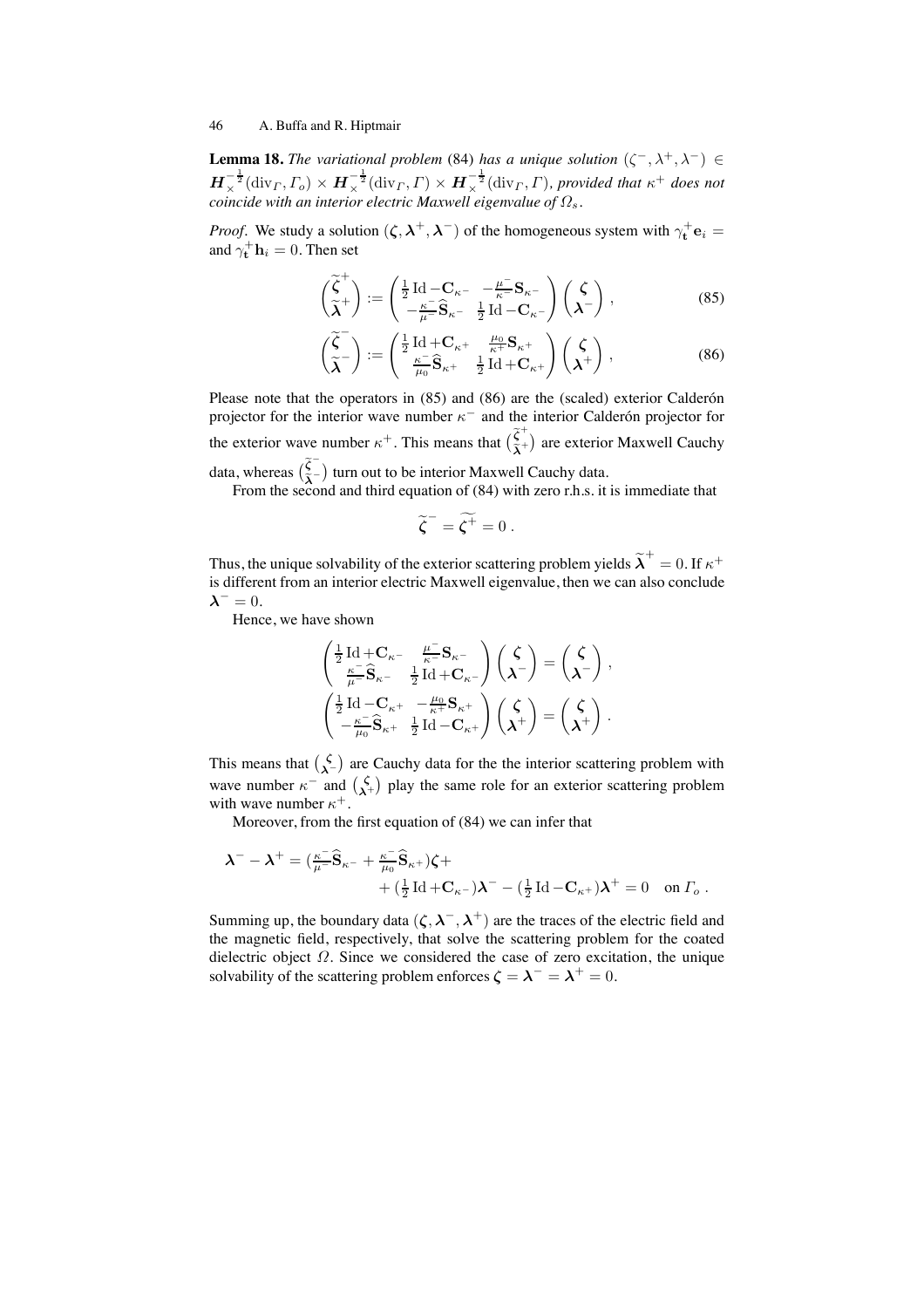**Lemma 18.** *The variational problem* (84) *has a unique solution* $(\zeta^-, \lambda^+, \lambda^-) \in \boldsymbol{H}_\times^{-\frac{1}{2}}(\mathrm{div}_\Gamma, \Gamma_o) \times \boldsymbol{H}_\times^{-\frac{1}{2}}(\mathrm{div}_\Gamma, \Gamma) \times \boldsymbol{H}_\times^{-\frac{1}{2}}(\mathrm{div}_\Gamma, \Gamma)$*, provided that* $\kappa^+$ *does not coincide with an interior electric Maxwell eigenvalue of* $\Omega_s$.

*Proof.* We study a solution $(\boldsymbol{\zeta}, \boldsymbol{\lambda}^+, \boldsymbol{\lambda}^-)$ of the homogeneous system with $\gamma_{\mathbf{t}}^+ \mathbf{e}_i =$ and $\gamma_{\mathbf{t}}^+ \mathbf{h}_i = 0$. Then set

$$\begin{pmatrix} \widetilde{\boldsymbol{\zeta}}^+ \\ \widetilde{\boldsymbol{\lambda}}^+ \end{pmatrix} := \begin{pmatrix} \frac{1}{2}\,\mathrm{Id} - \mathbf{C}_{\kappa^-} & -\frac{\mu^-}{\kappa^-}\mathbf{S}_{\kappa^-} \\ -\frac{\kappa^-}{\mu^-}\widehat{\mathbf{S}}_{\kappa^-} & \frac{1}{2}\,\mathrm{Id} - \mathbf{C}_{\kappa^-} \end{pmatrix} \begin{pmatrix} \boldsymbol{\zeta} \\ \boldsymbol{\lambda}^- \end{pmatrix}, \tag{85}$$

$$\begin{pmatrix} \widetilde{\boldsymbol{\zeta}}^- \\ \widetilde{\boldsymbol{\lambda}}^- \end{pmatrix} := \begin{pmatrix} \frac{1}{2}\,\mathrm{Id} + \mathbf{C}_{\kappa^+} & \frac{\mu_0}{\kappa^+}\mathbf{S}_{\kappa^+} \\ \frac{\kappa^-}{\mu_0}\widehat{\mathbf{S}}_{\kappa^+} & \frac{1}{2}\,\mathrm{Id} + \mathbf{C}_{\kappa^+} \end{pmatrix} \begin{pmatrix} \boldsymbol{\zeta} \\ \boldsymbol{\lambda}^+ \end{pmatrix}, \tag{86}$$

Please note that the operators in (85) and (86) are the (scaled) exterior Calderón projector for the interior wave number $\kappa^-$ and the interior Calderón projector for the exterior wave number $\kappa^+$. This means that $\binom{\widetilde{\boldsymbol{\zeta}}^+}{\widetilde{\boldsymbol{\lambda}}^+}$ are exterior Maxwell Cauchy data, whereas $\binom{\widetilde{\boldsymbol{\zeta}}^-}{\widetilde{\boldsymbol{\lambda}}^-}$ turn out to be interior Maxwell Cauchy data.

From the second and third equation of (84) with zero r.h.s. it is immediate that

$$\widetilde{\boldsymbol{\zeta}}^- = \widetilde{\boldsymbol{\zeta}^+} = 0\,.$$

Thus, the unique solvability of the exterior scattering problem yields $\widetilde{\boldsymbol{\lambda}}^+ = 0$. If $\kappa^+$ is different from an interior electric Maxwell eigenvalue, then we can also conclude $\boldsymbol{\lambda}^- = 0$.

Hence, we have shown

$$\begin{pmatrix} \frac{1}{2}\,\mathrm{Id} + \mathbf{C}_{\kappa^-} & \frac{\mu^-}{\kappa^-}\mathbf{S}_{\kappa^-} \\ \frac{\kappa^-}{\mu^-}\widehat{\mathbf{S}}_{\kappa^-} & \frac{1}{2}\,\mathrm{Id} + \mathbf{C}_{\kappa^-} \end{pmatrix} \begin{pmatrix} \boldsymbol{\zeta} \\ \boldsymbol{\lambda}^- \end{pmatrix} = \begin{pmatrix} \boldsymbol{\zeta} \\ \boldsymbol{\lambda}^- \end{pmatrix},$$

$$\begin{pmatrix} \frac{1}{2}\,\mathrm{Id} - \mathbf{C}_{\kappa^+} & -\frac{\mu_0}{\kappa^+}\mathbf{S}_{\kappa^+} \\ -\frac{\kappa^-}{\mu_0}\widehat{\mathbf{S}}_{\kappa^+} & \frac{1}{2}\,\mathrm{Id} - \mathbf{C}_{\kappa^+} \end{pmatrix} \begin{pmatrix} \boldsymbol{\zeta} \\ \boldsymbol{\lambda}^+ \end{pmatrix} = \begin{pmatrix} \boldsymbol{\zeta} \\ \boldsymbol{\lambda}^+ \end{pmatrix}.$$

This means that $\binom{\boldsymbol{\zeta}}{\boldsymbol{\lambda}^-}$ are Cauchy data for the the interior scattering problem with wave number $\kappa^-$ and $\binom{\boldsymbol{\zeta}}{\boldsymbol{\lambda}^+}$ play the same role for an exterior scattering problem with wave number $\kappa^+$.

Moreover, from the first equation of (84) we can infer that

$$\begin{aligned} \boldsymbol{\lambda}^- - \boldsymbol{\lambda}^+ = (\tfrac{\kappa^-}{\mu^-}\widehat{\mathbf{S}}_{\kappa^-} + \tfrac{\kappa^-}{\mu_0}\widehat{\mathbf{S}}_{\kappa^+})\boldsymbol{\zeta} + \\ + (\tfrac{1}{2}\,\mathrm{Id} + \mathbf{C}_{\kappa^-})\boldsymbol{\lambda}^- - (\tfrac{1}{2}\,\mathrm{Id} - \mathbf{C}_{\kappa^+})\boldsymbol{\lambda}^+ = 0 \quad \text{on } \Gamma_o\,. \end{aligned}$$

Summing up, the boundary data $(\boldsymbol{\zeta}, \boldsymbol{\lambda}^-, \boldsymbol{\lambda}^+)$ are the traces of the electric field and the magnetic field, respectively, that solve the scattering problem for the coated dielectric object $\Omega$. Since we considered the case of zero excitation, the unique solvability of the scattering problem enforces $\boldsymbol{\zeta} = \boldsymbol{\lambda}^- = \boldsymbol{\lambda}^+ = 0$.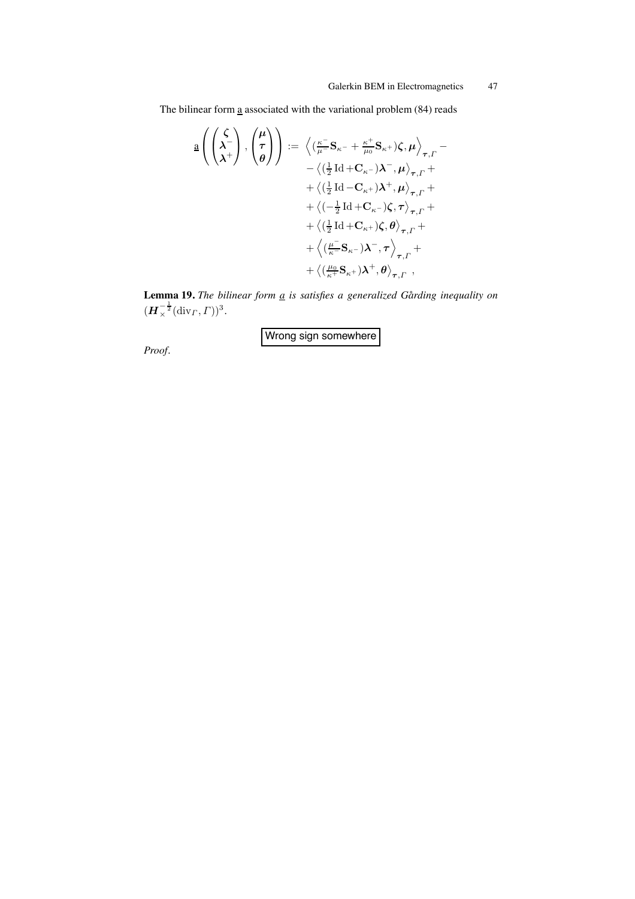The bilinear form $\underline{a}$ associated with the variational problem (84) reads

$$
\begin{aligned}
\underline{a}\left( \begin{pmatrix} \boldsymbol{\zeta} \\ \boldsymbol{\lambda}^- \\ \boldsymbol{\lambda}^+ \end{pmatrix}, \begin{pmatrix} \boldsymbol{\mu} \\ \boldsymbol{\tau} \\ \boldsymbol{\theta} \end{pmatrix} \right) := \; & \left\langle \left(\tfrac{\kappa^-}{\mu^-}\mathbf{S}_{\kappa^-} + \tfrac{\kappa^+}{\mu_0}\mathbf{S}_{\kappa^+}\right)\boldsymbol{\zeta}, \boldsymbol{\mu} \right\rangle_{\boldsymbol{\tau},\Gamma} - \\
& - \left\langle \left(\tfrac{1}{2}\operatorname{Id} + \mathbf{C}_{\kappa^-}\right)\boldsymbol{\lambda}^-, \boldsymbol{\mu} \right\rangle_{\boldsymbol{\tau},\Gamma} + \\
& + \left\langle \left(\tfrac{1}{2}\operatorname{Id} - \mathbf{C}_{\kappa^+}\right)\boldsymbol{\lambda}^+, \boldsymbol{\mu} \right\rangle_{\boldsymbol{\tau},\Gamma} + \\
& + \left\langle \left(-\tfrac{1}{2}\operatorname{Id} + \mathbf{C}_{\kappa^-}\right)\boldsymbol{\zeta}, \boldsymbol{\tau} \right\rangle_{\boldsymbol{\tau},\Gamma} + \\
& + \left\langle \left(\tfrac{1}{2}\operatorname{Id} + \mathbf{C}_{\kappa^+}\right)\boldsymbol{\zeta}, \boldsymbol{\theta} \right\rangle_{\boldsymbol{\tau},\Gamma} + \\
& + \left\langle \left(\tfrac{\mu^-}{\kappa^-}\mathbf{S}_{\kappa^-}\right)\boldsymbol{\lambda}^-, \boldsymbol{\tau} \right\rangle_{\boldsymbol{\tau},\Gamma} + \\
& + \left\langle \left(\tfrac{\mu_0}{\kappa^+}\mathbf{S}_{\kappa^+}\right)\boldsymbol{\lambda}^+, \boldsymbol{\theta} \right\rangle_{\boldsymbol{\tau},\Gamma} ,
\end{aligned}
$$

**Lemma 19.** *The bilinear form $\underline{a}$ is satisfies a generalized Gårding inequality on $(\boldsymbol{H}_\times^{-\frac{1}{2}}(\operatorname{div}_\Gamma, \Gamma))^3$.*

Wrong sign somewhere

*Proof*.